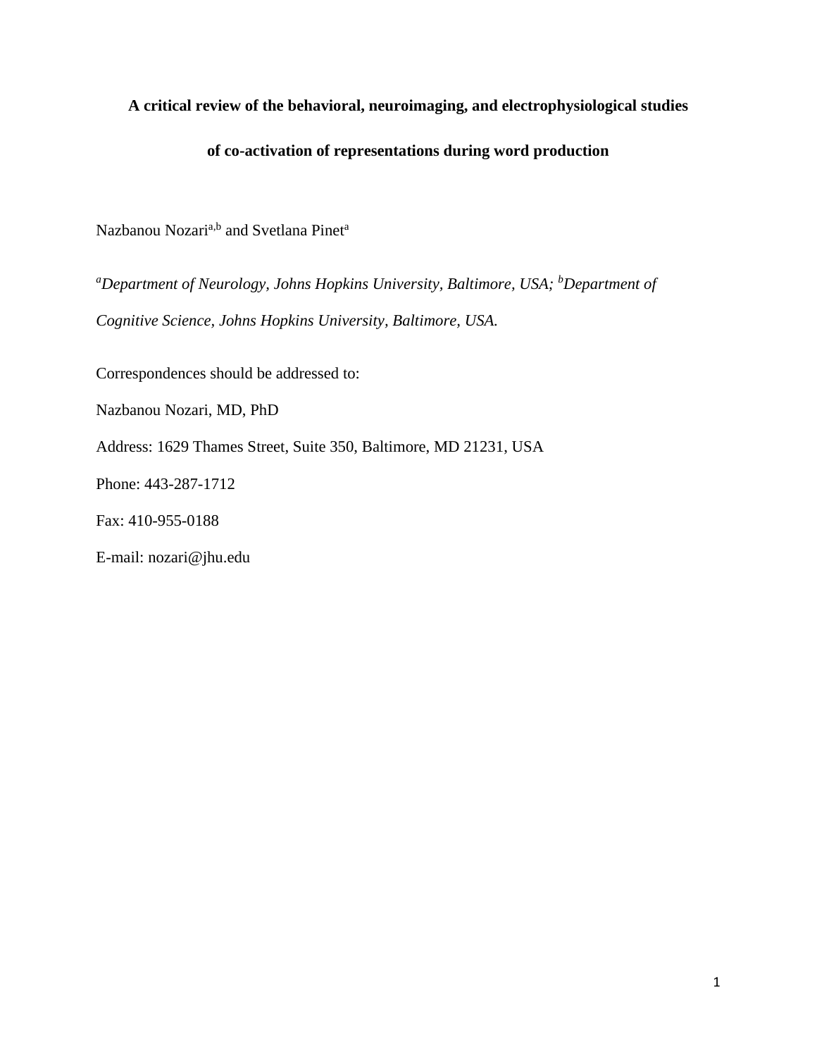# A critical review of the behavioral, neuroimaging, and electrophysiological studies of co-activation of representations during word production

Nazbanou Nozari[a,b] and Svetlana Pinet[a]

*[a]Department of Neurology, Johns Hopkins University, Baltimore, USA; [b]Department of Cognitive Science, Johns Hopkins University, Baltimore, USA.*

Correspondences should be addressed to:

Nazbanou Nozari, MD, PhD

Address: 1629 Thames Street, Suite 350, Baltimore, MD 21231, USA

Phone: 443-287-1712

Fax: 410-955-0188

E-mail: nozari@jhu.edu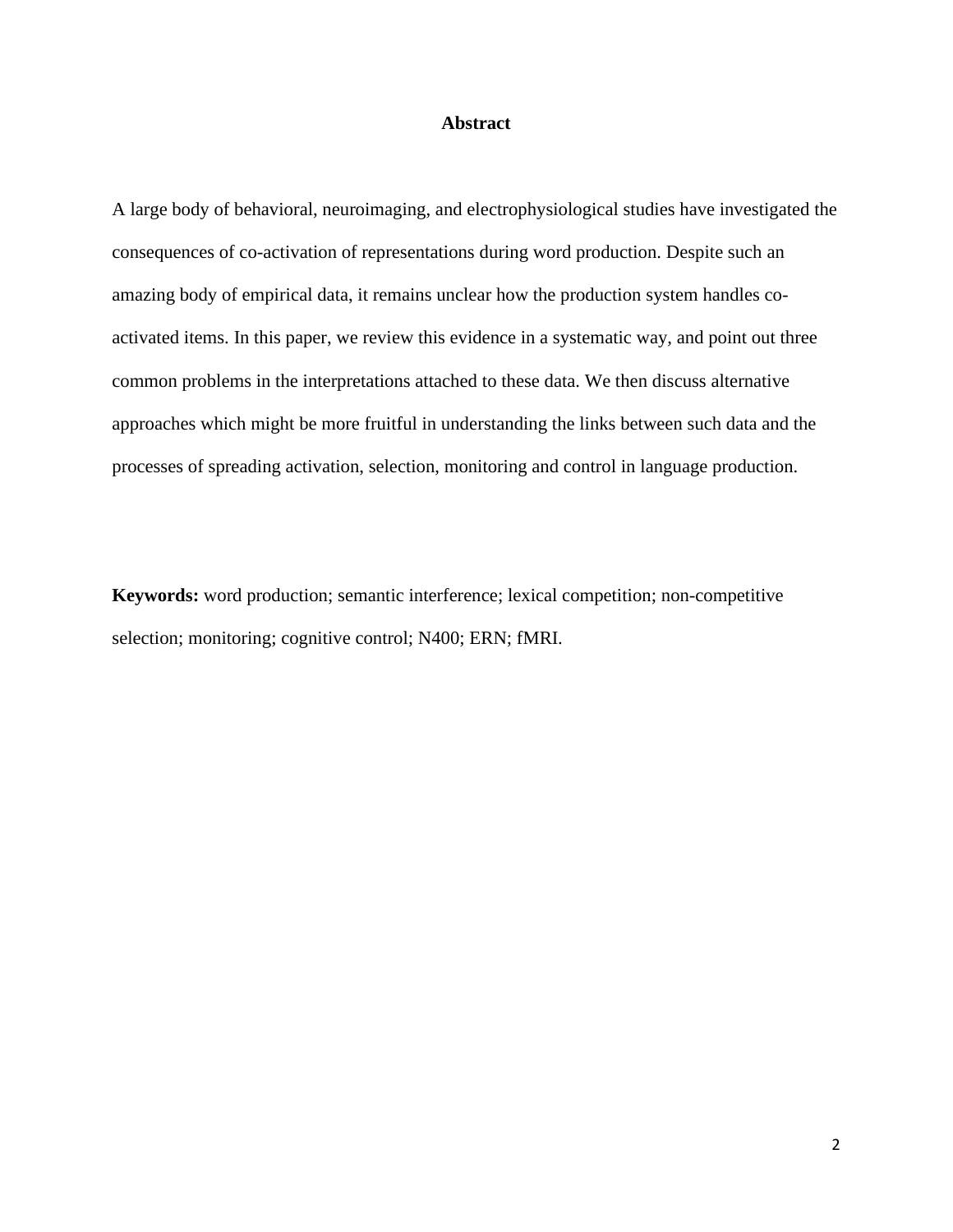## Abstract

A large body of behavioral, neuroimaging, and electrophysiological studies have investigated the consequences of co-activation of representations during word production. Despite such an amazing body of empirical data, it remains unclear how the production system handles co-activated items. In this paper, we review this evidence in a systematic way, and point out three common problems in the interpretations attached to these data. We then discuss alternative approaches which might be more fruitful in understanding the links between such data and the processes of spreading activation, selection, monitoring and control in language production.

**Keywords:** word production; semantic interference; lexical competition; non-competitive selection; monitoring; cognitive control; N400; ERN; fMRI.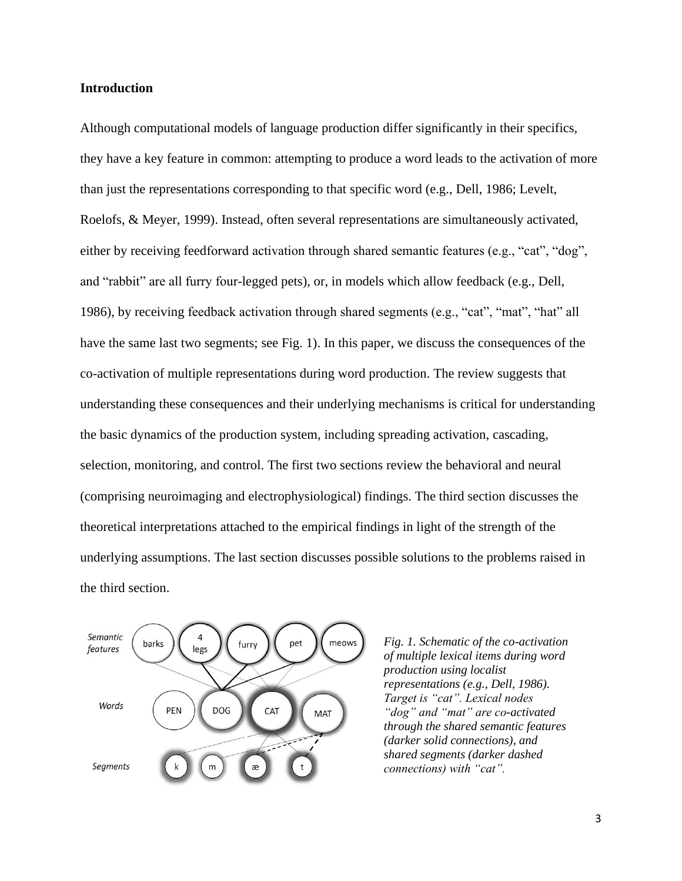## Introduction

Although computational models of language production differ significantly in their specifics, they have a key feature in common: attempting to produce a word leads to the activation of more than just the representations corresponding to that specific word (e.g., Dell, 1986; Levelt, Roelofs, & Meyer, 1999). Instead, often several representations are simultaneously activated, either by receiving feedforward activation through shared semantic features (e.g., "cat", "dog", and "rabbit" are all furry four-legged pets), or, in models which allow feedback (e.g., Dell, 1986), by receiving feedback activation through shared segments (e.g., "cat", "mat", "hat" all have the same last two segments; see Fig. 1). In this paper, we discuss the consequences of the co-activation of multiple representations during word production. The review suggests that understanding these consequences and their underlying mechanisms is critical for understanding the basic dynamics of the production system, including spreading activation, cascading, selection, monitoring, and control. The first two sections review the behavioral and neural (comprising neuroimaging and electrophysiological) findings. The third section discusses the theoretical interpretations attached to the empirical findings in light of the strength of the underlying assumptions. The last section discusses possible solutions to the problems raised in the third section.

*Fig. 1. Schematic of the co-activation of multiple lexical items during word production using localist representations (e.g., Dell, 1986). Target is "cat". Lexical nodes "dog" and "mat" are co-activated through the shared semantic features (darker solid connections), and shared segments (darker dashed connections) with "cat".*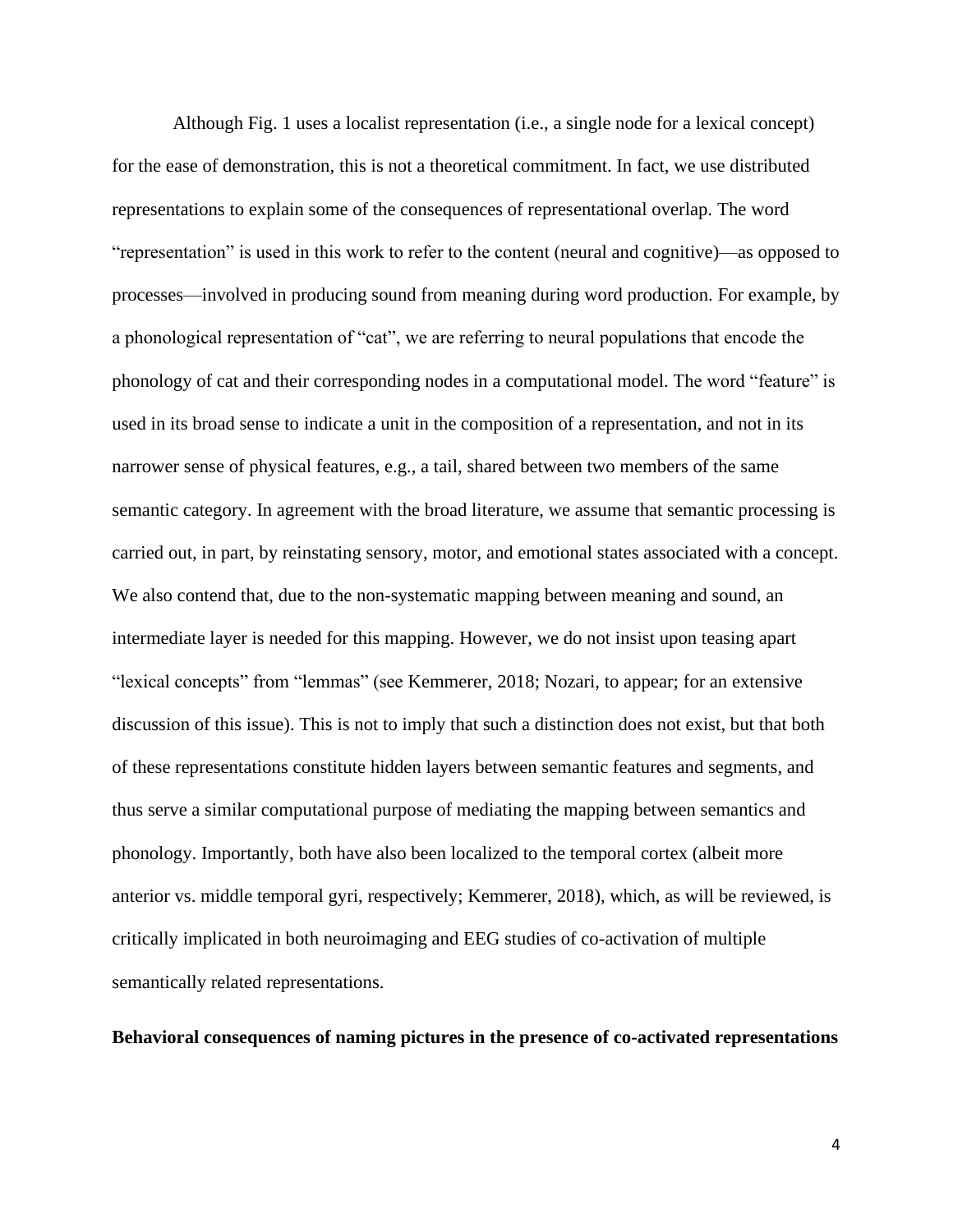Although Fig. 1 uses a localist representation (i.e., a single node for a lexical concept) for the ease of demonstration, this is not a theoretical commitment. In fact, we use distributed representations to explain some of the consequences of representational overlap. The word "representation" is used in this work to refer to the content (neural and cognitive)—as opposed to processes—involved in producing sound from meaning during word production. For example, by a phonological representation of "cat", we are referring to neural populations that encode the phonology of cat and their corresponding nodes in a computational model. The word "feature" is used in its broad sense to indicate a unit in the composition of a representation, and not in its narrower sense of physical features, e.g., a tail, shared between two members of the same semantic category. In agreement with the broad literature, we assume that semantic processing is carried out, in part, by reinstating sensory, motor, and emotional states associated with a concept. We also contend that, due to the non-systematic mapping between meaning and sound, an intermediate layer is needed for this mapping. However, we do not insist upon teasing apart "lexical concepts" from "lemmas" (see Kemmerer, 2018; Nozari, to appear; for an extensive discussion of this issue). This is not to imply that such a distinction does not exist, but that both of these representations constitute hidden layers between semantic features and segments, and thus serve a similar computational purpose of mediating the mapping between semantics and phonology. Importantly, both have also been localized to the temporal cortex (albeit more anterior vs. middle temporal gyri, respectively; Kemmerer, 2018), which, as will be reviewed, is critically implicated in both neuroimaging and EEG studies of co-activation of multiple semantically related representations.

**Behavioral consequences of naming pictures in the presence of co-activated representations**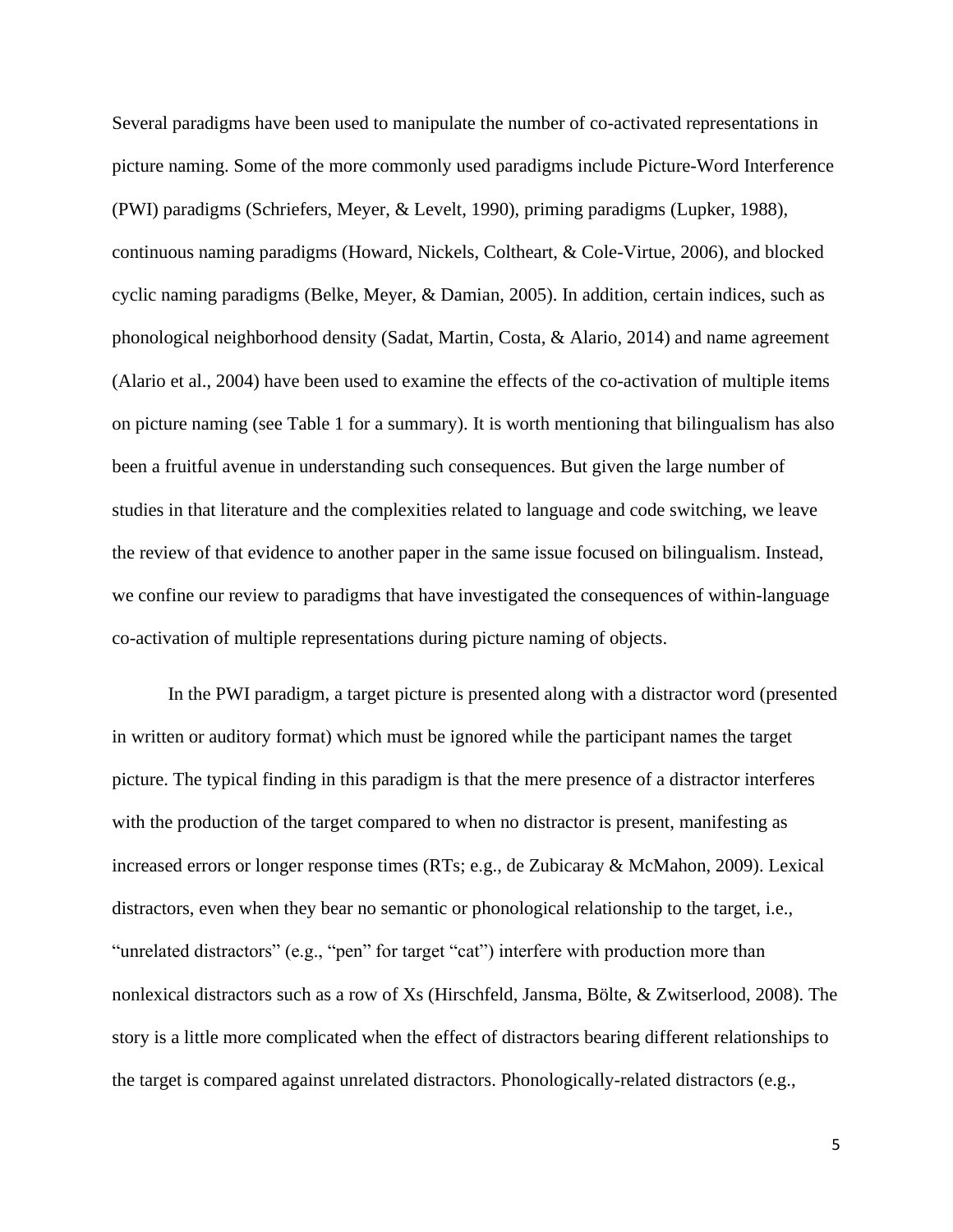Several paradigms have been used to manipulate the number of co-activated representations in picture naming. Some of the more commonly used paradigms include Picture-Word Interference (PWI) paradigms (Schriefers, Meyer, & Levelt, 1990), priming paradigms (Lupker, 1988), continuous naming paradigms (Howard, Nickels, Coltheart, & Cole-Virtue, 2006), and blocked cyclic naming paradigms (Belke, Meyer, & Damian, 2005). In addition, certain indices, such as phonological neighborhood density (Sadat, Martin, Costa, & Alario, 2014) and name agreement (Alario et al., 2004) have been used to examine the effects of the co-activation of multiple items on picture naming (see Table 1 for a summary). It is worth mentioning that bilingualism has also been a fruitful avenue in understanding such consequences. But given the large number of studies in that literature and the complexities related to language and code switching, we leave the review of that evidence to another paper in the same issue focused on bilingualism. Instead, we confine our review to paradigms that have investigated the consequences of within-language co-activation of multiple representations during picture naming of objects.

In the PWI paradigm, a target picture is presented along with a distractor word (presented in written or auditory format) which must be ignored while the participant names the target picture. The typical finding in this paradigm is that the mere presence of a distractor interferes with the production of the target compared to when no distractor is present, manifesting as increased errors or longer response times (RTs; e.g., de Zubicaray & McMahon, 2009). Lexical distractors, even when they bear no semantic or phonological relationship to the target, i.e., "unrelated distractors" (e.g., "pen" for target "cat") interfere with production more than nonlexical distractors such as a row of Xs (Hirschfeld, Jansma, Bölte, & Zwitserlood, 2008). The story is a little more complicated when the effect of distractors bearing different relationships to the target is compared against unrelated distractors. Phonologically-related distractors (e.g.,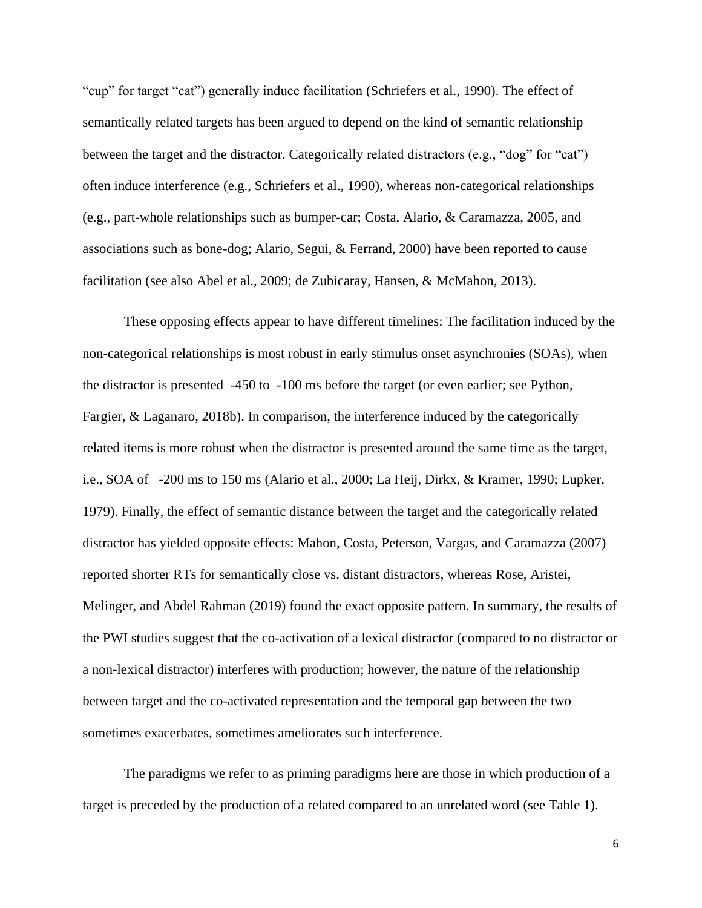"cup" for target "cat") generally induce facilitation (Schriefers et al., 1990). The effect of semantically related targets has been argued to depend on the kind of semantic relationship between the target and the distractor. Categorically related distractors (e.g., "dog" for "cat") often induce interference (e.g., Schriefers et al., 1990), whereas non-categorical relationships (e.g., part-whole relationships such as bumper-car; Costa, Alario, & Caramazza, 2005, and associations such as bone-dog; Alario, Segui, & Ferrand, 2000) have been reported to cause facilitation (see also Abel et al., 2009; de Zubicaray, Hansen, & McMahon, 2013).

These opposing effects appear to have different timelines: The facilitation induced by the non-categorical relationships is most robust in early stimulus onset asynchronies (SOAs), when the distractor is presented -450 to -100 ms before the target (or even earlier; see Python, Fargier, & Laganaro, 2018b). In comparison, the interference induced by the categorically related items is more robust when the distractor is presented around the same time as the target, i.e., SOA of -200 ms to 150 ms (Alario et al., 2000; La Heij, Dirkx, & Kramer, 1990; Lupker, 1979). Finally, the effect of semantic distance between the target and the categorically related distractor has yielded opposite effects: Mahon, Costa, Peterson, Vargas, and Caramazza (2007) reported shorter RTs for semantically close vs. distant distractors, whereas Rose, Aristei, Melinger, and Abdel Rahman (2019) found the exact opposite pattern. In summary, the results of the PWI studies suggest that the co-activation of a lexical distractor (compared to no distractor or a non-lexical distractor) interferes with production; however, the nature of the relationship between target and the co-activated representation and the temporal gap between the two sometimes exacerbates, sometimes ameliorates such interference.

The paradigms we refer to as priming paradigms here are those in which production of a target is preceded by the production of a related compared to an unrelated word (see Table 1).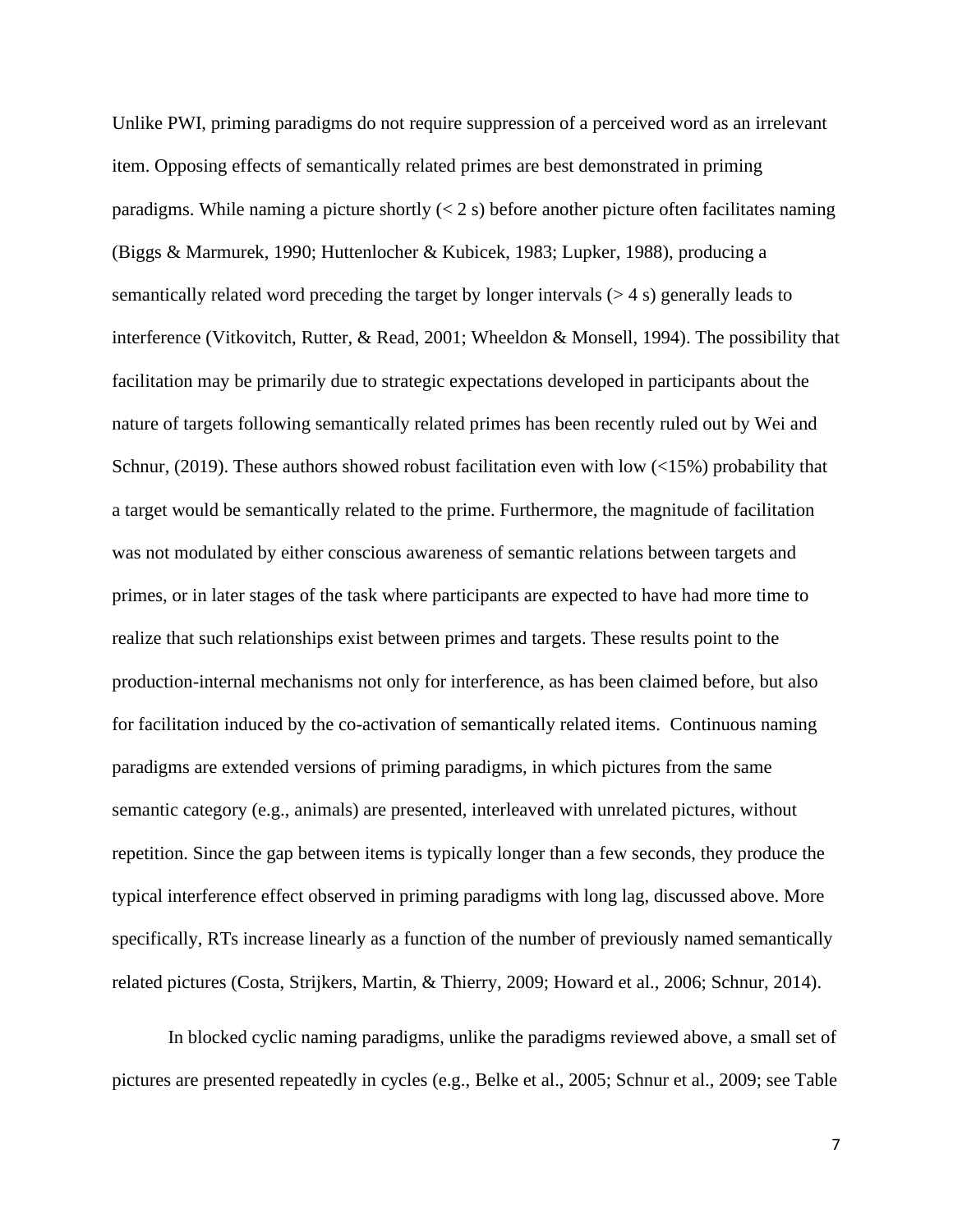Unlike PWI, priming paradigms do not require suppression of a perceived word as an irrelevant item. Opposing effects of semantically related primes are best demonstrated in priming paradigms. While naming a picture shortly (< 2 s) before another picture often facilitates naming (Biggs & Marmurek, 1990; Huttenlocher & Kubicek, 1983; Lupker, 1988), producing a semantically related word preceding the target by longer intervals (> 4 s) generally leads to interference (Vitkovitch, Rutter, & Read, 2001; Wheeldon & Monsell, 1994). The possibility that facilitation may be primarily due to strategic expectations developed in participants about the nature of targets following semantically related primes has been recently ruled out by Wei and Schnur, (2019). These authors showed robust facilitation even with low (<15%) probability that a target would be semantically related to the prime. Furthermore, the magnitude of facilitation was not modulated by either conscious awareness of semantic relations between targets and primes, or in later stages of the task where participants are expected to have had more time to realize that such relationships exist between primes and targets. These results point to the production-internal mechanisms not only for interference, as has been claimed before, but also for facilitation induced by the co-activation of semantically related items. Continuous naming paradigms are extended versions of priming paradigms, in which pictures from the same semantic category (e.g., animals) are presented, interleaved with unrelated pictures, without repetition. Since the gap between items is typically longer than a few seconds, they produce the typical interference effect observed in priming paradigms with long lag, discussed above. More specifically, RTs increase linearly as a function of the number of previously named semantically related pictures (Costa, Strijkers, Martin, & Thierry, 2009; Howard et al., 2006; Schnur, 2014).

In blocked cyclic naming paradigms, unlike the paradigms reviewed above, a small set of pictures are presented repeatedly in cycles (e.g., Belke et al., 2005; Schnur et al., 2009; see Table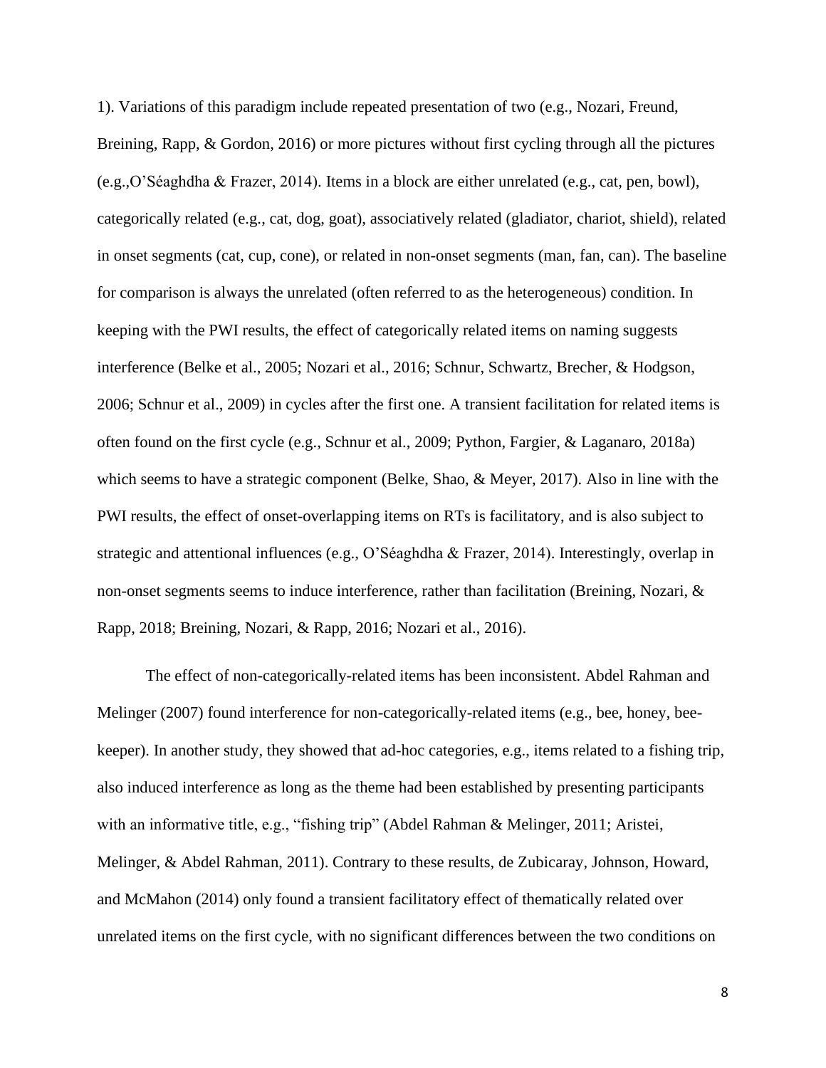1). Variations of this paradigm include repeated presentation of two (e.g., Nozari, Freund, Breining, Rapp, & Gordon, 2016) or more pictures without first cycling through all the pictures (e.g.,O'Séaghdha & Frazer, 2014). Items in a block are either unrelated (e.g., cat, pen, bowl), categorically related (e.g., cat, dog, goat), associatively related (gladiator, chariot, shield), related in onset segments (cat, cup, cone), or related in non-onset segments (man, fan, can). The baseline for comparison is always the unrelated (often referred to as the heterogeneous) condition. In keeping with the PWI results, the effect of categorically related items on naming suggests interference (Belke et al., 2005; Nozari et al., 2016; Schnur, Schwartz, Brecher, & Hodgson, 2006; Schnur et al., 2009) in cycles after the first one. A transient facilitation for related items is often found on the first cycle (e.g., Schnur et al., 2009; Python, Fargier, & Laganaro, 2018a) which seems to have a strategic component (Belke, Shao, & Meyer, 2017). Also in line with the PWI results, the effect of onset-overlapping items on RTs is facilitatory, and is also subject to strategic and attentional influences (e.g., O'Séaghdha & Frazer, 2014). Interestingly, overlap in non-onset segments seems to induce interference, rather than facilitation (Breining, Nozari, & Rapp, 2018; Breining, Nozari, & Rapp, 2016; Nozari et al., 2016).

The effect of non-categorically-related items has been inconsistent. Abdel Rahman and Melinger (2007) found interference for non-categorically-related items (e.g., bee, honey, bee-keeper). In another study, they showed that ad-hoc categories, e.g., items related to a fishing trip, also induced interference as long as the theme had been established by presenting participants with an informative title, e.g., "fishing trip" (Abdel Rahman & Melinger, 2011; Aristei, Melinger, & Abdel Rahman, 2011). Contrary to these results, de Zubicaray, Johnson, Howard, and McMahon (2014) only found a transient facilitatory effect of thematically related over unrelated items on the first cycle, with no significant differences between the two conditions on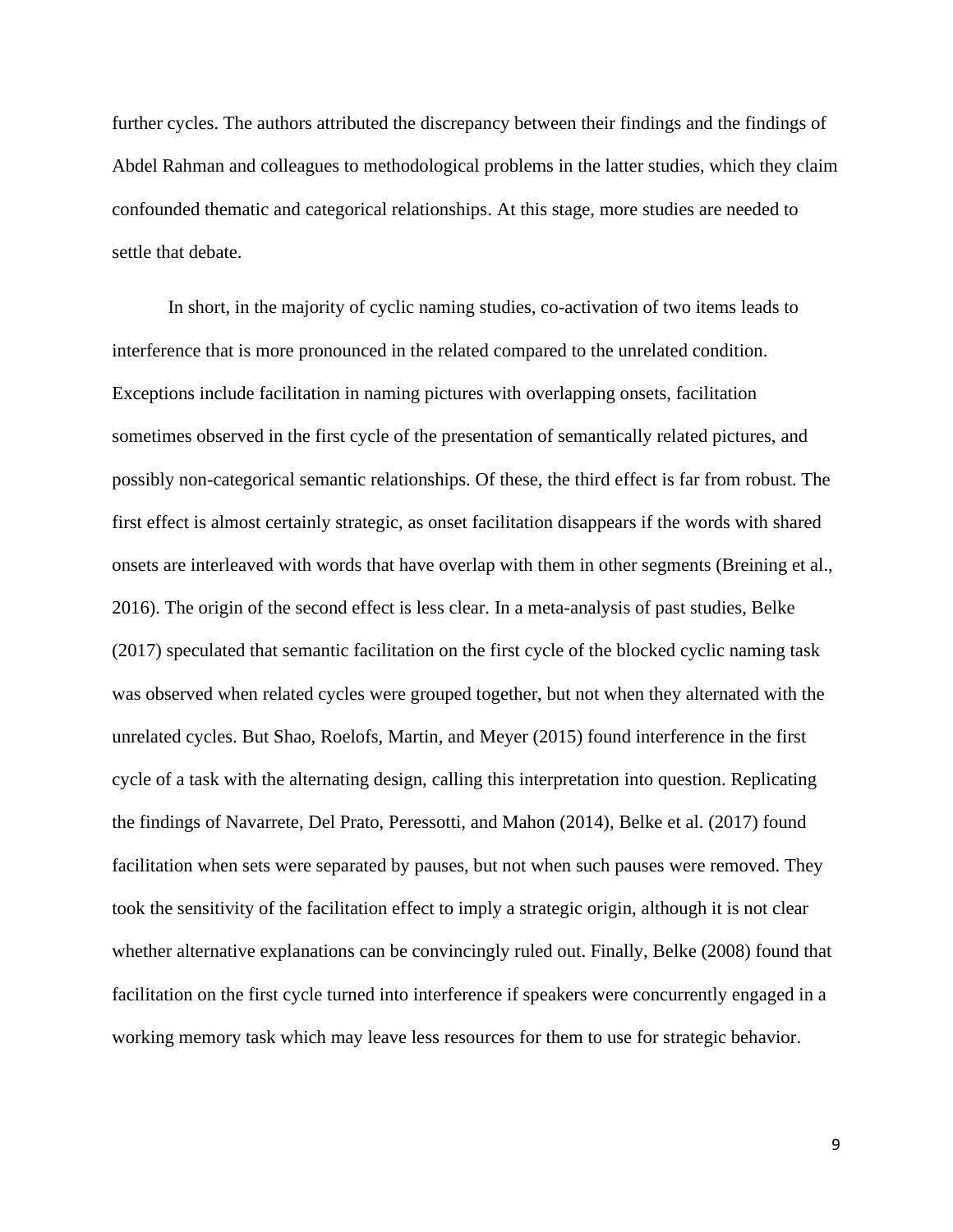further cycles. The authors attributed the discrepancy between their findings and the findings of Abdel Rahman and colleagues to methodological problems in the latter studies, which they claim confounded thematic and categorical relationships. At this stage, more studies are needed to settle that debate.

In short, in the majority of cyclic naming studies, co-activation of two items leads to interference that is more pronounced in the related compared to the unrelated condition. Exceptions include facilitation in naming pictures with overlapping onsets, facilitation sometimes observed in the first cycle of the presentation of semantically related pictures, and possibly non-categorical semantic relationships. Of these, the third effect is far from robust. The first effect is almost certainly strategic, as onset facilitation disappears if the words with shared onsets are interleaved with words that have overlap with them in other segments (Breining et al., 2016). The origin of the second effect is less clear. In a meta-analysis of past studies, Belke (2017) speculated that semantic facilitation on the first cycle of the blocked cyclic naming task was observed when related cycles were grouped together, but not when they alternated with the unrelated cycles. But Shao, Roelofs, Martin, and Meyer (2015) found interference in the first cycle of a task with the alternating design, calling this interpretation into question. Replicating the findings of Navarrete, Del Prato, Peressotti, and Mahon (2014), Belke et al. (2017) found facilitation when sets were separated by pauses, but not when such pauses were removed. They took the sensitivity of the facilitation effect to imply a strategic origin, although it is not clear whether alternative explanations can be convincingly ruled out. Finally, Belke (2008) found that facilitation on the first cycle turned into interference if speakers were concurrently engaged in a working memory task which may leave less resources for them to use for strategic behavior.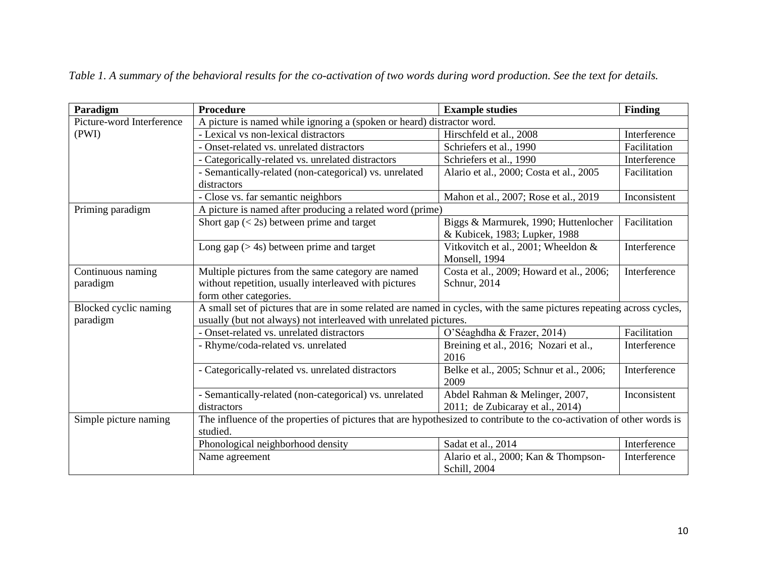*Table 1. A summary of the behavioral results for the co-activation of two words during word production. See the text for details.*

| Paradigm | Procedure | Example studies | Finding |
|---|---|---|---|
| Picture-word Interference (PWI) | A picture is named while ignoring a (spoken or heard) distractor word. | | |
| | - Lexical vs non-lexical distractors | Hirschfeld et al., 2008 | Interference |
| | - Onset-related vs. unrelated distractors | Schriefers et al., 1990 | Facilitation |
| | - Categorically-related vs. unrelated distractors | Schriefers et al., 1990 | Interference |
| | - Semantically-related (non-categorical) vs. unrelated distractors | Alario et al., 2000; Costa et al., 2005 | Facilitation |
| | - Close vs. far semantic neighbors | Mahon et al., 2007; Rose et al., 2019 | Inconsistent |
| Priming paradigm | A picture is named after producing a related word (prime) | | |
| | Short gap (< 2s) between prime and target | Biggs & Marmurek, 1990; Huttenlocher & Kubicek, 1983; Lupker, 1988 | Facilitation |
| | Long gap (> 4s) between prime and target | Vitkovitch et al., 2001; Wheeldon & Monsell, 1994 | Interference |
| Continuous naming paradigm | Multiple pictures from the same category are named without repetition, usually interleaved with pictures form other categories. | Costa et al., 2009; Howard et al., 2006; Schnur, 2014 | Interference |
| Blocked cyclic naming paradigm | A small set of pictures that are in some related are named in cycles, with the same pictures repeating across cycles, usually (but not always) not interleaved with unrelated pictures. | | |
| | - Onset-related vs. unrelated distractors | O'Séaghdha & Frazer, 2014) | Facilitation |
| | - Rhyme/coda-related vs. unrelated | Breining et al., 2016; Nozari et al., 2016 | Interference |
| | - Categorically-related vs. unrelated distractors | Belke et al., 2005; Schnur et al., 2006; 2009 | Interference |
| | - Semantically-related (non-categorical) vs. unrelated distractors | Abdel Rahman & Melinger, 2007, 2011; de Zubicaray et al., 2014) | Inconsistent |
| Simple picture naming | The influence of the properties of pictures that are hypothesized to contribute to the co-activation of other words is studied. | | |
| | Phonological neighborhood density | Sadat et al., 2014 | Interference |
| | Name agreement | Alario et al., 2000; Kan & Thompson-Schill, 2004 | Interference |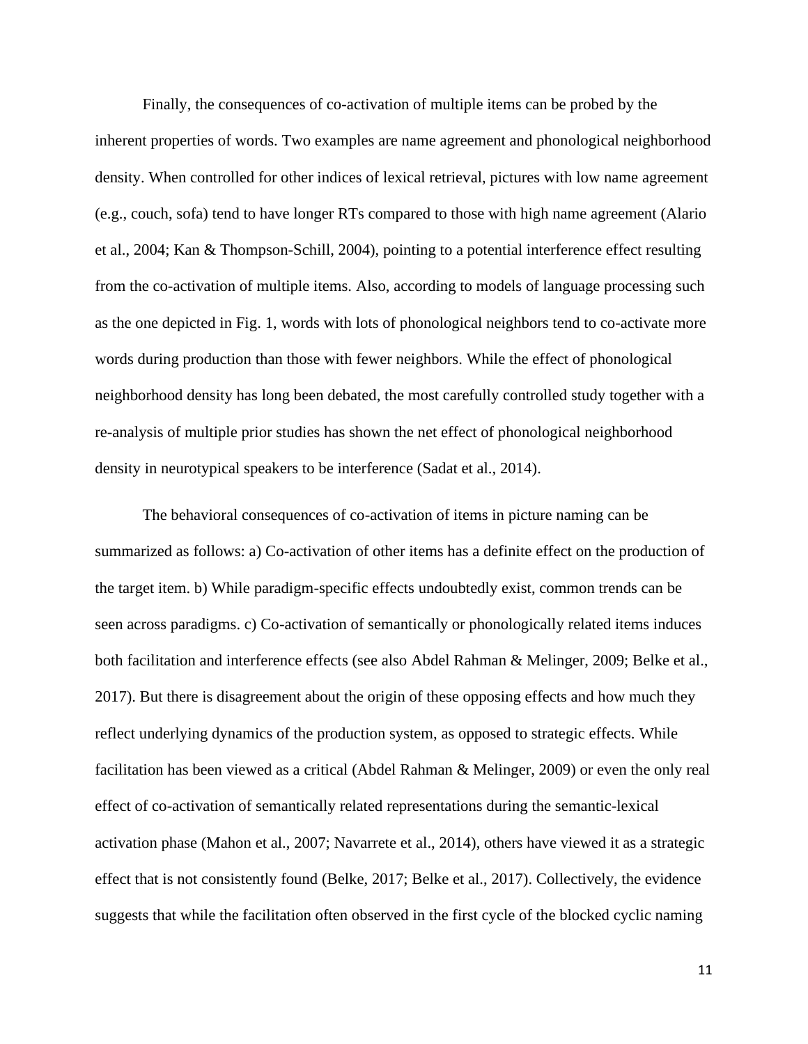Finally, the consequences of co-activation of multiple items can be probed by the inherent properties of words. Two examples are name agreement and phonological neighborhood density. When controlled for other indices of lexical retrieval, pictures with low name agreement (e.g., couch, sofa) tend to have longer RTs compared to those with high name agreement (Alario et al., 2004; Kan & Thompson-Schill, 2004), pointing to a potential interference effect resulting from the co-activation of multiple items. Also, according to models of language processing such as the one depicted in Fig. 1, words with lots of phonological neighbors tend to co-activate more words during production than those with fewer neighbors. While the effect of phonological neighborhood density has long been debated, the most carefully controlled study together with a re-analysis of multiple prior studies has shown the net effect of phonological neighborhood density in neurotypical speakers to be interference (Sadat et al., 2014).

The behavioral consequences of co-activation of items in picture naming can be summarized as follows: a) Co-activation of other items has a definite effect on the production of the target item. b) While paradigm-specific effects undoubtedly exist, common trends can be seen across paradigms. c) Co-activation of semantically or phonologically related items induces both facilitation and interference effects (see also Abdel Rahman & Melinger, 2009; Belke et al., 2017). But there is disagreement about the origin of these opposing effects and how much they reflect underlying dynamics of the production system, as opposed to strategic effects. While facilitation has been viewed as a critical (Abdel Rahman & Melinger, 2009) or even the only real effect of co-activation of semantically related representations during the semantic-lexical activation phase (Mahon et al., 2007; Navarrete et al., 2014), others have viewed it as a strategic effect that is not consistently found (Belke, 2017; Belke et al., 2017). Collectively, the evidence suggests that while the facilitation often observed in the first cycle of the blocked cyclic naming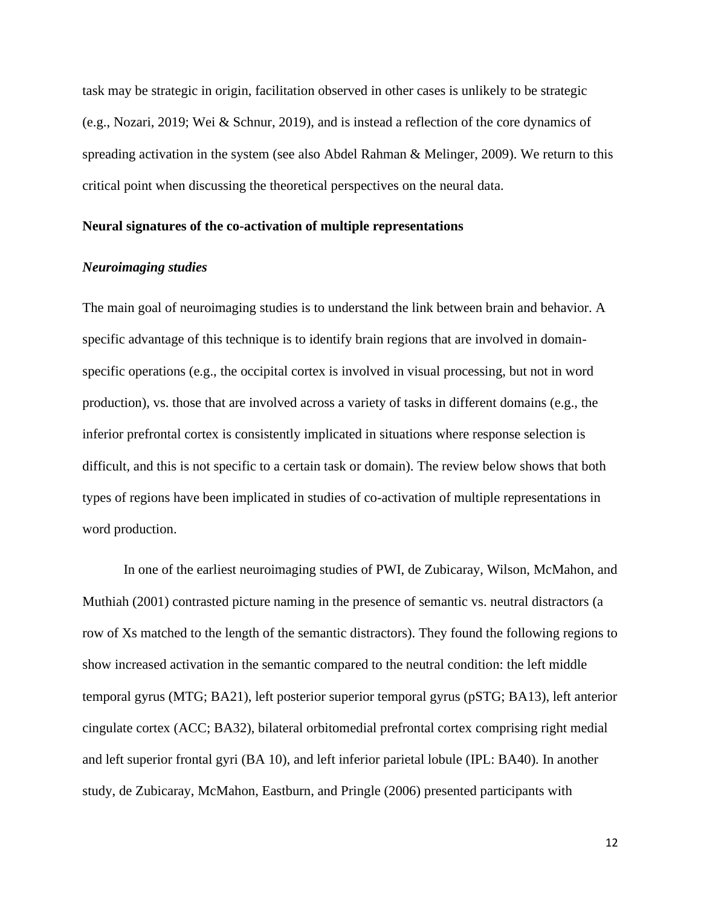task may be strategic in origin, facilitation observed in other cases is unlikely to be strategic (e.g., Nozari, 2019; Wei & Schnur, 2019), and is instead a reflection of the core dynamics of spreading activation in the system (see also Abdel Rahman & Melinger, 2009). We return to this critical point when discussing the theoretical perspectives on the neural data.

## Neural signatures of the co-activation of multiple representations

### *Neuroimaging studies*

The main goal of neuroimaging studies is to understand the link between brain and behavior. A specific advantage of this technique is to identify brain regions that are involved in domain-specific operations (e.g., the occipital cortex is involved in visual processing, but not in word production), vs. those that are involved across a variety of tasks in different domains (e.g., the inferior prefrontal cortex is consistently implicated in situations where response selection is difficult, and this is not specific to a certain task or domain). The review below shows that both types of regions have been implicated in studies of co-activation of multiple representations in word production.

In one of the earliest neuroimaging studies of PWI, de Zubicaray, Wilson, McMahon, and Muthiah (2001) contrasted picture naming in the presence of semantic vs. neutral distractors (a row of Xs matched to the length of the semantic distractors). They found the following regions to show increased activation in the semantic compared to the neutral condition: the left middle temporal gyrus (MTG; BA21), left posterior superior temporal gyrus (pSTG; BA13), left anterior cingulate cortex (ACC; BA32), bilateral orbitomedial prefrontal cortex comprising right medial and left superior frontal gyri (BA 10), and left inferior parietal lobule (IPL: BA40). In another study, de Zubicaray, McMahon, Eastburn, and Pringle (2006) presented participants with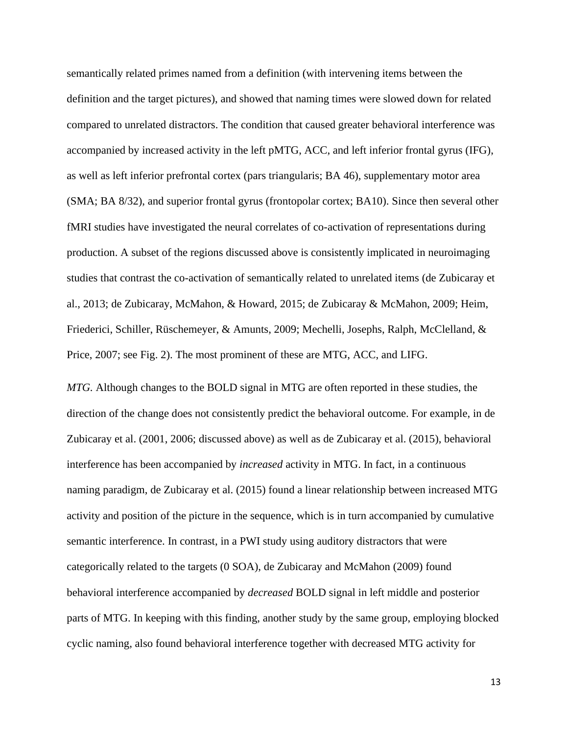semantically related primes named from a definition (with intervening items between the definition and the target pictures), and showed that naming times were slowed down for related compared to unrelated distractors. The condition that caused greater behavioral interference was accompanied by increased activity in the left pMTG, ACC, and left inferior frontal gyrus (IFG), as well as left inferior prefrontal cortex (pars triangularis; BA 46), supplementary motor area (SMA; BA 8/32), and superior frontal gyrus (frontopolar cortex; BA10). Since then several other fMRI studies have investigated the neural correlates of co-activation of representations during production. A subset of the regions discussed above is consistently implicated in neuroimaging studies that contrast the co-activation of semantically related to unrelated items (de Zubicaray et al., 2013; de Zubicaray, McMahon, & Howard, 2015; de Zubicaray & McMahon, 2009; Heim, Friederici, Schiller, Rüschemeyer, & Amunts, 2009; Mechelli, Josephs, Ralph, McClelland, & Price, 2007; see Fig. 2). The most prominent of these are MTG, ACC, and LIFG.

*MTG.* Although changes to the BOLD signal in MTG are often reported in these studies, the direction of the change does not consistently predict the behavioral outcome. For example, in de Zubicaray et al. (2001, 2006; discussed above) as well as de Zubicaray et al. (2015), behavioral interference has been accompanied by *increased* activity in MTG. In fact, in a continuous naming paradigm, de Zubicaray et al. (2015) found a linear relationship between increased MTG activity and position of the picture in the sequence, which is in turn accompanied by cumulative semantic interference. In contrast, in a PWI study using auditory distractors that were categorically related to the targets (0 SOA), de Zubicaray and McMahon (2009) found behavioral interference accompanied by *decreased* BOLD signal in left middle and posterior parts of MTG. In keeping with this finding, another study by the same group, employing blocked cyclic naming, also found behavioral interference together with decreased MTG activity for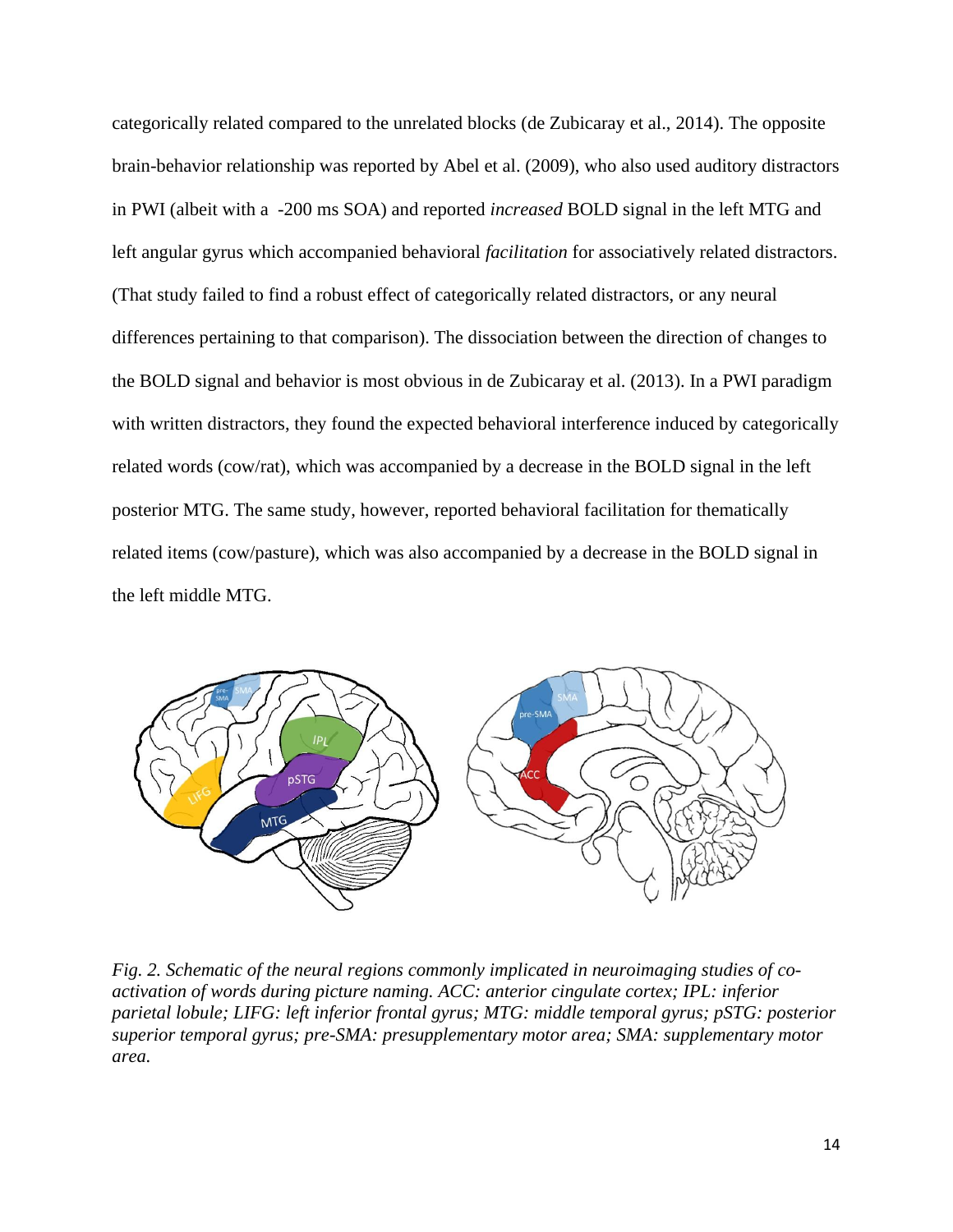categorically related compared to the unrelated blocks (de Zubicaray et al., 2014). The opposite brain-behavior relationship was reported by Abel et al. (2009), who also used auditory distractors in PWI (albeit with a -200 ms SOA) and reported *increased* BOLD signal in the left MTG and left angular gyrus which accompanied behavioral *facilitation* for associatively related distractors. (That study failed to find a robust effect of categorically related distractors, or any neural differences pertaining to that comparison). The dissociation between the direction of changes to the BOLD signal and behavior is most obvious in de Zubicaray et al. (2013). In a PWI paradigm with written distractors, they found the expected behavioral interference induced by categorically related words (cow/rat), which was accompanied by a decrease in the BOLD signal in the left posterior MTG. The same study, however, reported behavioral facilitation for thematically related items (cow/pasture), which was also accompanied by a decrease in the BOLD signal in the left middle MTG.

*Fig. 2. Schematic of the neural regions commonly implicated in neuroimaging studies of co-activation of words during picture naming. ACC: anterior cingulate cortex; IPL: inferior parietal lobule; LIFG: left inferior frontal gyrus; MTG: middle temporal gyrus; pSTG: posterior superior temporal gyrus; pre-SMA: presupplementary motor area; SMA: supplementary motor area.*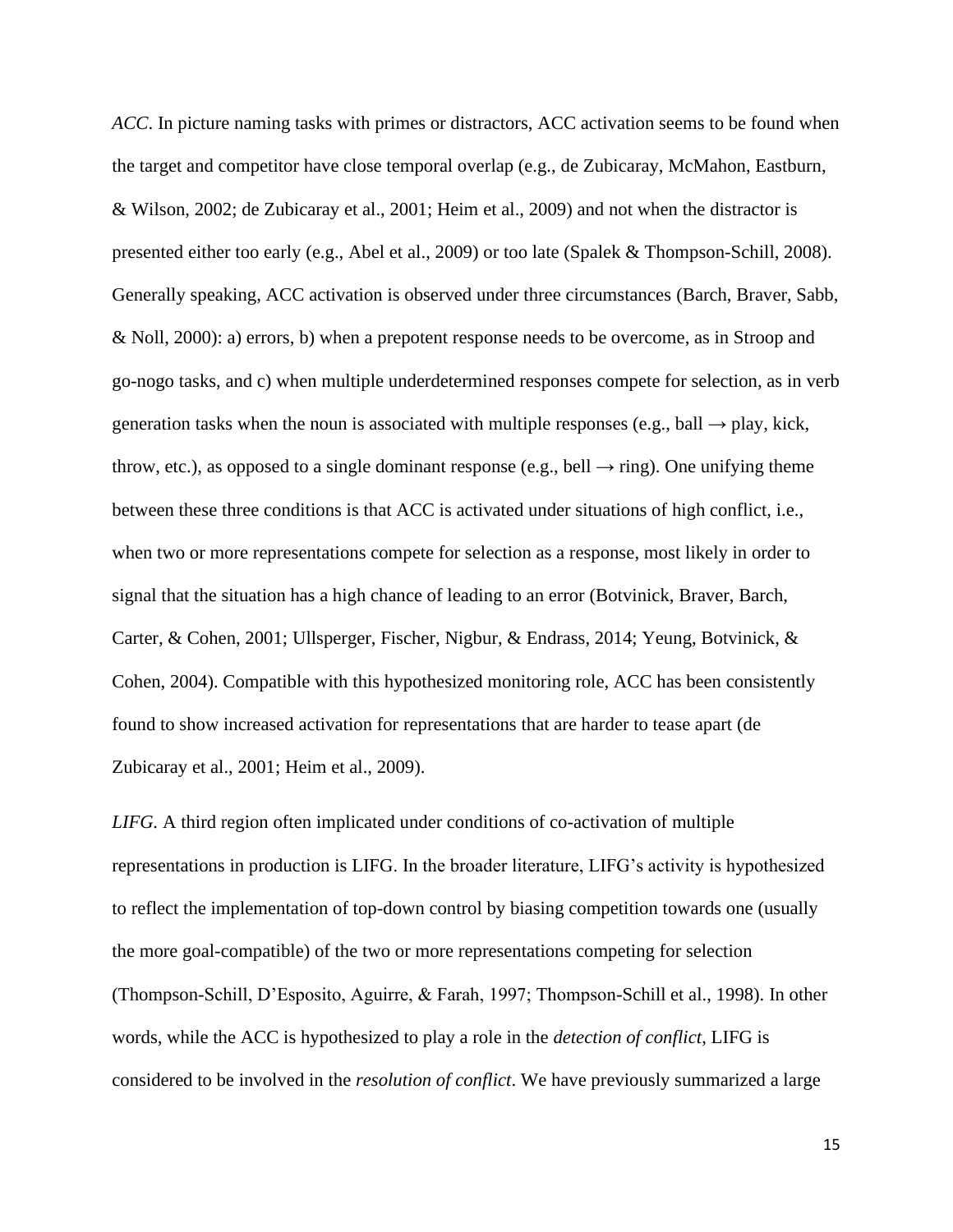*ACC*. In picture naming tasks with primes or distractors, ACC activation seems to be found when the target and competitor have close temporal overlap (e.g., de Zubicaray, McMahon, Eastburn, & Wilson, 2002; de Zubicaray et al., 2001; Heim et al., 2009) and not when the distractor is presented either too early (e.g., Abel et al., 2009) or too late (Spalek & Thompson-Schill, 2008). Generally speaking, ACC activation is observed under three circumstances (Barch, Braver, Sabb, & Noll, 2000): a) errors, b) when a prepotent response needs to be overcome, as in Stroop and go-nogo tasks, and c) when multiple underdetermined responses compete for selection, as in verb generation tasks when the noun is associated with multiple responses (e.g., ball → play, kick, throw, etc.), as opposed to a single dominant response (e.g., bell → ring). One unifying theme between these three conditions is that ACC is activated under situations of high conflict, i.e., when two or more representations compete for selection as a response, most likely in order to signal that the situation has a high chance of leading to an error (Botvinick, Braver, Barch, Carter, & Cohen, 2001; Ullsperger, Fischer, Nigbur, & Endrass, 2014; Yeung, Botvinick, & Cohen, 2004). Compatible with this hypothesized monitoring role, ACC has been consistently found to show increased activation for representations that are harder to tease apart (de Zubicaray et al., 2001; Heim et al., 2009).

*LIFG.* A third region often implicated under conditions of co-activation of multiple representations in production is LIFG. In the broader literature, LIFG's activity is hypothesized to reflect the implementation of top-down control by biasing competition towards one (usually the more goal-compatible) of the two or more representations competing for selection (Thompson-Schill, D'Esposito, Aguirre, & Farah, 1997; Thompson-Schill et al., 1998). In other words, while the ACC is hypothesized to play a role in the *detection of conflict*, LIFG is considered to be involved in the *resolution of conflict*. We have previously summarized a large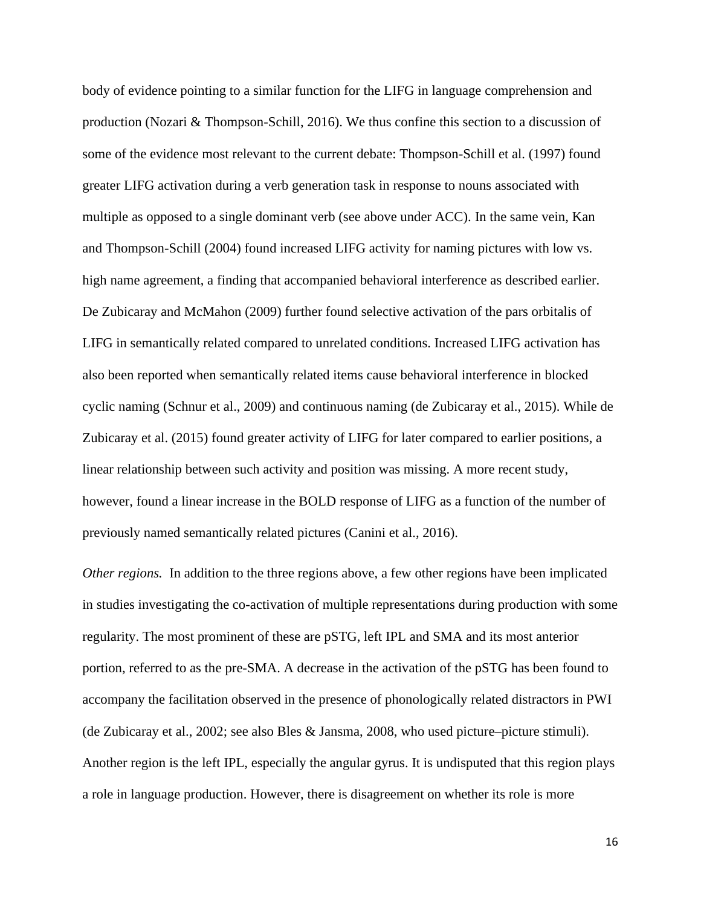body of evidence pointing to a similar function for the LIFG in language comprehension and production (Nozari & Thompson-Schill, 2016). We thus confine this section to a discussion of some of the evidence most relevant to the current debate: Thompson-Schill et al. (1997) found greater LIFG activation during a verb generation task in response to nouns associated with multiple as opposed to a single dominant verb (see above under ACC). In the same vein, Kan and Thompson-Schill (2004) found increased LIFG activity for naming pictures with low vs. high name agreement, a finding that accompanied behavioral interference as described earlier. De Zubicaray and McMahon (2009) further found selective activation of the pars orbitalis of LIFG in semantically related compared to unrelated conditions. Increased LIFG activation has also been reported when semantically related items cause behavioral interference in blocked cyclic naming (Schnur et al., 2009) and continuous naming (de Zubicaray et al., 2015). While de Zubicaray et al. (2015) found greater activity of LIFG for later compared to earlier positions, a linear relationship between such activity and position was missing. A more recent study, however, found a linear increase in the BOLD response of LIFG as a function of the number of previously named semantically related pictures (Canini et al., 2016).

*Other regions.* In addition to the three regions above, a few other regions have been implicated in studies investigating the co-activation of multiple representations during production with some regularity. The most prominent of these are pSTG, left IPL and SMA and its most anterior portion, referred to as the pre-SMA. A decrease in the activation of the pSTG has been found to accompany the facilitation observed in the presence of phonologically related distractors in PWI (de Zubicaray et al., 2002; see also Bles & Jansma, 2008, who used picture–picture stimuli). Another region is the left IPL, especially the angular gyrus. It is undisputed that this region plays a role in language production. However, there is disagreement on whether its role is more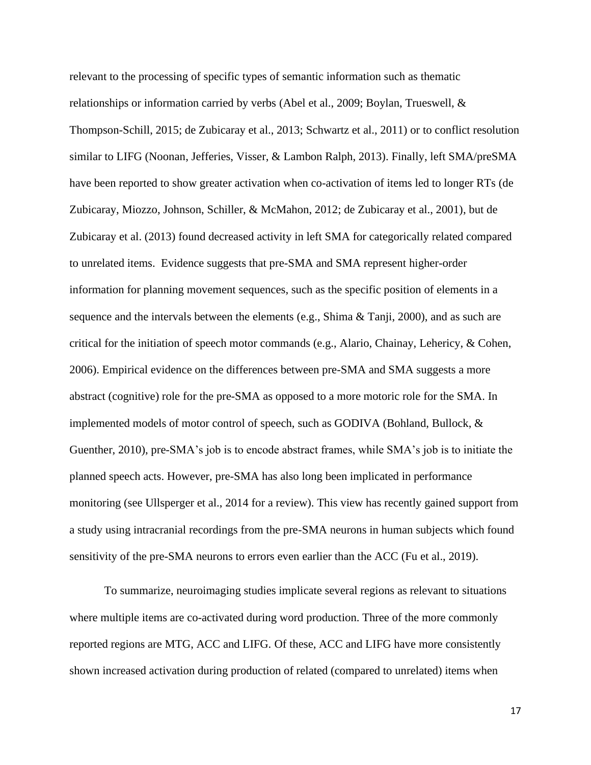relevant to the processing of specific types of semantic information such as thematic relationships or information carried by verbs (Abel et al., 2009; Boylan, Trueswell, & Thompson-Schill, 2015; de Zubicaray et al., 2013; Schwartz et al., 2011) or to conflict resolution similar to LIFG (Noonan, Jefferies, Visser, & Lambon Ralph, 2013). Finally, left SMA/preSMA have been reported to show greater activation when co-activation of items led to longer RTs (de Zubicaray, Miozzo, Johnson, Schiller, & McMahon, 2012; de Zubicaray et al., 2001), but de Zubicaray et al. (2013) found decreased activity in left SMA for categorically related compared to unrelated items. Evidence suggests that pre-SMA and SMA represent higher-order information for planning movement sequences, such as the specific position of elements in a sequence and the intervals between the elements (e.g., Shima & Tanji, 2000), and as such are critical for the initiation of speech motor commands (e.g., Alario, Chainay, Lehericy, & Cohen, 2006). Empirical evidence on the differences between pre-SMA and SMA suggests a more abstract (cognitive) role for the pre-SMA as opposed to a more motoric role for the SMA. In implemented models of motor control of speech, such as GODIVA (Bohland, Bullock, & Guenther, 2010), pre-SMA's job is to encode abstract frames, while SMA's job is to initiate the planned speech acts. However, pre-SMA has also long been implicated in performance monitoring (see Ullsperger et al., 2014 for a review). This view has recently gained support from a study using intracranial recordings from the pre-SMA neurons in human subjects which found sensitivity of the pre-SMA neurons to errors even earlier than the ACC (Fu et al., 2019).

To summarize, neuroimaging studies implicate several regions as relevant to situations where multiple items are co-activated during word production. Three of the more commonly reported regions are MTG, ACC and LIFG. Of these, ACC and LIFG have more consistently shown increased activation during production of related (compared to unrelated) items when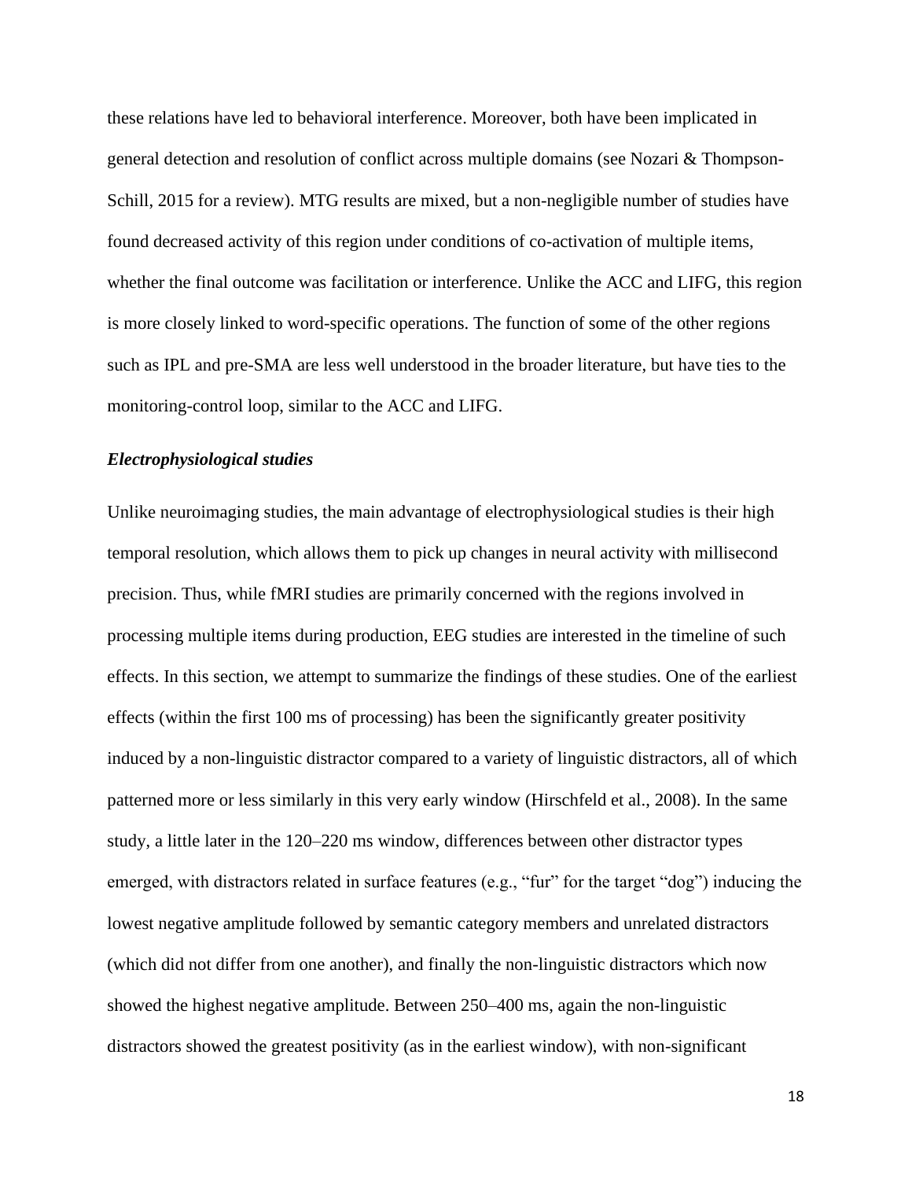these relations have led to behavioral interference. Moreover, both have been implicated in general detection and resolution of conflict across multiple domains (see Nozari & Thompson-Schill, 2015 for a review). MTG results are mixed, but a non-negligible number of studies have found decreased activity of this region under conditions of co-activation of multiple items, whether the final outcome was facilitation or interference. Unlike the ACC and LIFG, this region is more closely linked to word-specific operations. The function of some of the other regions such as IPL and pre-SMA are less well understood in the broader literature, but have ties to the monitoring-control loop, similar to the ACC and LIFG.

### *Electrophysiological studies*

Unlike neuroimaging studies, the main advantage of electrophysiological studies is their high temporal resolution, which allows them to pick up changes in neural activity with millisecond precision. Thus, while fMRI studies are primarily concerned with the regions involved in processing multiple items during production, EEG studies are interested in the timeline of such effects. In this section, we attempt to summarize the findings of these studies. One of the earliest effects (within the first 100 ms of processing) has been the significantly greater positivity induced by a non-linguistic distractor compared to a variety of linguistic distractors, all of which patterned more or less similarly in this very early window (Hirschfeld et al., 2008). In the same study, a little later in the 120–220 ms window, differences between other distractor types emerged, with distractors related in surface features (e.g., "fur" for the target "dog") inducing the lowest negative amplitude followed by semantic category members and unrelated distractors (which did not differ from one another), and finally the non-linguistic distractors which now showed the highest negative amplitude. Between 250–400 ms, again the non-linguistic distractors showed the greatest positivity (as in the earliest window), with non-significant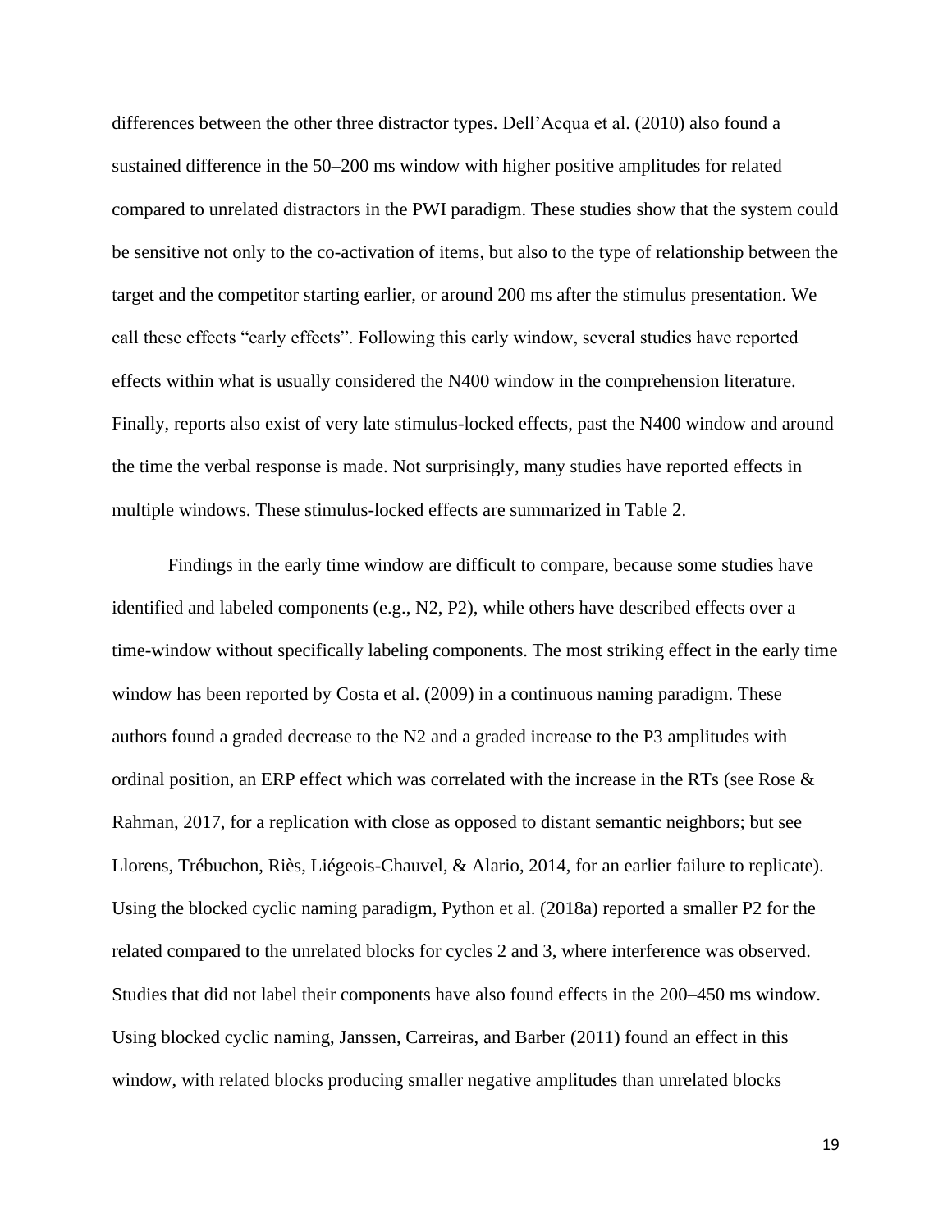differences between the other three distractor types. Dell'Acqua et al. (2010) also found a sustained difference in the 50–200 ms window with higher positive amplitudes for related compared to unrelated distractors in the PWI paradigm. These studies show that the system could be sensitive not only to the co-activation of items, but also to the type of relationship between the target and the competitor starting earlier, or around 200 ms after the stimulus presentation. We call these effects "early effects". Following this early window, several studies have reported effects within what is usually considered the N400 window in the comprehension literature. Finally, reports also exist of very late stimulus-locked effects, past the N400 window and around the time the verbal response is made. Not surprisingly, many studies have reported effects in multiple windows. These stimulus-locked effects are summarized in Table 2.

Findings in the early time window are difficult to compare, because some studies have identified and labeled components (e.g., N2, P2), while others have described effects over a time-window without specifically labeling components. The most striking effect in the early time window has been reported by Costa et al. (2009) in a continuous naming paradigm. These authors found a graded decrease to the N2 and a graded increase to the P3 amplitudes with ordinal position, an ERP effect which was correlated with the increase in the RTs (see Rose & Rahman, 2017, for a replication with close as opposed to distant semantic neighbors; but see Llorens, Trébuchon, Riès, Liégeois-Chauvel, & Alario, 2014, for an earlier failure to replicate). Using the blocked cyclic naming paradigm, Python et al. (2018a) reported a smaller P2 for the related compared to the unrelated blocks for cycles 2 and 3, where interference was observed. Studies that did not label their components have also found effects in the 200–450 ms window. Using blocked cyclic naming, Janssen, Carreiras, and Barber (2011) found an effect in this window, with related blocks producing smaller negative amplitudes than unrelated blocks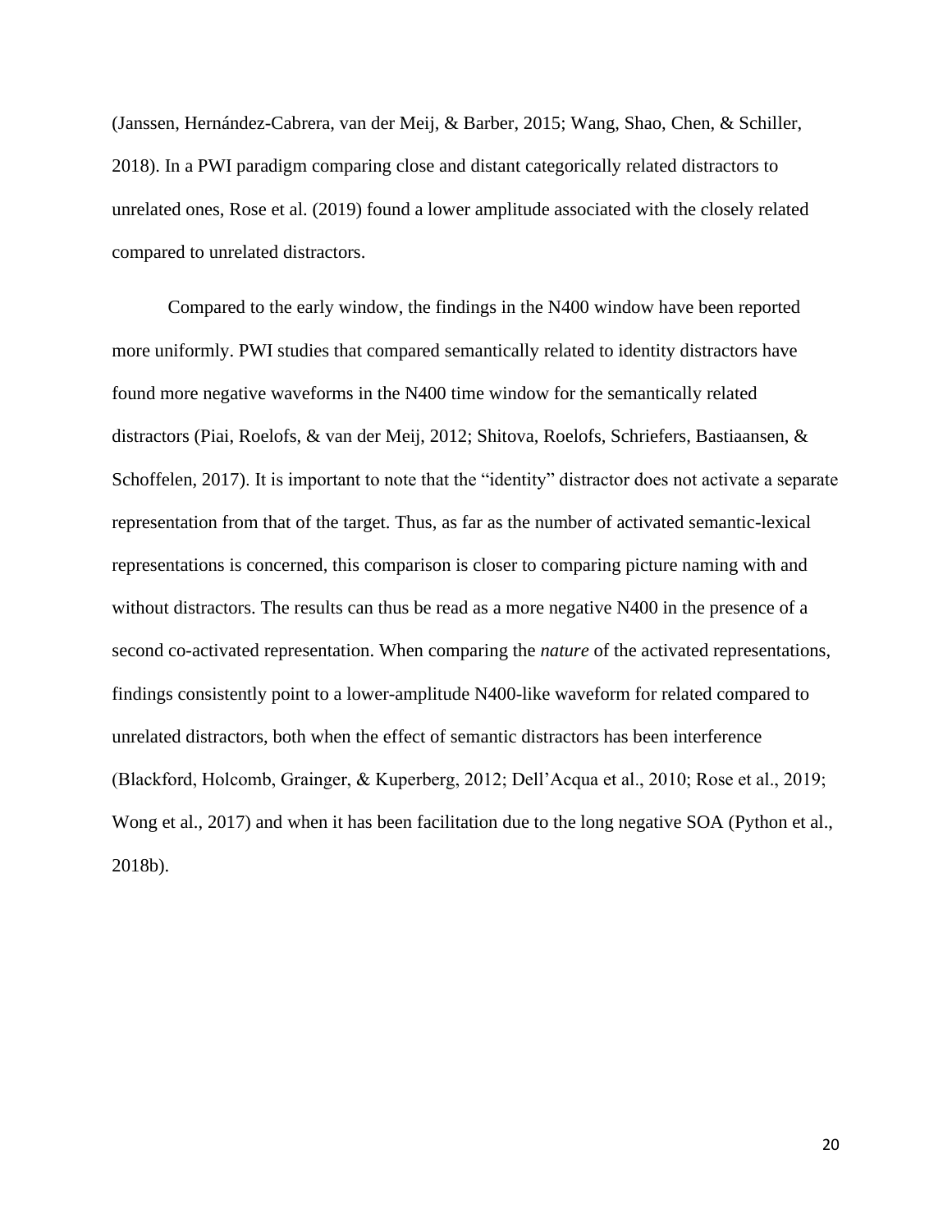(Janssen, Hernández-Cabrera, van der Meij, & Barber, 2015; Wang, Shao, Chen, & Schiller, 2018). In a PWI paradigm comparing close and distant categorically related distractors to unrelated ones, Rose et al. (2019) found a lower amplitude associated with the closely related compared to unrelated distractors.

Compared to the early window, the findings in the N400 window have been reported more uniformly. PWI studies that compared semantically related to identity distractors have found more negative waveforms in the N400 time window for the semantically related distractors (Piai, Roelofs, & van der Meij, 2012; Shitova, Roelofs, Schriefers, Bastiaansen, & Schoffelen, 2017). It is important to note that the "identity" distractor does not activate a separate representation from that of the target. Thus, as far as the number of activated semantic-lexical representations is concerned, this comparison is closer to comparing picture naming with and without distractors. The results can thus be read as a more negative N400 in the presence of a second co-activated representation. When comparing the *nature* of the activated representations, findings consistently point to a lower-amplitude N400-like waveform for related compared to unrelated distractors, both when the effect of semantic distractors has been interference (Blackford, Holcomb, Grainger, & Kuperberg, 2012; Dell'Acqua et al., 2010; Rose et al., 2019; Wong et al., 2017) and when it has been facilitation due to the long negative SOA (Python et al., 2018b).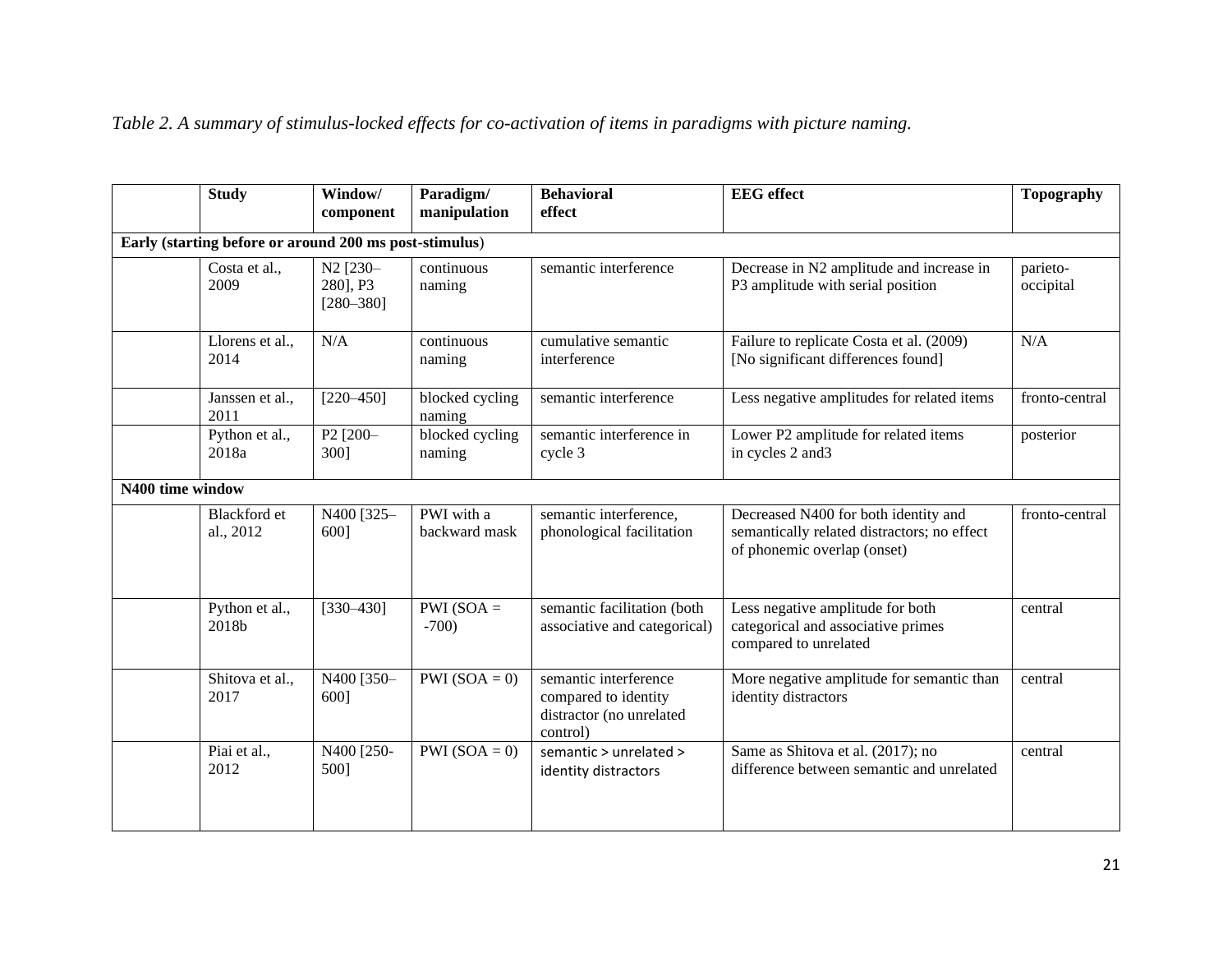*Table 2. A summary of stimulus-locked effects for co-activation of items in paradigms with picture naming.*

| | Study | Window/ component | Paradigm/ manipulation | Behavioral effect | EEG effect | Topography |
|---|---|---|---|---|---|---|
| **Early (starting before or around 200 ms post-stimulus)** | | | | | | |
| | Costa et al., 2009 | N2 [230–280], P3 [280–380] | continuous naming | semantic interference | Decrease in N2 amplitude and increase in P3 amplitude with serial position | parieto-occipital |
| | Llorens et al., 2014 | N/A | continuous naming | cumulative semantic interference | Failure to replicate Costa et al. (2009) [No significant differences found] | N/A |
| | Janssen et al., 2011 | [220–450] | blocked cycling naming | semantic interference | Less negative amplitudes for related items | fronto-central |
| | Python et al., 2018a | P2 [200–300] | blocked cycling naming | semantic interference in cycle 3 | Lower P2 amplitude for related items in cycles 2 and3 | posterior |
| **N400 time window** | | | | | | |
| | Blackford et al., 2012 | N400 [325–600] | PWI with a backward mask | semantic interference, phonological facilitation | Decreased N400 for both identity and semantically related distractors; no effect of phonemic overlap (onset) | fronto-central |
| | Python et al., 2018b | [330–430] | PWI (SOA = -700) | semantic facilitation (both associative and categorical) | Less negative amplitude for both categorical and associative primes compared to unrelated | central |
| | Shitova et al., 2017 | N400 [350–600] | PWI (SOA = 0) | semantic interference compared to identity distractor (no unrelated control) | More negative amplitude for semantic than identity distractors | central |
| | Piai et al., 2012 | N400 [250-500] | PWI (SOA = 0) | semantic > unrelated > identity distractors | Same as Shitova et al. (2017); no difference between semantic and unrelated | central |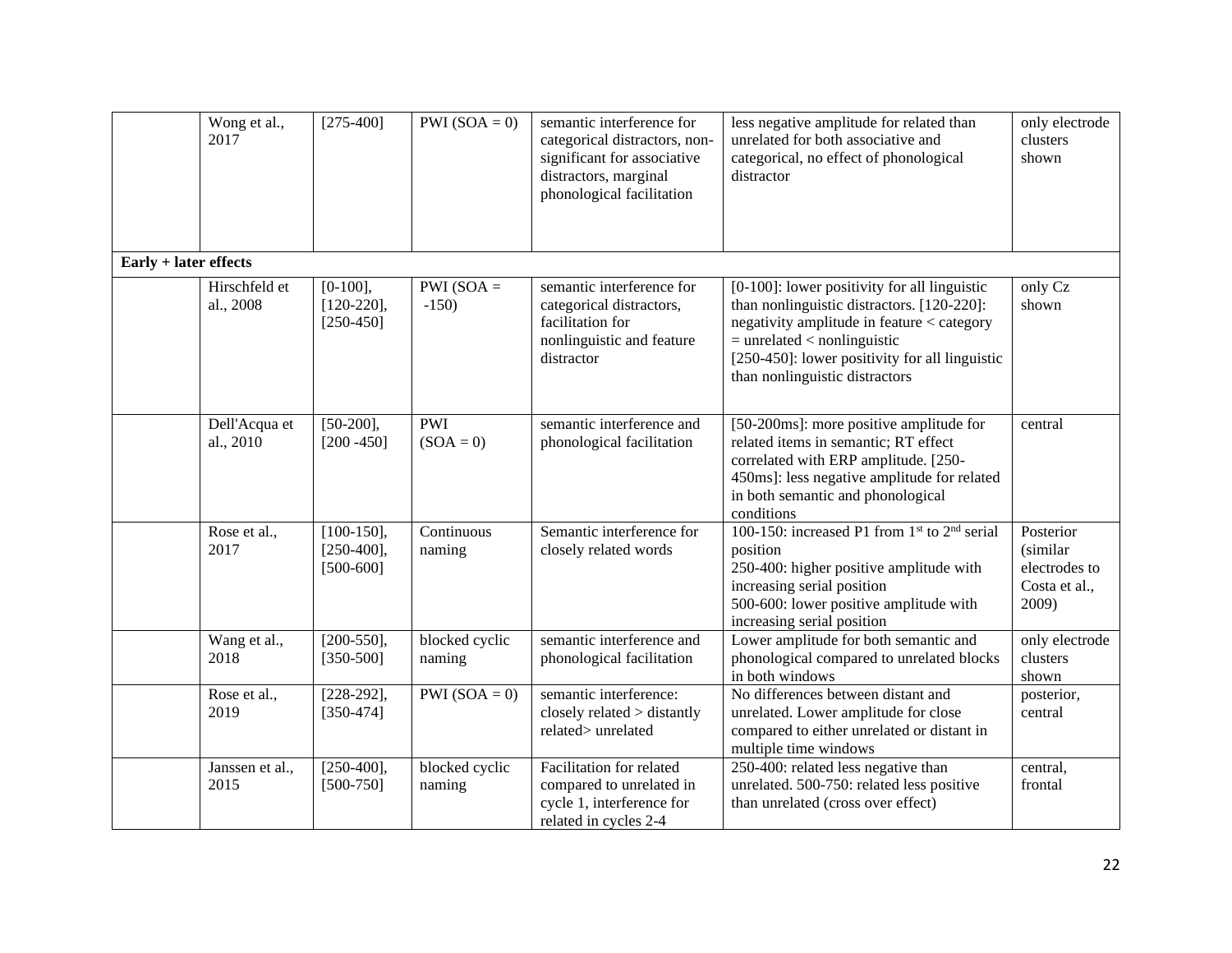| | | | | | | |
|---|---|---|---|---|---|---|
| | Wong et al., 2017 | [275-400] | PWI (SOA = 0) | semantic interference for categorical distractors, non-significant for associative distractors, marginal phonological facilitation | less negative amplitude for related than unrelated for both associative and categorical, no effect of phonological distractor | only electrode clusters shown |
| **Early + later effects** | | | | | | |
| | Hirschfeld et al., 2008 | [0-100], [120-220], [250-450] | PWI (SOA = -150) | semantic interference for categorical distractors, facilitation for nonlinguistic and feature distractor | [0-100]: lower positivity for all linguistic than nonlinguistic distractors. [120-220]: negativity amplitude in feature < category = unrelated < nonlinguistic [250-450]: lower positivity for all linguistic than nonlinguistic distractors | only Cz shown |
| | Dell'Acqua et al., 2010 | [50-200], [200 -450] | PWI (SOA = 0) | semantic interference and phonological facilitation | [50-200ms]: more positive amplitude for related items in semantic; RT effect correlated with ERP amplitude. [250-450ms]: less negative amplitude for related in both semantic and phonological conditions | central |
| | Rose et al., 2017 | [100-150], [250-400], [500-600] | Continuous naming | Semantic interference for closely related words | 100-150: increased P1 from 1st to 2nd serial position 250-400: higher positive amplitude with increasing serial position 500-600: lower positive amplitude with increasing serial position | Posterior (similar electrodes to Costa et al., 2009) |
| | Wang et al., 2018 | [200-550], [350-500] | blocked cyclic naming | semantic interference and phonological facilitation | Lower amplitude for both semantic and phonological compared to unrelated blocks in both windows | only electrode clusters shown |
| | Rose et al., 2019 | [228-292], [350-474] | PWI (SOA = 0) | semantic interference: closely related > distantly related> unrelated | No differences between distant and unrelated. Lower amplitude for close compared to either unrelated or distant in multiple time windows | posterior, central |
| | Janssen et al., 2015 | [250-400], [500-750] | blocked cyclic naming | Facilitation for related compared to unrelated in cycle 1, interference for related in cycles 2-4 | 250-400: related less negative than unrelated. 500-750: related less positive than unrelated (cross over effect) | central, frontal |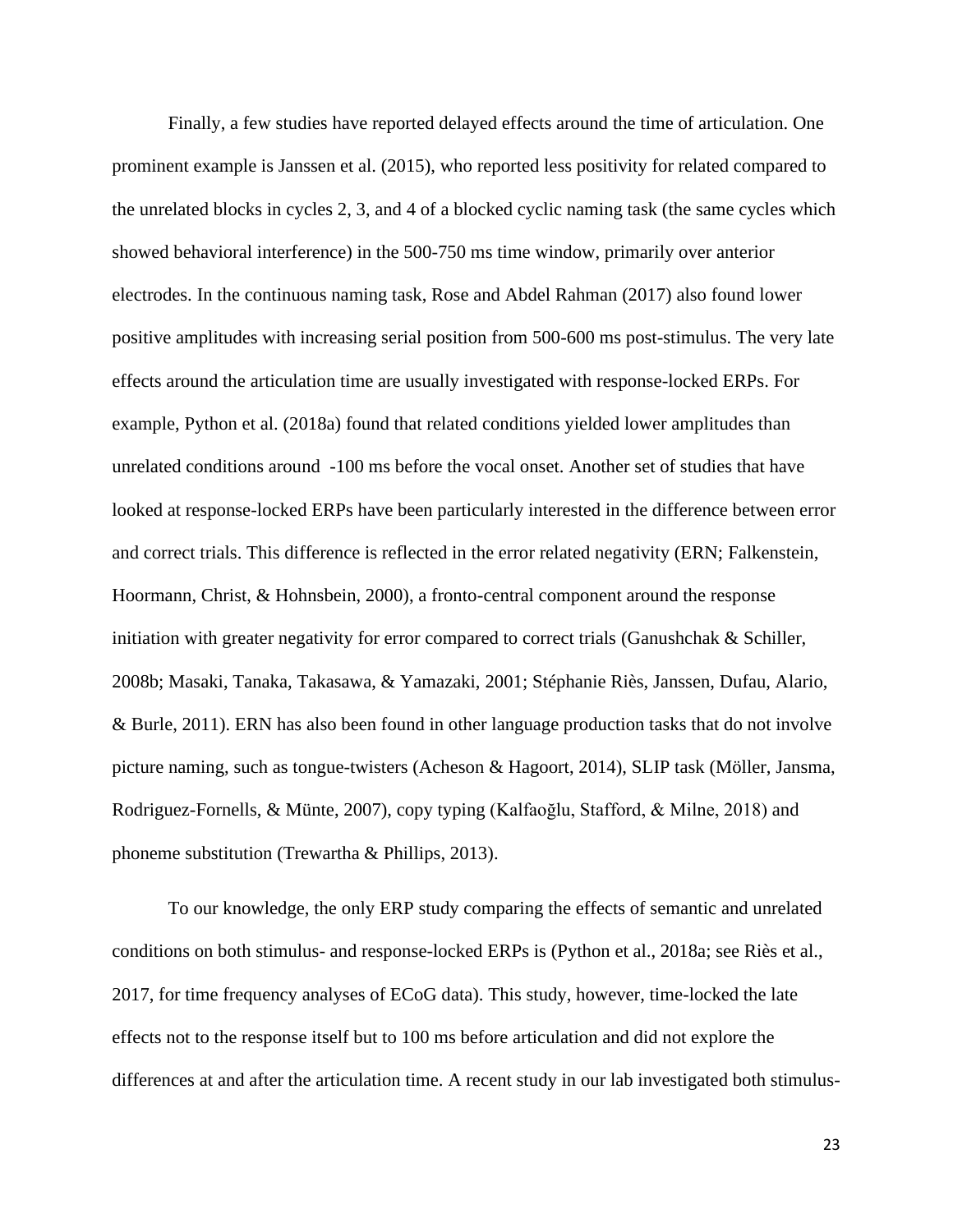Finally, a few studies have reported delayed effects around the time of articulation. One prominent example is Janssen et al. (2015), who reported less positivity for related compared to the unrelated blocks in cycles 2, 3, and 4 of a blocked cyclic naming task (the same cycles which showed behavioral interference) in the 500-750 ms time window, primarily over anterior electrodes. In the continuous naming task, Rose and Abdel Rahman (2017) also found lower positive amplitudes with increasing serial position from 500-600 ms post-stimulus. The very late effects around the articulation time are usually investigated with response-locked ERPs. For example, Python et al. (2018a) found that related conditions yielded lower amplitudes than unrelated conditions around -100 ms before the vocal onset. Another set of studies that have looked at response-locked ERPs have been particularly interested in the difference between error and correct trials. This difference is reflected in the error related negativity (ERN; Falkenstein, Hoormann, Christ, & Hohnsbein, 2000), a fronto-central component around the response initiation with greater negativity for error compared to correct trials (Ganushchak & Schiller, 2008b; Masaki, Tanaka, Takasawa, & Yamazaki, 2001; Stéphanie Riès, Janssen, Dufau, Alario, & Burle, 2011). ERN has also been found in other language production tasks that do not involve picture naming, such as tongue-twisters (Acheson & Hagoort, 2014), SLIP task (Möller, Jansma, Rodriguez-Fornells, & Münte, 2007), copy typing (Kalfaoğlu, Stafford, & Milne, 2018) and phoneme substitution (Trewartha & Phillips, 2013).

To our knowledge, the only ERP study comparing the effects of semantic and unrelated conditions on both stimulus- and response-locked ERPs is (Python et al., 2018a; see Riès et al., 2017, for time frequency analyses of ECoG data). This study, however, time-locked the late effects not to the response itself but to 100 ms before articulation and did not explore the differences at and after the articulation time. A recent study in our lab investigated both stimulus-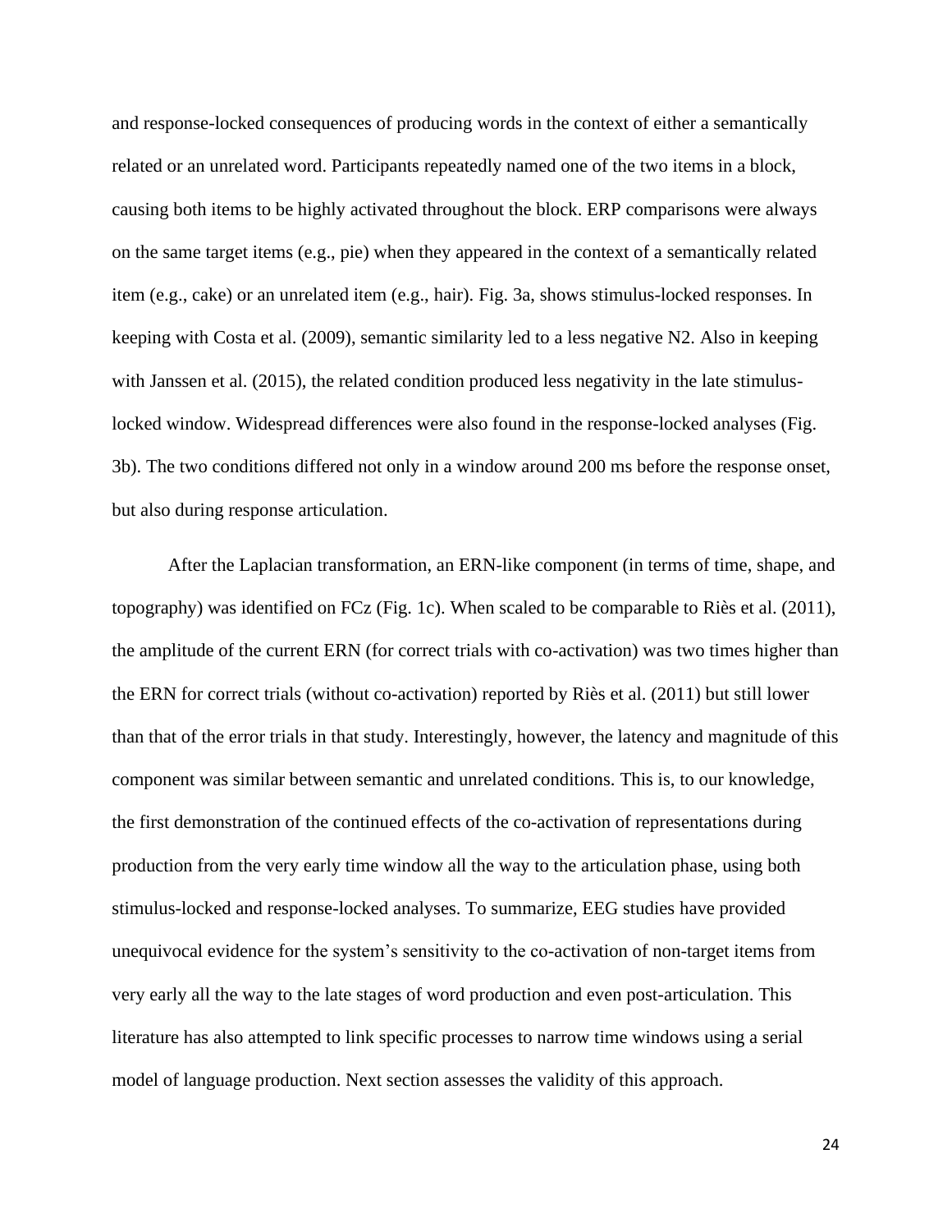and response-locked consequences of producing words in the context of either a semantically related or an unrelated word. Participants repeatedly named one of the two items in a block, causing both items to be highly activated throughout the block. ERP comparisons were always on the same target items (e.g., pie) when they appeared in the context of a semantically related item (e.g., cake) or an unrelated item (e.g., hair). Fig. 3a, shows stimulus-locked responses. In keeping with Costa et al. (2009), semantic similarity led to a less negative N2. Also in keeping with Janssen et al. (2015), the related condition produced less negativity in the late stimulus-locked window. Widespread differences were also found in the response-locked analyses (Fig. 3b). The two conditions differed not only in a window around 200 ms before the response onset, but also during response articulation.

After the Laplacian transformation, an ERN-like component (in terms of time, shape, and topography) was identified on FCz (Fig. 1c). When scaled to be comparable to Riès et al. (2011), the amplitude of the current ERN (for correct trials with co-activation) was two times higher than the ERN for correct trials (without co-activation) reported by Riès et al. (2011) but still lower than that of the error trials in that study. Interestingly, however, the latency and magnitude of this component was similar between semantic and unrelated conditions. This is, to our knowledge, the first demonstration of the continued effects of the co-activation of representations during production from the very early time window all the way to the articulation phase, using both stimulus-locked and response-locked analyses. To summarize, EEG studies have provided unequivocal evidence for the system's sensitivity to the co-activation of non-target items from very early all the way to the late stages of word production and even post-articulation. This literature has also attempted to link specific processes to narrow time windows using a serial model of language production. Next section assesses the validity of this approach.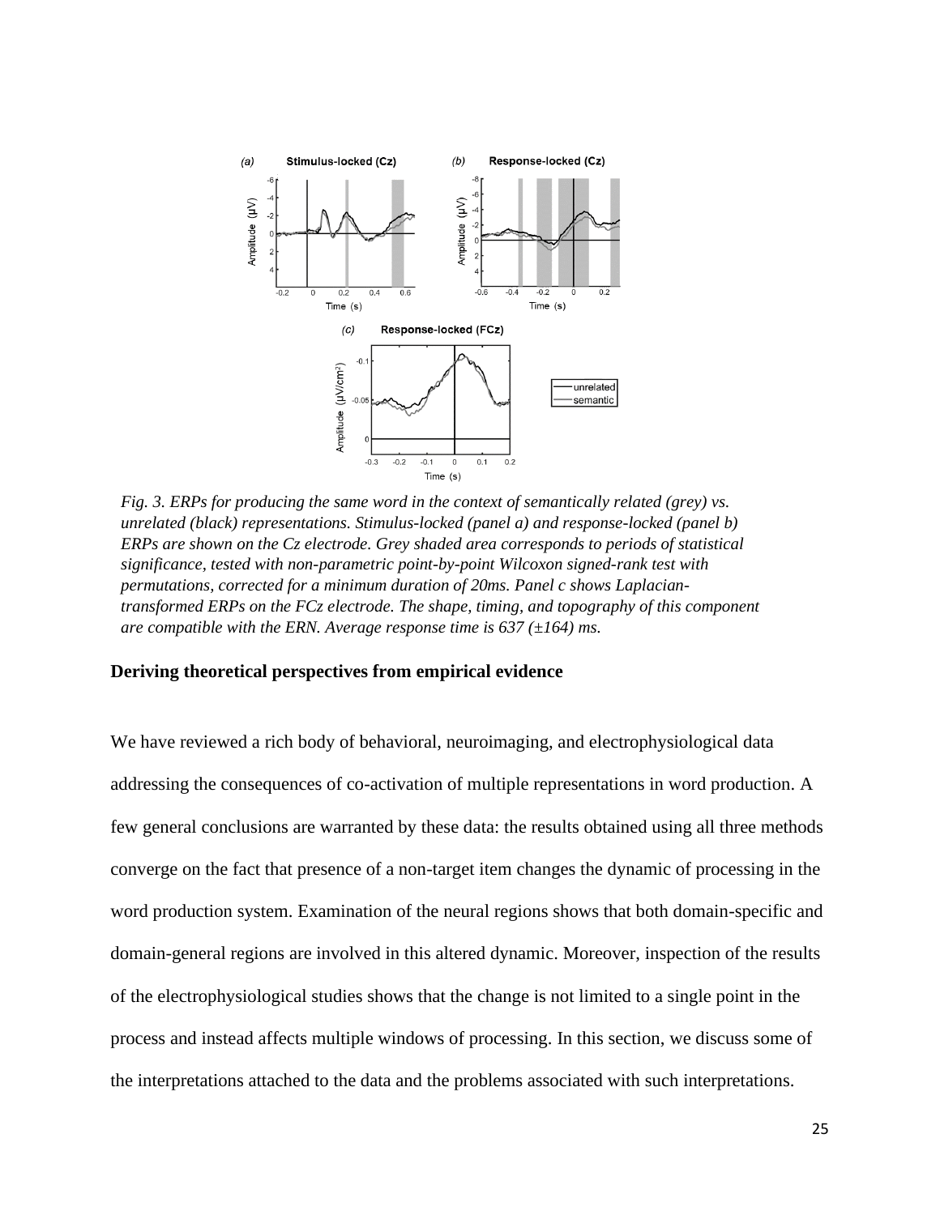*Fig. 3. ERPs for producing the same word in the context of semantically related (grey) vs. unrelated (black) representations. Stimulus-locked (panel a) and response-locked (panel b) ERPs are shown on the Cz electrode. Grey shaded area corresponds to periods of statistical significance, tested with non-parametric point-by-point Wilcoxon signed-rank test with permutations, corrected for a minimum duration of 20ms. Panel c shows Laplacian-transformed ERPs on the FCz electrode. The shape, timing, and topography of this component are compatible with the ERN. Average response time is 637 (±164) ms.*

## Deriving theoretical perspectives from empirical evidence

We have reviewed a rich body of behavioral, neuroimaging, and electrophysiological data addressing the consequences of co-activation of multiple representations in word production. A few general conclusions are warranted by these data: the results obtained using all three methods converge on the fact that presence of a non-target item changes the dynamic of processing in the word production system. Examination of the neural regions shows that both domain-specific and domain-general regions are involved in this altered dynamic. Moreover, inspection of the results of the electrophysiological studies shows that the change is not limited to a single point in the process and instead affects multiple windows of processing. In this section, we discuss some of the interpretations attached to the data and the problems associated with such interpretations.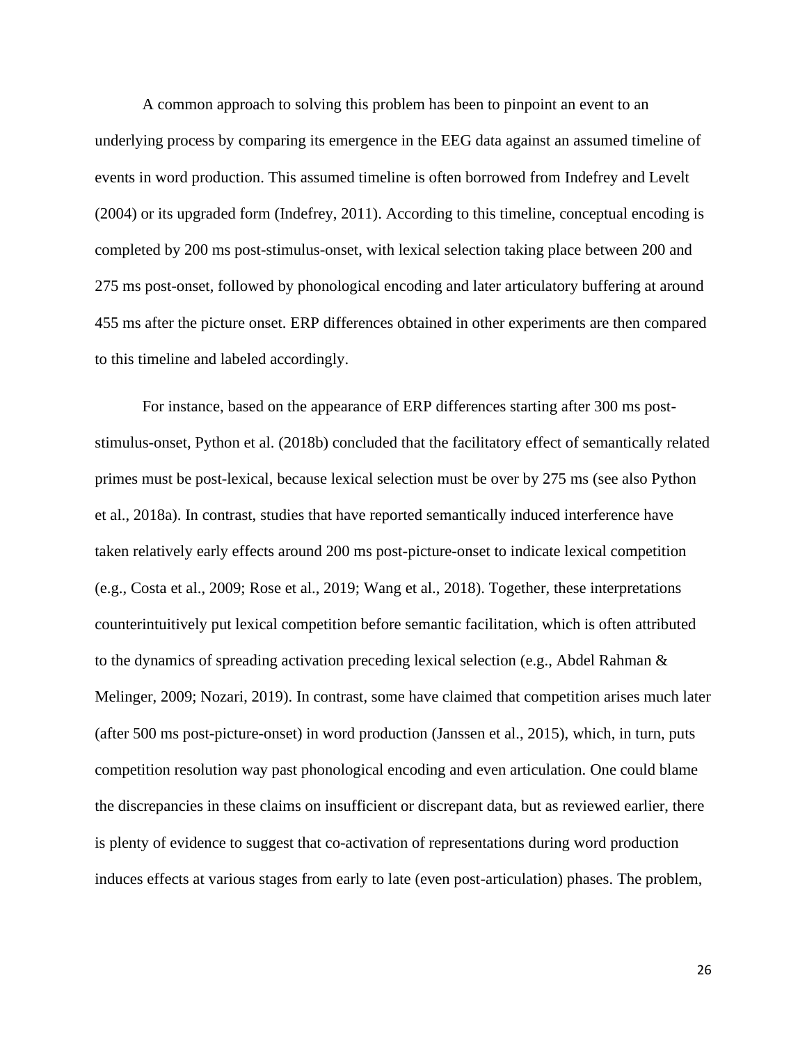A common approach to solving this problem has been to pinpoint an event to an underlying process by comparing its emergence in the EEG data against an assumed timeline of events in word production. This assumed timeline is often borrowed from Indefrey and Levelt (2004) or its upgraded form (Indefrey, 2011). According to this timeline, conceptual encoding is completed by 200 ms post-stimulus-onset, with lexical selection taking place between 200 and 275 ms post-onset, followed by phonological encoding and later articulatory buffering at around 455 ms after the picture onset. ERP differences obtained in other experiments are then compared to this timeline and labeled accordingly.

For instance, based on the appearance of ERP differences starting after 300 ms post-stimulus-onset, Python et al. (2018b) concluded that the facilitatory effect of semantically related primes must be post-lexical, because lexical selection must be over by 275 ms (see also Python et al., 2018a). In contrast, studies that have reported semantically induced interference have taken relatively early effects around 200 ms post-picture-onset to indicate lexical competition (e.g., Costa et al., 2009; Rose et al., 2019; Wang et al., 2018). Together, these interpretations counterintuitively put lexical competition before semantic facilitation, which is often attributed to the dynamics of spreading activation preceding lexical selection (e.g., Abdel Rahman & Melinger, 2009; Nozari, 2019). In contrast, some have claimed that competition arises much later (after 500 ms post-picture-onset) in word production (Janssen et al., 2015), which, in turn, puts competition resolution way past phonological encoding and even articulation. One could blame the discrepancies in these claims on insufficient or discrepant data, but as reviewed earlier, there is plenty of evidence to suggest that co-activation of representations during word production induces effects at various stages from early to late (even post-articulation) phases. The problem,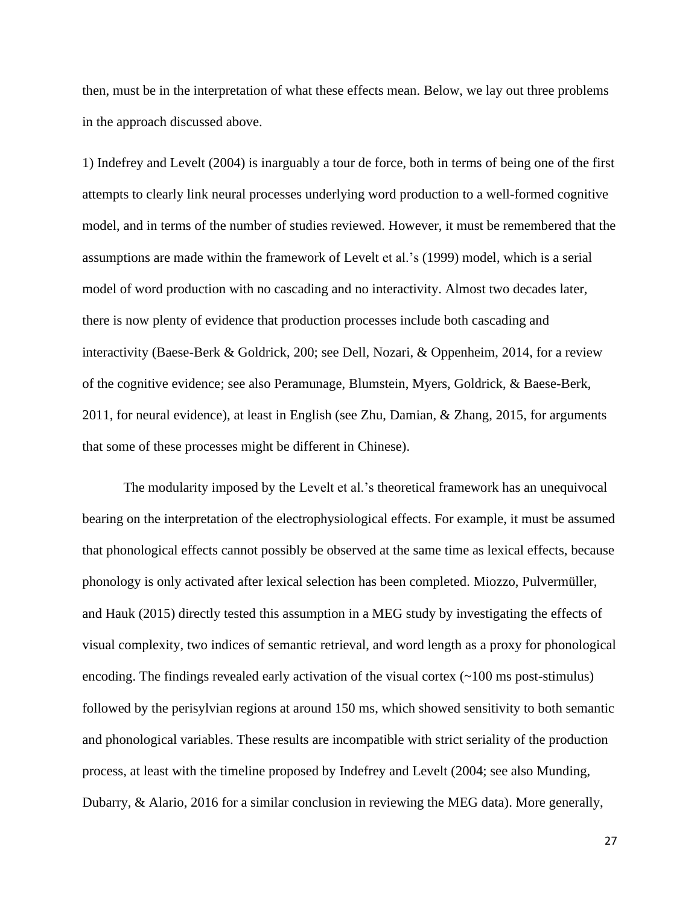then, must be in the interpretation of what these effects mean. Below, we lay out three problems in the approach discussed above.

1) Indefrey and Levelt (2004) is inarguably a tour de force, both in terms of being one of the first attempts to clearly link neural processes underlying word production to a well-formed cognitive model, and in terms of the number of studies reviewed. However, it must be remembered that the assumptions are made within the framework of Levelt et al.'s (1999) model, which is a serial model of word production with no cascading and no interactivity. Almost two decades later, there is now plenty of evidence that production processes include both cascading and interactivity (Baese-Berk & Goldrick, 200; see Dell, Nozari, & Oppenheim, 2014, for a review of the cognitive evidence; see also Peramunage, Blumstein, Myers, Goldrick, & Baese-Berk, 2011, for neural evidence), at least in English (see Zhu, Damian, & Zhang, 2015, for arguments that some of these processes might be different in Chinese).

The modularity imposed by the Levelt et al.'s theoretical framework has an unequivocal bearing on the interpretation of the electrophysiological effects. For example, it must be assumed that phonological effects cannot possibly be observed at the same time as lexical effects, because phonology is only activated after lexical selection has been completed. Miozzo, Pulvermüller, and Hauk (2015) directly tested this assumption in a MEG study by investigating the effects of visual complexity, two indices of semantic retrieval, and word length as a proxy for phonological encoding. The findings revealed early activation of the visual cortex (~100 ms post-stimulus) followed by the perisylvian regions at around 150 ms, which showed sensitivity to both semantic and phonological variables. These results are incompatible with strict seriality of the production process, at least with the timeline proposed by Indefrey and Levelt (2004; see also Munding, Dubarry, & Alario, 2016 for a similar conclusion in reviewing the MEG data). More generally,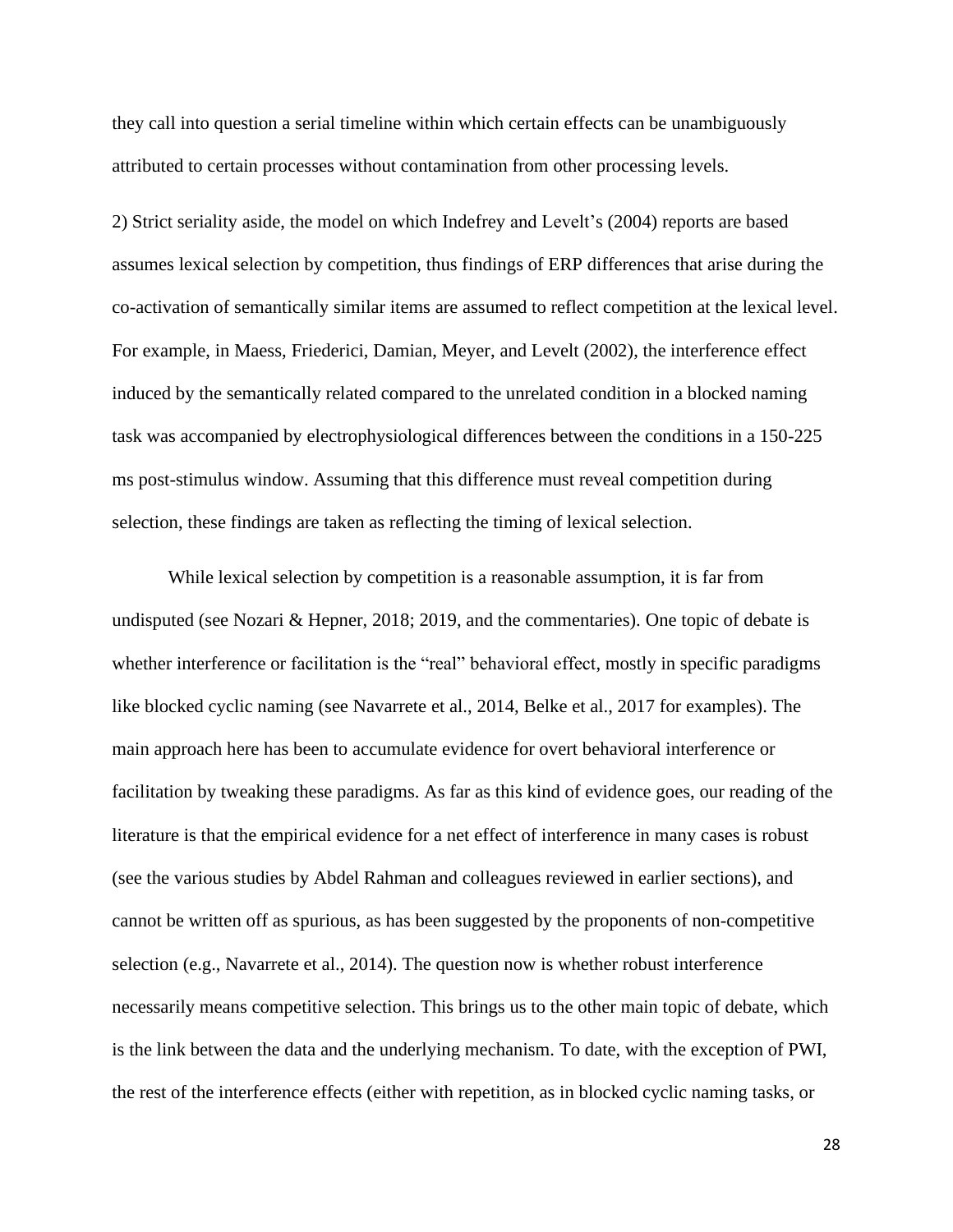they call into question a serial timeline within which certain effects can be unambiguously attributed to certain processes without contamination from other processing levels.

2) Strict seriality aside, the model on which Indefrey and Levelt's (2004) reports are based assumes lexical selection by competition, thus findings of ERP differences that arise during the co-activation of semantically similar items are assumed to reflect competition at the lexical level. For example, in Maess, Friederici, Damian, Meyer, and Levelt (2002), the interference effect induced by the semantically related compared to the unrelated condition in a blocked naming task was accompanied by electrophysiological differences between the conditions in a 150-225 ms post-stimulus window. Assuming that this difference must reveal competition during selection, these findings are taken as reflecting the timing of lexical selection.

While lexical selection by competition is a reasonable assumption, it is far from undisputed (see Nozari & Hepner, 2018; 2019, and the commentaries). One topic of debate is whether interference or facilitation is the "real" behavioral effect, mostly in specific paradigms like blocked cyclic naming (see Navarrete et al., 2014, Belke et al., 2017 for examples). The main approach here has been to accumulate evidence for overt behavioral interference or facilitation by tweaking these paradigms. As far as this kind of evidence goes, our reading of the literature is that the empirical evidence for a net effect of interference in many cases is robust (see the various studies by Abdel Rahman and colleagues reviewed in earlier sections), and cannot be written off as spurious, as has been suggested by the proponents of non-competitive selection (e.g., Navarrete et al., 2014). The question now is whether robust interference necessarily means competitive selection. This brings us to the other main topic of debate, which is the link between the data and the underlying mechanism. To date, with the exception of PWI, the rest of the interference effects (either with repetition, as in blocked cyclic naming tasks, or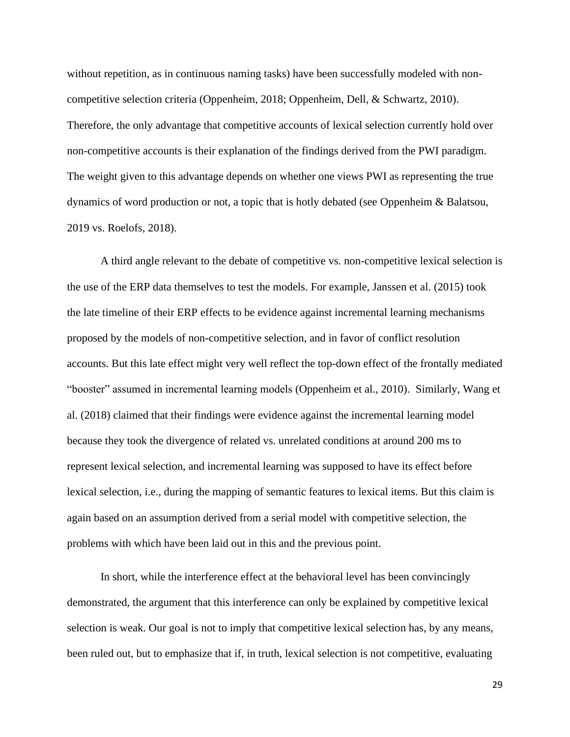without repetition, as in continuous naming tasks) have been successfully modeled with non-competitive selection criteria (Oppenheim, 2018; Oppenheim, Dell, & Schwartz, 2010). Therefore, the only advantage that competitive accounts of lexical selection currently hold over non-competitive accounts is their explanation of the findings derived from the PWI paradigm. The weight given to this advantage depends on whether one views PWI as representing the true dynamics of word production or not, a topic that is hotly debated (see Oppenheim & Balatsou, 2019 vs. Roelofs, 2018).

A third angle relevant to the debate of competitive vs. non-competitive lexical selection is the use of the ERP data themselves to test the models. For example, Janssen et al. (2015) took the late timeline of their ERP effects to be evidence against incremental learning mechanisms proposed by the models of non-competitive selection, and in favor of conflict resolution accounts. But this late effect might very well reflect the top-down effect of the frontally mediated "booster" assumed in incremental learning models (Oppenheim et al., 2010). Similarly, Wang et al. (2018) claimed that their findings were evidence against the incremental learning model because they took the divergence of related vs. unrelated conditions at around 200 ms to represent lexical selection, and incremental learning was supposed to have its effect before lexical selection, i.e., during the mapping of semantic features to lexical items. But this claim is again based on an assumption derived from a serial model with competitive selection, the problems with which have been laid out in this and the previous point.

In short, while the interference effect at the behavioral level has been convincingly demonstrated, the argument that this interference can only be explained by competitive lexical selection is weak. Our goal is not to imply that competitive lexical selection has, by any means, been ruled out, but to emphasize that if, in truth, lexical selection is not competitive, evaluating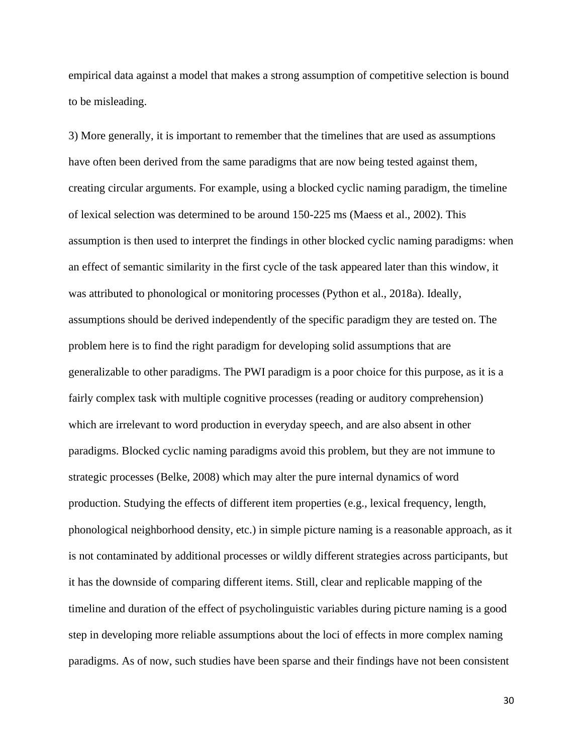empirical data against a model that makes a strong assumption of competitive selection is bound to be misleading.

3) More generally, it is important to remember that the timelines that are used as assumptions have often been derived from the same paradigms that are now being tested against them, creating circular arguments. For example, using a blocked cyclic naming paradigm, the timeline of lexical selection was determined to be around 150-225 ms (Maess et al., 2002). This assumption is then used to interpret the findings in other blocked cyclic naming paradigms: when an effect of semantic similarity in the first cycle of the task appeared later than this window, it was attributed to phonological or monitoring processes (Python et al., 2018a). Ideally, assumptions should be derived independently of the specific paradigm they are tested on. The problem here is to find the right paradigm for developing solid assumptions that are generalizable to other paradigms. The PWI paradigm is a poor choice for this purpose, as it is a fairly complex task with multiple cognitive processes (reading or auditory comprehension) which are irrelevant to word production in everyday speech, and are also absent in other paradigms. Blocked cyclic naming paradigms avoid this problem, but they are not immune to strategic processes (Belke, 2008) which may alter the pure internal dynamics of word production. Studying the effects of different item properties (e.g., lexical frequency, length, phonological neighborhood density, etc.) in simple picture naming is a reasonable approach, as it is not contaminated by additional processes or wildly different strategies across participants, but it has the downside of comparing different items. Still, clear and replicable mapping of the timeline and duration of the effect of psycholinguistic variables during picture naming is a good step in developing more reliable assumptions about the loci of effects in more complex naming paradigms. As of now, such studies have been sparse and their findings have not been consistent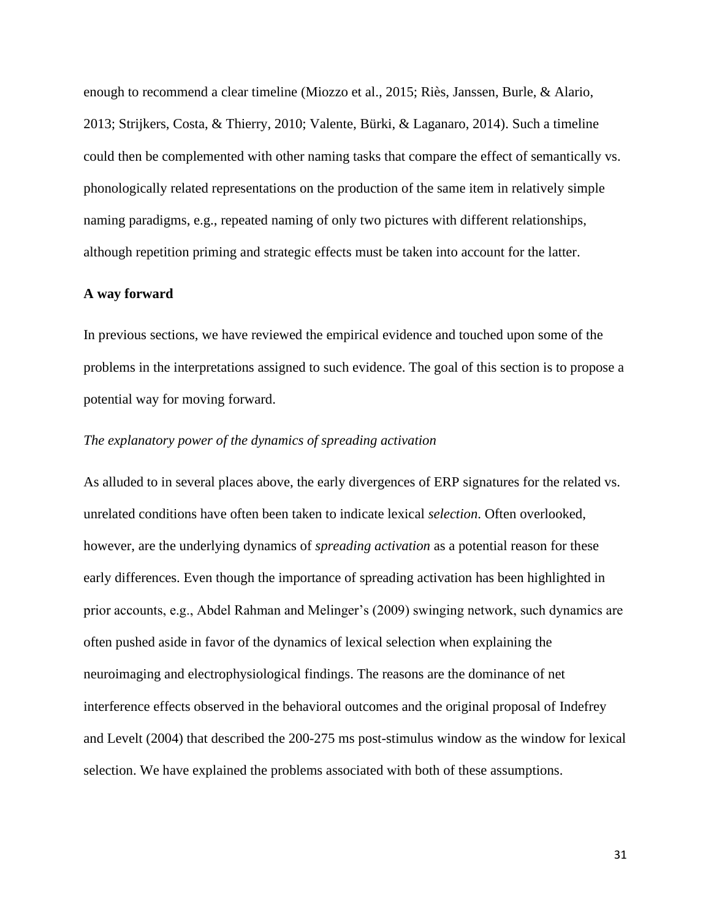enough to recommend a clear timeline (Miozzo et al., 2015; Riès, Janssen, Burle, & Alario, 2013; Strijkers, Costa, & Thierry, 2010; Valente, Bürki, & Laganaro, 2014). Such a timeline could then be complemented with other naming tasks that compare the effect of semantically vs. phonologically related representations on the production of the same item in relatively simple naming paradigms, e.g., repeated naming of only two pictures with different relationships, although repetition priming and strategic effects must be taken into account for the latter.

## A way forward

In previous sections, we have reviewed the empirical evidence and touched upon some of the problems in the interpretations assigned to such evidence. The goal of this section is to propose a potential way for moving forward.

### *The explanatory power of the dynamics of spreading activation*

As alluded to in several places above, the early divergences of ERP signatures for the related vs. unrelated conditions have often been taken to indicate lexical *selection*. Often overlooked, however, are the underlying dynamics of *spreading activation* as a potential reason for these early differences. Even though the importance of spreading activation has been highlighted in prior accounts, e.g., Abdel Rahman and Melinger's (2009) swinging network, such dynamics are often pushed aside in favor of the dynamics of lexical selection when explaining the neuroimaging and electrophysiological findings. The reasons are the dominance of net interference effects observed in the behavioral outcomes and the original proposal of Indefrey and Levelt (2004) that described the 200-275 ms post-stimulus window as the window for lexical selection. We have explained the problems associated with both of these assumptions.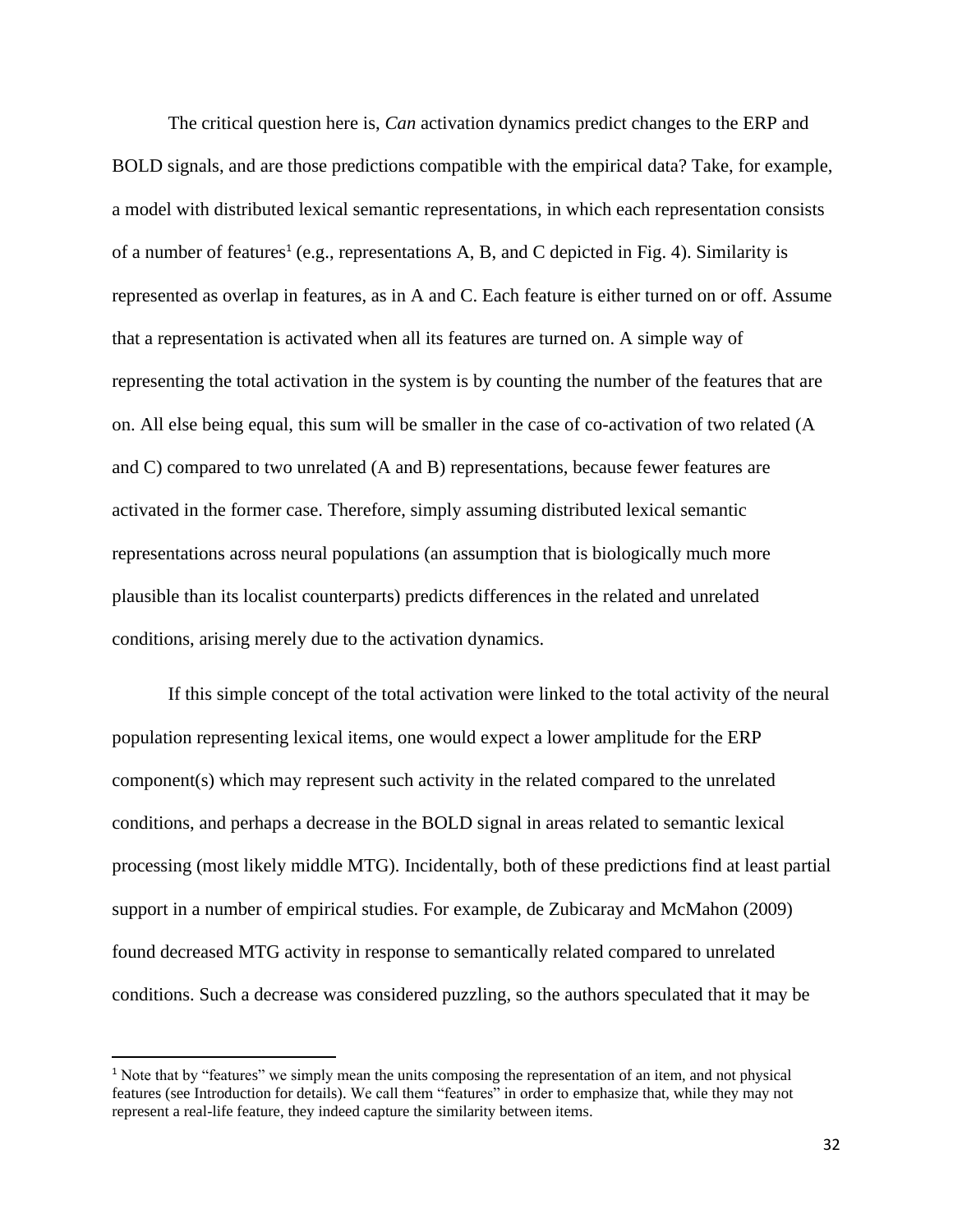The critical question here is, *Can* activation dynamics predict changes to the ERP and BOLD signals, and are those predictions compatible with the empirical data? Take, for example, a model with distributed lexical semantic representations, in which each representation consists of a number of features[1] (e.g., representations A, B, and C depicted in Fig. 4). Similarity is represented as overlap in features, as in A and C. Each feature is either turned on or off. Assume that a representation is activated when all its features are turned on. A simple way of representing the total activation in the system is by counting the number of the features that are on. All else being equal, this sum will be smaller in the case of co-activation of two related (A and C) compared to two unrelated (A and B) representations, because fewer features are activated in the former case. Therefore, simply assuming distributed lexical semantic representations across neural populations (an assumption that is biologically much more plausible than its localist counterparts) predicts differences in the related and unrelated conditions, arising merely due to the activation dynamics.

If this simple concept of the total activation were linked to the total activity of the neural population representing lexical items, one would expect a lower amplitude for the ERP component(s) which may represent such activity in the related compared to the unrelated conditions, and perhaps a decrease in the BOLD signal in areas related to semantic lexical processing (most likely middle MTG). Incidentally, both of these predictions find at least partial support in a number of empirical studies. For example, de Zubicaray and McMahon (2009) found decreased MTG activity in response to semantically related compared to unrelated conditions. Such a decrease was considered puzzling, so the authors speculated that it may be

[1] Note that by "features" we simply mean the units composing the representation of an item, and not physical features (see Introduction for details). We call them "features" in order to emphasize that, while they may not represent a real-life feature, they indeed capture the similarity between items.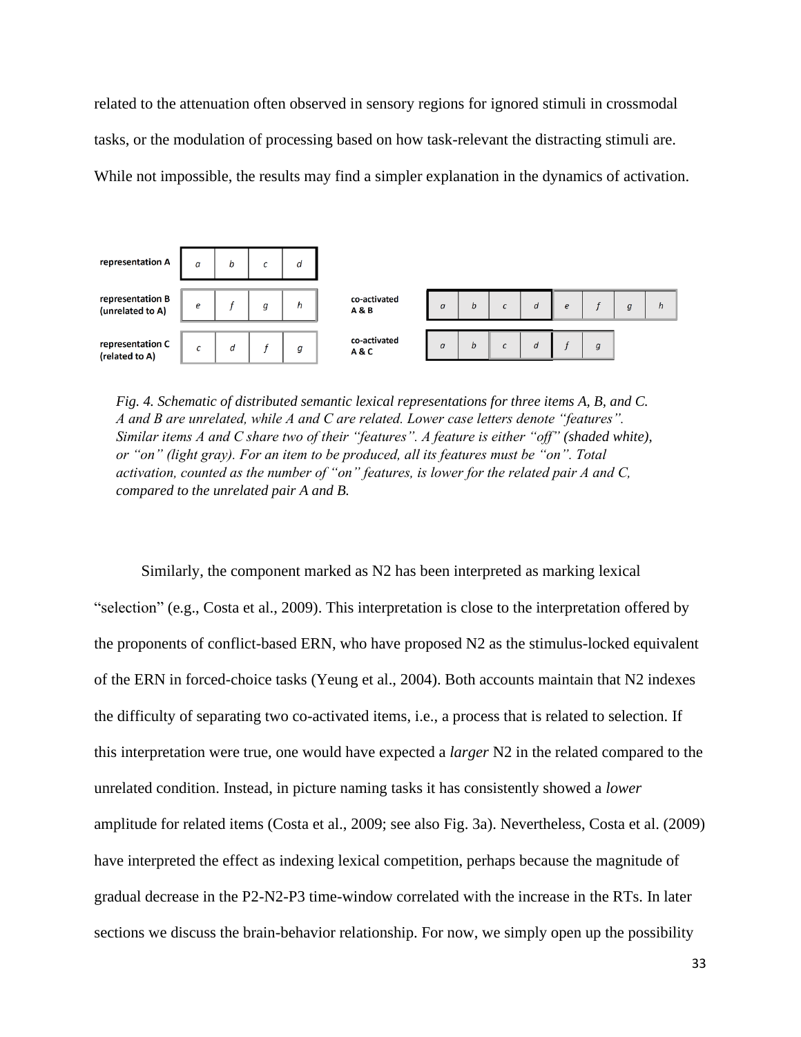related to the attenuation often observed in sensory regions for ignored stimuli in crossmodal tasks, or the modulation of processing based on how task-relevant the distracting stimuli are. While not impossible, the results may find a simpler explanation in the dynamics of activation.

| representation A | a | b | c | d | | | | |
|---|---|---|---|---|---|---|---|---|
| representation B (unrelated to A) | e | f | g | h | | | | |
| representation C (related to A) | c | d | f | g | | | | |
| co-activated A & B | a | b | c | d | e | f | g | h |
| co-activated A & C | a | b | c | d | f | g | | |

*Fig. 4. Schematic of distributed semantic lexical representations for three items A, B, and C. A and B are unrelated, while A and C are related. Lower case letters denote "features". Similar items A and C share two of their "features". A feature is either "off" (shaded white), or "on" (light gray). For an item to be produced, all its features must be "on". Total activation, counted as the number of "on" features, is lower for the related pair A and C, compared to the unrelated pair A and B.*

Similarly, the component marked as N2 has been interpreted as marking lexical "selection" (e.g., Costa et al., 2009). This interpretation is close to the interpretation offered by the proponents of conflict-based ERN, who have proposed N2 as the stimulus-locked equivalent of the ERN in forced-choice tasks (Yeung et al., 2004). Both accounts maintain that N2 indexes the difficulty of separating two co-activated items, i.e., a process that is related to selection. If this interpretation were true, one would have expected a *larger* N2 in the related compared to the unrelated condition. Instead, in picture naming tasks it has consistently showed a *lower* amplitude for related items (Costa et al., 2009; see also Fig. 3a). Nevertheless, Costa et al. (2009) have interpreted the effect as indexing lexical competition, perhaps because the magnitude of gradual decrease in the P2-N2-P3 time-window correlated with the increase in the RTs. In later sections we discuss the brain-behavior relationship. For now, we simply open up the possibility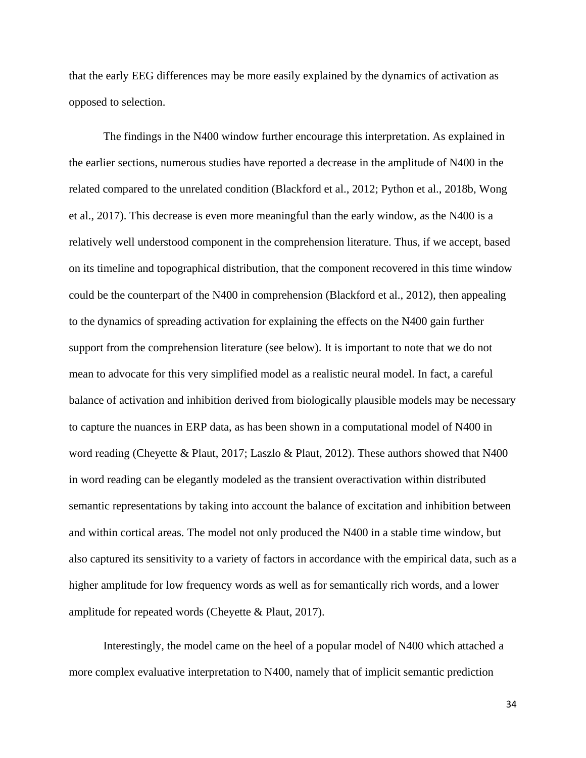that the early EEG differences may be more easily explained by the dynamics of activation as opposed to selection.

The findings in the N400 window further encourage this interpretation. As explained in the earlier sections, numerous studies have reported a decrease in the amplitude of N400 in the related compared to the unrelated condition (Blackford et al., 2012; Python et al., 2018b, Wong et al., 2017). This decrease is even more meaningful than the early window, as the N400 is a relatively well understood component in the comprehension literature. Thus, if we accept, based on its timeline and topographical distribution, that the component recovered in this time window could be the counterpart of the N400 in comprehension (Blackford et al., 2012), then appealing to the dynamics of spreading activation for explaining the effects on the N400 gain further support from the comprehension literature (see below). It is important to note that we do not mean to advocate for this very simplified model as a realistic neural model. In fact, a careful balance of activation and inhibition derived from biologically plausible models may be necessary to capture the nuances in ERP data, as has been shown in a computational model of N400 in word reading (Cheyette & Plaut, 2017; Laszlo & Plaut, 2012). These authors showed that N400 in word reading can be elegantly modeled as the transient overactivation within distributed semantic representations by taking into account the balance of excitation and inhibition between and within cortical areas. The model not only produced the N400 in a stable time window, but also captured its sensitivity to a variety of factors in accordance with the empirical data, such as a higher amplitude for low frequency words as well as for semantically rich words, and a lower amplitude for repeated words (Cheyette & Plaut, 2017).

Interestingly, the model came on the heel of a popular model of N400 which attached a more complex evaluative interpretation to N400, namely that of implicit semantic prediction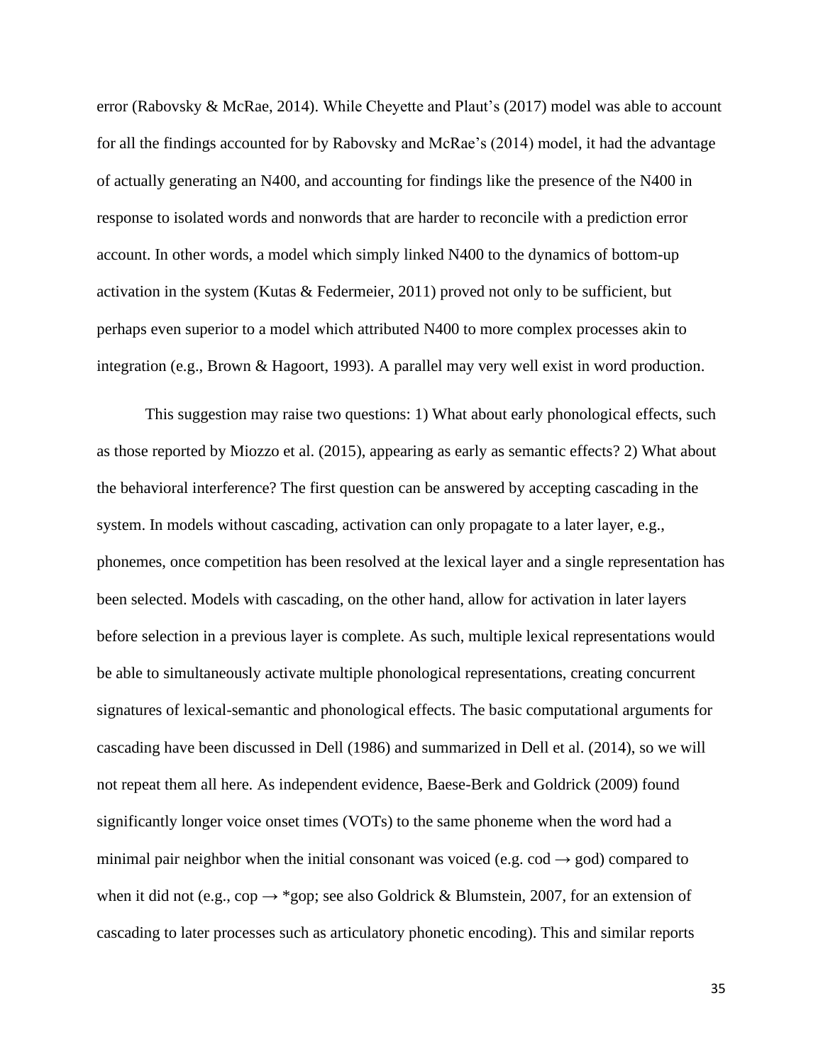error (Rabovsky & McRae, 2014). While Cheyette and Plaut's (2017) model was able to account for all the findings accounted for by Rabovsky and McRae's (2014) model, it had the advantage of actually generating an N400, and accounting for findings like the presence of the N400 in response to isolated words and nonwords that are harder to reconcile with a prediction error account. In other words, a model which simply linked N400 to the dynamics of bottom-up activation in the system (Kutas & Federmeier, 2011) proved not only to be sufficient, but perhaps even superior to a model which attributed N400 to more complex processes akin to integration (e.g., Brown & Hagoort, 1993). A parallel may very well exist in word production.

This suggestion may raise two questions: 1) What about early phonological effects, such as those reported by Miozzo et al. (2015), appearing as early as semantic effects? 2) What about the behavioral interference? The first question can be answered by accepting cascading in the system. In models without cascading, activation can only propagate to a later layer, e.g., phonemes, once competition has been resolved at the lexical layer and a single representation has been selected. Models with cascading, on the other hand, allow for activation in later layers before selection in a previous layer is complete. As such, multiple lexical representations would be able to simultaneously activate multiple phonological representations, creating concurrent signatures of lexical-semantic and phonological effects. The basic computational arguments for cascading have been discussed in Dell (1986) and summarized in Dell et al. (2014), so we will not repeat them all here. As independent evidence, Baese-Berk and Goldrick (2009) found significantly longer voice onset times (VOTs) to the same phoneme when the word had a minimal pair neighbor when the initial consonant was voiced (e.g. cod → god) compared to when it did not (e.g., cop → *gop; see also Goldrick & Blumstein, 2007, for an extension of cascading to later processes such as articulatory phonetic encoding). This and similar reports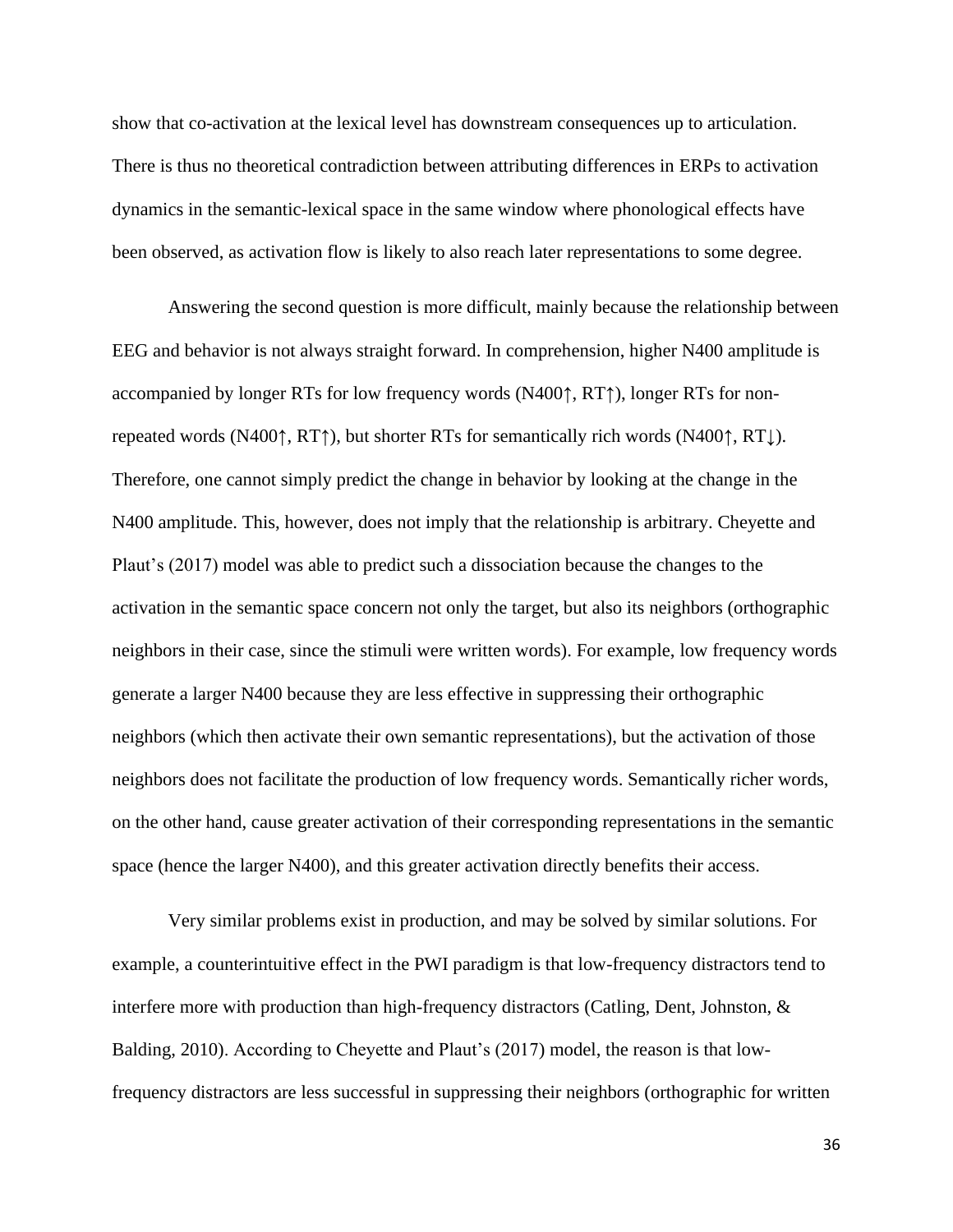show that co-activation at the lexical level has downstream consequences up to articulation. There is thus no theoretical contradiction between attributing differences in ERPs to activation dynamics in the semantic-lexical space in the same window where phonological effects have been observed, as activation flow is likely to also reach later representations to some degree.

Answering the second question is more difficult, mainly because the relationship between EEG and behavior is not always straight forward. In comprehension, higher N400 amplitude is accompanied by longer RTs for low frequency words (N400↑, RT↑), longer RTs for non-repeated words (N400↑, RT↑), but shorter RTs for semantically rich words (N400↑, RT↓). Therefore, one cannot simply predict the change in behavior by looking at the change in the N400 amplitude. This, however, does not imply that the relationship is arbitrary. Cheyette and Plaut's (2017) model was able to predict such a dissociation because the changes to the activation in the semantic space concern not only the target, but also its neighbors (orthographic neighbors in their case, since the stimuli were written words). For example, low frequency words generate a larger N400 because they are less effective in suppressing their orthographic neighbors (which then activate their own semantic representations), but the activation of those neighbors does not facilitate the production of low frequency words. Semantically richer words, on the other hand, cause greater activation of their corresponding representations in the semantic space (hence the larger N400), and this greater activation directly benefits their access.

Very similar problems exist in production, and may be solved by similar solutions. For example, a counterintuitive effect in the PWI paradigm is that low-frequency distractors tend to interfere more with production than high-frequency distractors (Catling, Dent, Johnston, & Balding, 2010). According to Cheyette and Plaut's (2017) model, the reason is that low-frequency distractors are less successful in suppressing their neighbors (orthographic for written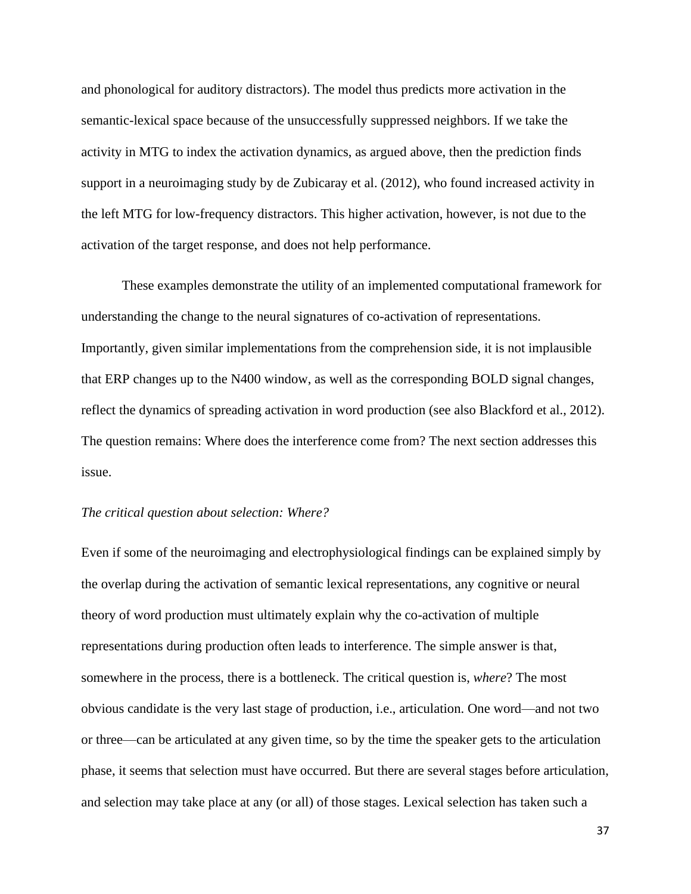and phonological for auditory distractors). The model thus predicts more activation in the semantic-lexical space because of the unsuccessfully suppressed neighbors. If we take the activity in MTG to index the activation dynamics, as argued above, then the prediction finds support in a neuroimaging study by de Zubicaray et al. (2012), who found increased activity in the left MTG for low-frequency distractors. This higher activation, however, is not due to the activation of the target response, and does not help performance.

These examples demonstrate the utility of an implemented computational framework for understanding the change to the neural signatures of co-activation of representations. Importantly, given similar implementations from the comprehension side, it is not implausible that ERP changes up to the N400 window, as well as the corresponding BOLD signal changes, reflect the dynamics of spreading activation in word production (see also Blackford et al., 2012). The question remains: Where does the interference come from? The next section addresses this issue.

*The critical question about selection: Where?*

Even if some of the neuroimaging and electrophysiological findings can be explained simply by the overlap during the activation of semantic lexical representations, any cognitive or neural theory of word production must ultimately explain why the co-activation of multiple representations during production often leads to interference. The simple answer is that, somewhere in the process, there is a bottleneck. The critical question is, *where*? The most obvious candidate is the very last stage of production, i.e., articulation. One word—and not two or three—can be articulated at any given time, so by the time the speaker gets to the articulation phase, it seems that selection must have occurred. But there are several stages before articulation, and selection may take place at any (or all) of those stages. Lexical selection has taken such a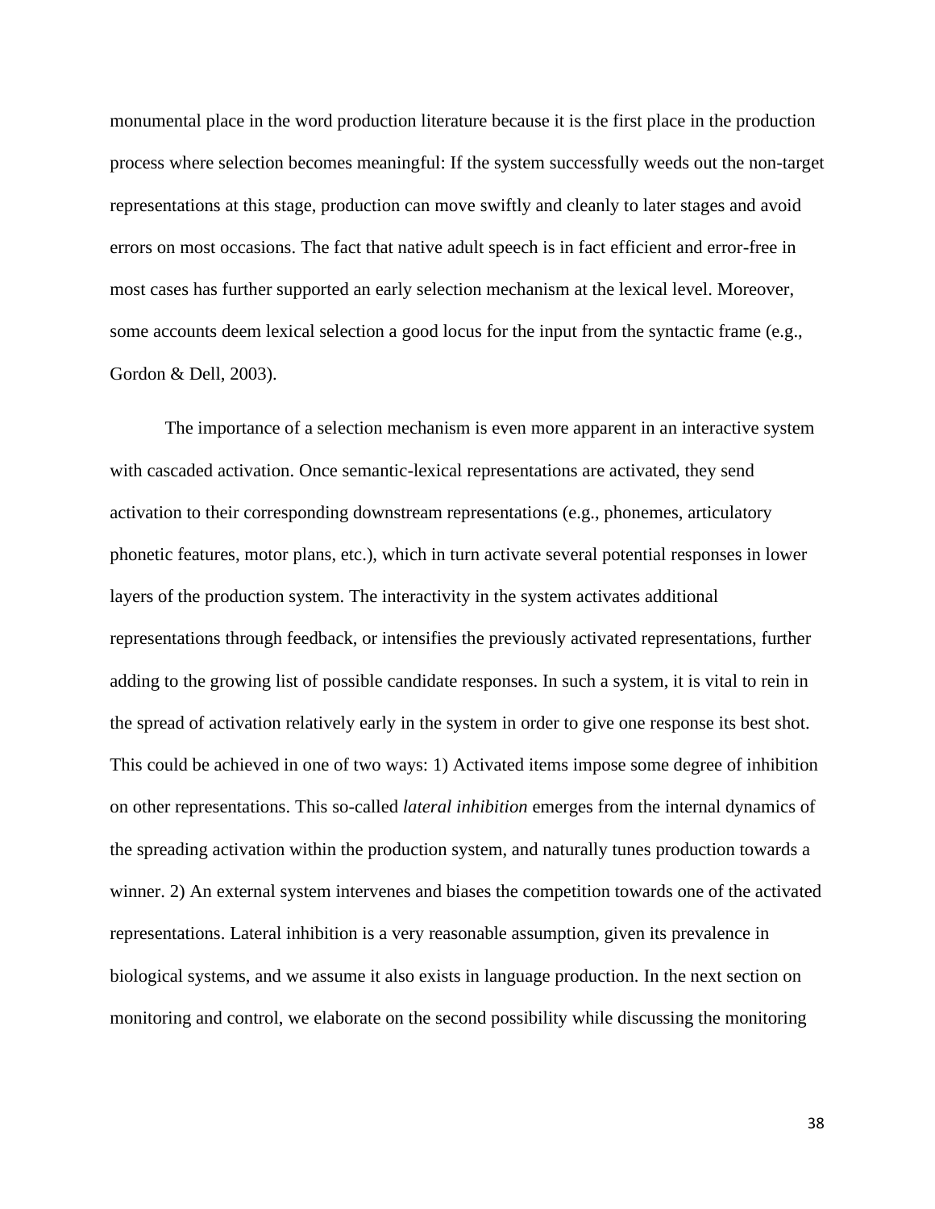monumental place in the word production literature because it is the first place in the production process where selection becomes meaningful: If the system successfully weeds out the non-target representations at this stage, production can move swiftly and cleanly to later stages and avoid errors on most occasions. The fact that native adult speech is in fact efficient and error-free in most cases has further supported an early selection mechanism at the lexical level. Moreover, some accounts deem lexical selection a good locus for the input from the syntactic frame (e.g., Gordon & Dell, 2003).

The importance of a selection mechanism is even more apparent in an interactive system with cascaded activation. Once semantic-lexical representations are activated, they send activation to their corresponding downstream representations (e.g., phonemes, articulatory phonetic features, motor plans, etc.), which in turn activate several potential responses in lower layers of the production system. The interactivity in the system activates additional representations through feedback, or intensifies the previously activated representations, further adding to the growing list of possible candidate responses. In such a system, it is vital to rein in the spread of activation relatively early in the system in order to give one response its best shot. This could be achieved in one of two ways: 1) Activated items impose some degree of inhibition on other representations. This so-called *lateral inhibition* emerges from the internal dynamics of the spreading activation within the production system, and naturally tunes production towards a winner. 2) An external system intervenes and biases the competition towards one of the activated representations. Lateral inhibition is a very reasonable assumption, given its prevalence in biological systems, and we assume it also exists in language production. In the next section on monitoring and control, we elaborate on the second possibility while discussing the monitoring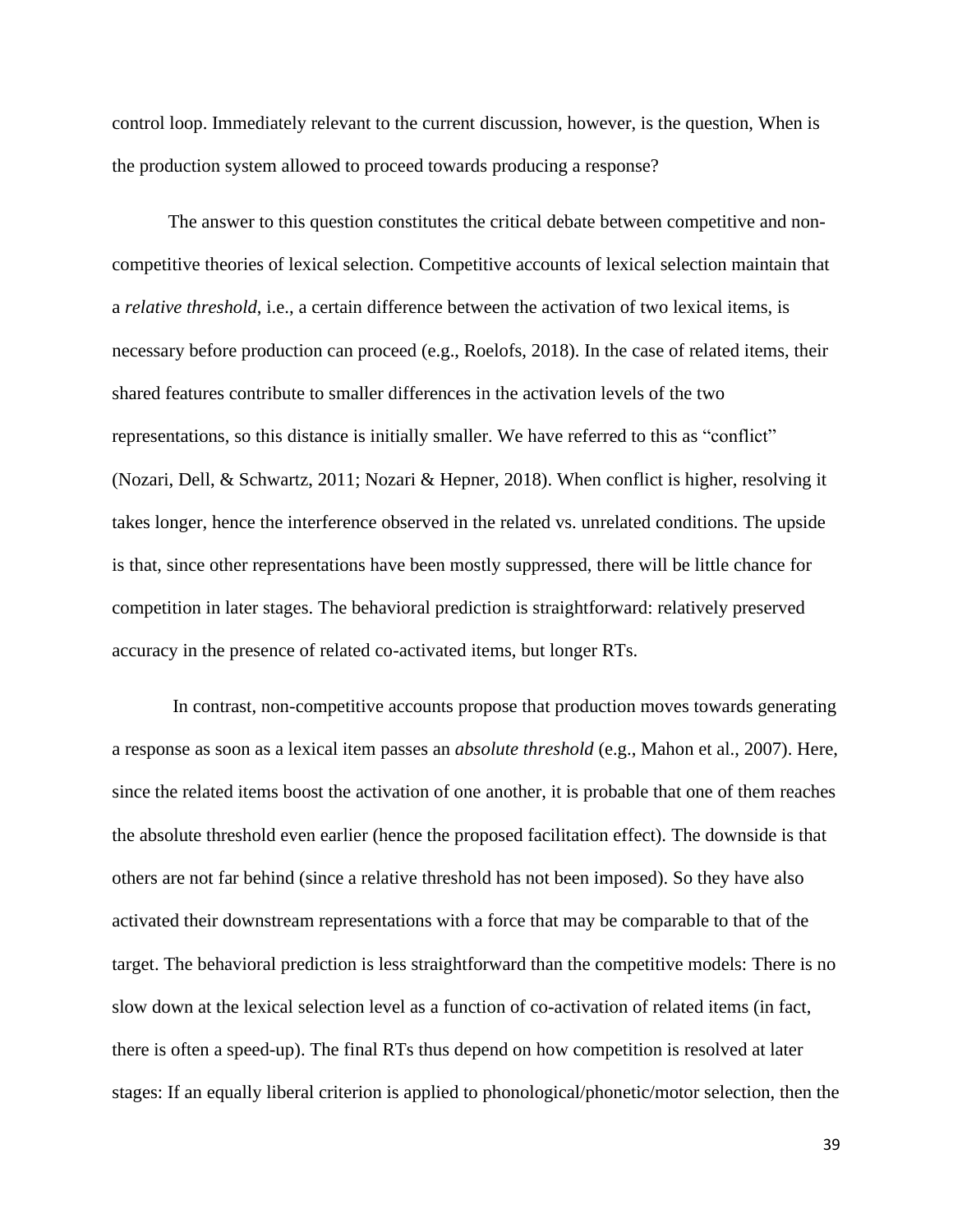control loop. Immediately relevant to the current discussion, however, is the question, When is the production system allowed to proceed towards producing a response?

The answer to this question constitutes the critical debate between competitive and non-competitive theories of lexical selection. Competitive accounts of lexical selection maintain that a *relative threshold*, i.e., a certain difference between the activation of two lexical items, is necessary before production can proceed (e.g., Roelofs, 2018). In the case of related items, their shared features contribute to smaller differences in the activation levels of the two representations, so this distance is initially smaller. We have referred to this as "conflict" (Nozari, Dell, & Schwartz, 2011; Nozari & Hepner, 2018). When conflict is higher, resolving it takes longer, hence the interference observed in the related vs. unrelated conditions. The upside is that, since other representations have been mostly suppressed, there will be little chance for competition in later stages. The behavioral prediction is straightforward: relatively preserved accuracy in the presence of related co-activated items, but longer RTs.

In contrast, non-competitive accounts propose that production moves towards generating a response as soon as a lexical item passes an *absolute threshold* (e.g., Mahon et al., 2007). Here, since the related items boost the activation of one another, it is probable that one of them reaches the absolute threshold even earlier (hence the proposed facilitation effect). The downside is that others are not far behind (since a relative threshold has not been imposed). So they have also activated their downstream representations with a force that may be comparable to that of the target. The behavioral prediction is less straightforward than the competitive models: There is no slow down at the lexical selection level as a function of co-activation of related items (in fact, there is often a speed-up). The final RTs thus depend on how competition is resolved at later stages: If an equally liberal criterion is applied to phonological/phonetic/motor selection, then the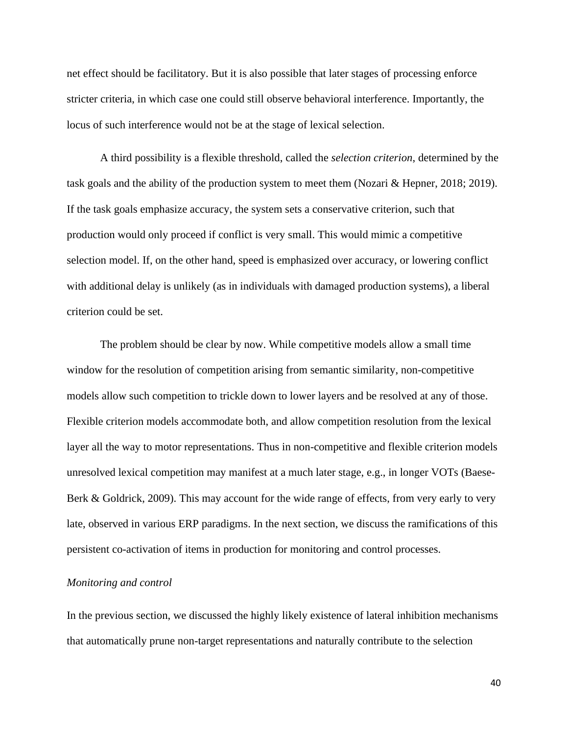net effect should be facilitatory. But it is also possible that later stages of processing enforce stricter criteria, in which case one could still observe behavioral interference. Importantly, the locus of such interference would not be at the stage of lexical selection.

A third possibility is a flexible threshold, called the *selection criterion*, determined by the task goals and the ability of the production system to meet them (Nozari & Hepner, 2018; 2019). If the task goals emphasize accuracy, the system sets a conservative criterion, such that production would only proceed if conflict is very small. This would mimic a competitive selection model. If, on the other hand, speed is emphasized over accuracy, or lowering conflict with additional delay is unlikely (as in individuals with damaged production systems), a liberal criterion could be set.

The problem should be clear by now. While competitive models allow a small time window for the resolution of competition arising from semantic similarity, non-competitive models allow such competition to trickle down to lower layers and be resolved at any of those. Flexible criterion models accommodate both, and allow competition resolution from the lexical layer all the way to motor representations. Thus in non-competitive and flexible criterion models unresolved lexical competition may manifest at a much later stage, e.g., in longer VOTs (Baese-Berk & Goldrick, 2009). This may account for the wide range of effects, from very early to very late, observed in various ERP paradigms. In the next section, we discuss the ramifications of this persistent co-activation of items in production for monitoring and control processes.

*Monitoring and control*

In the previous section, we discussed the highly likely existence of lateral inhibition mechanisms that automatically prune non-target representations and naturally contribute to the selection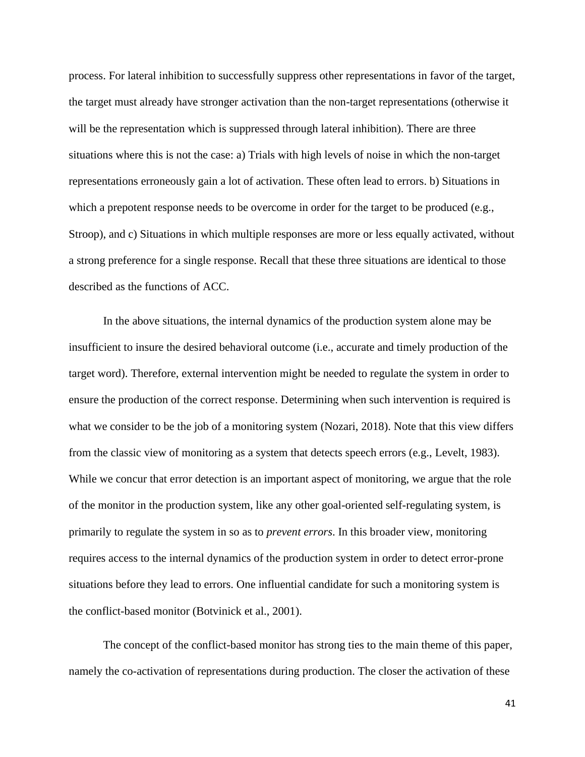process. For lateral inhibition to successfully suppress other representations in favor of the target, the target must already have stronger activation than the non-target representations (otherwise it will be the representation which is suppressed through lateral inhibition). There are three situations where this is not the case: a) Trials with high levels of noise in which the non-target representations erroneously gain a lot of activation. These often lead to errors. b) Situations in which a prepotent response needs to be overcome in order for the target to be produced (e.g., Stroop), and c) Situations in which multiple responses are more or less equally activated, without a strong preference for a single response. Recall that these three situations are identical to those described as the functions of ACC.

In the above situations, the internal dynamics of the production system alone may be insufficient to insure the desired behavioral outcome (i.e., accurate and timely production of the target word). Therefore, external intervention might be needed to regulate the system in order to ensure the production of the correct response. Determining when such intervention is required is what we consider to be the job of a monitoring system (Nozari, 2018). Note that this view differs from the classic view of monitoring as a system that detects speech errors (e.g., Levelt, 1983). While we concur that error detection is an important aspect of monitoring, we argue that the role of the monitor in the production system, like any other goal-oriented self-regulating system, is primarily to regulate the system in so as to *prevent errors*. In this broader view, monitoring requires access to the internal dynamics of the production system in order to detect error-prone situations before they lead to errors. One influential candidate for such a monitoring system is the conflict-based monitor (Botvinick et al., 2001).

The concept of the conflict-based monitor has strong ties to the main theme of this paper, namely the co-activation of representations during production. The closer the activation of these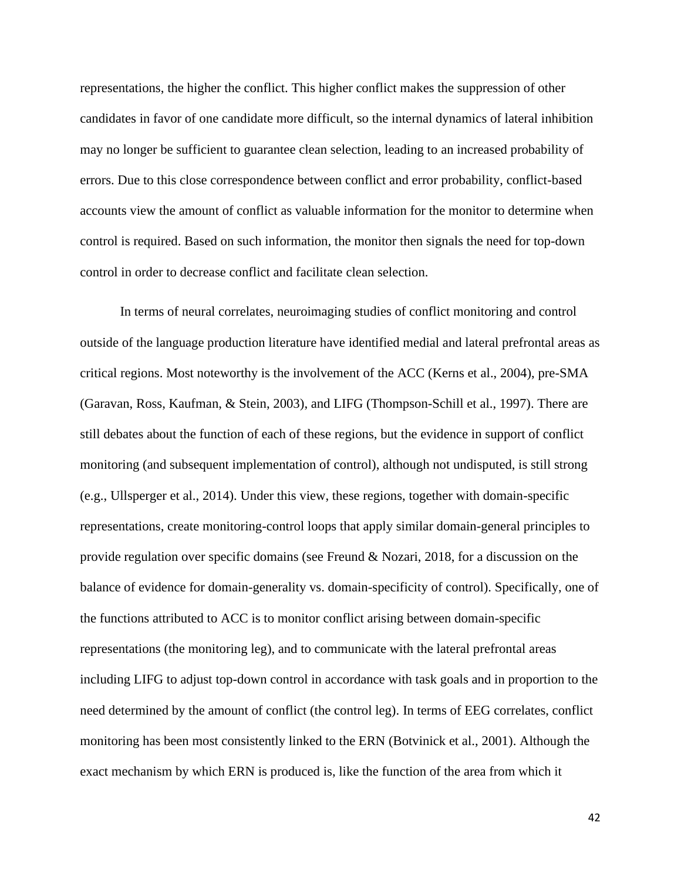representations, the higher the conflict. This higher conflict makes the suppression of other candidates in favor of one candidate more difficult, so the internal dynamics of lateral inhibition may no longer be sufficient to guarantee clean selection, leading to an increased probability of errors. Due to this close correspondence between conflict and error probability, conflict-based accounts view the amount of conflict as valuable information for the monitor to determine when control is required. Based on such information, the monitor then signals the need for top-down control in order to decrease conflict and facilitate clean selection.

In terms of neural correlates, neuroimaging studies of conflict monitoring and control outside of the language production literature have identified medial and lateral prefrontal areas as critical regions. Most noteworthy is the involvement of the ACC (Kerns et al., 2004), pre-SMA (Garavan, Ross, Kaufman, & Stein, 2003), and LIFG (Thompson-Schill et al., 1997). There are still debates about the function of each of these regions, but the evidence in support of conflict monitoring (and subsequent implementation of control), although not undisputed, is still strong (e.g., Ullsperger et al., 2014). Under this view, these regions, together with domain-specific representations, create monitoring-control loops that apply similar domain-general principles to provide regulation over specific domains (see Freund & Nozari, 2018, for a discussion on the balance of evidence for domain-generality vs. domain-specificity of control). Specifically, one of the functions attributed to ACC is to monitor conflict arising between domain-specific representations (the monitoring leg), and to communicate with the lateral prefrontal areas including LIFG to adjust top-down control in accordance with task goals and in proportion to the need determined by the amount of conflict (the control leg). In terms of EEG correlates, conflict monitoring has been most consistently linked to the ERN (Botvinick et al., 2001). Although the exact mechanism by which ERN is produced is, like the function of the area from which it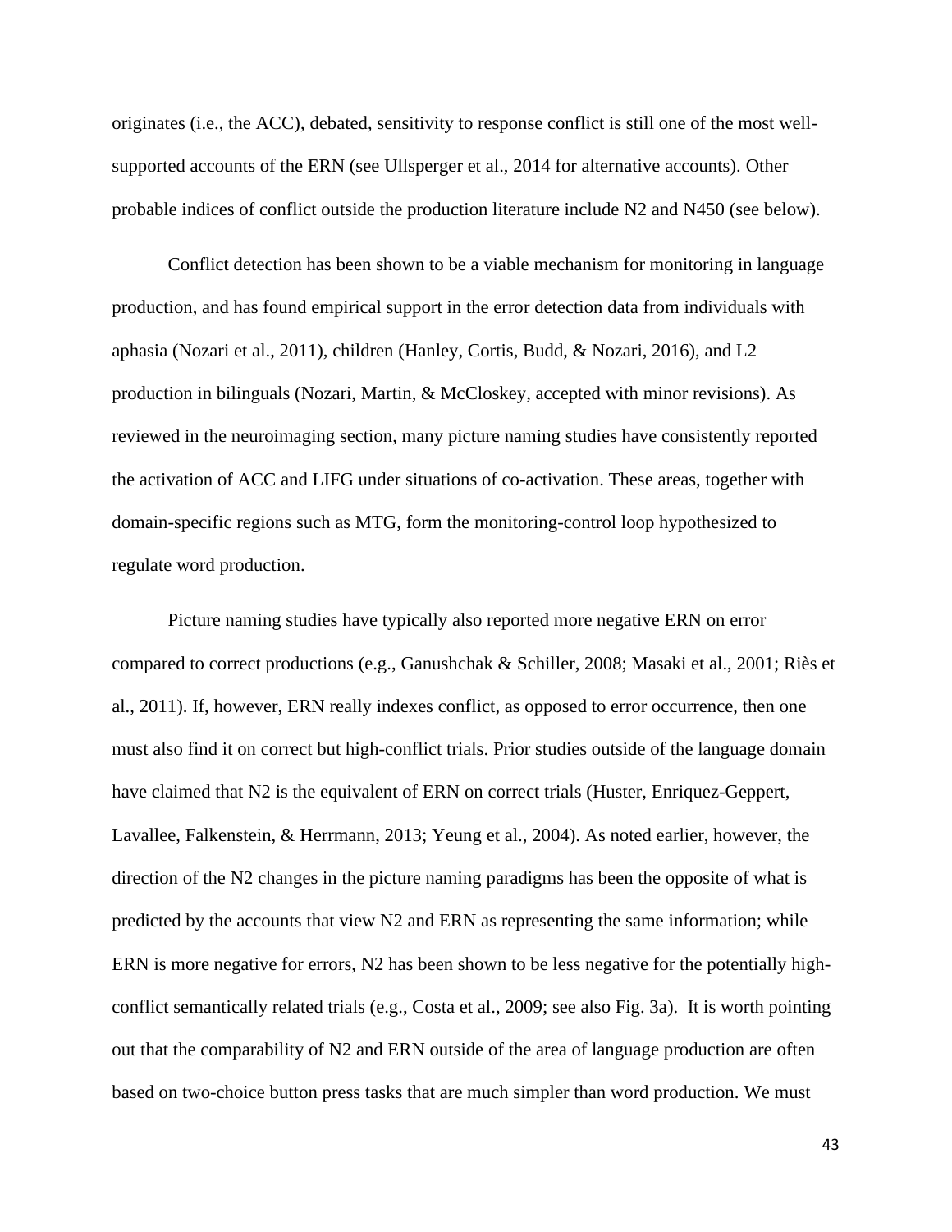originates (i.e., the ACC), debated, sensitivity to response conflict is still one of the most well-supported accounts of the ERN (see Ullsperger et al., 2014 for alternative accounts). Other probable indices of conflict outside the production literature include N2 and N450 (see below).

Conflict detection has been shown to be a viable mechanism for monitoring in language production, and has found empirical support in the error detection data from individuals with aphasia (Nozari et al., 2011), children (Hanley, Cortis, Budd, & Nozari, 2016), and L2 production in bilinguals (Nozari, Martin, & McCloskey, accepted with minor revisions). As reviewed in the neuroimaging section, many picture naming studies have consistently reported the activation of ACC and LIFG under situations of co-activation. These areas, together with domain-specific regions such as MTG, form the monitoring-control loop hypothesized to regulate word production.

Picture naming studies have typically also reported more negative ERN on error compared to correct productions (e.g., Ganushchak & Schiller, 2008; Masaki et al., 2001; Riès et al., 2011). If, however, ERN really indexes conflict, as opposed to error occurrence, then one must also find it on correct but high-conflict trials. Prior studies outside of the language domain have claimed that N2 is the equivalent of ERN on correct trials (Huster, Enriquez-Geppert, Lavallee, Falkenstein, & Herrmann, 2013; Yeung et al., 2004). As noted earlier, however, the direction of the N2 changes in the picture naming paradigms has been the opposite of what is predicted by the accounts that view N2 and ERN as representing the same information; while ERN is more negative for errors, N2 has been shown to be less negative for the potentially high-conflict semantically related trials (e.g., Costa et al., 2009; see also Fig. 3a). It is worth pointing out that the comparability of N2 and ERN outside of the area of language production are often based on two-choice button press tasks that are much simpler than word production. We must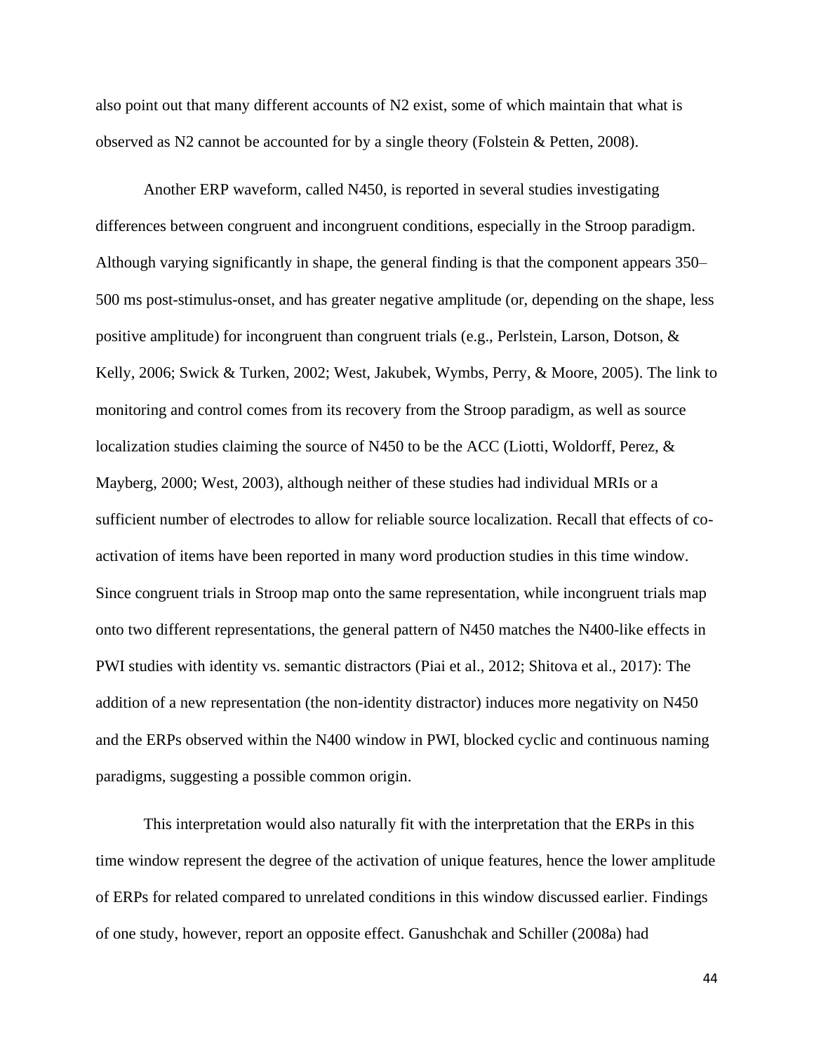also point out that many different accounts of N2 exist, some of which maintain that what is observed as N2 cannot be accounted for by a single theory (Folstein & Petten, 2008).

Another ERP waveform, called N450, is reported in several studies investigating differences between congruent and incongruent conditions, especially in the Stroop paradigm. Although varying significantly in shape, the general finding is that the component appears 350–500 ms post-stimulus-onset, and has greater negative amplitude (or, depending on the shape, less positive amplitude) for incongruent than congruent trials (e.g., Perlstein, Larson, Dotson, & Kelly, 2006; Swick & Turken, 2002; West, Jakubek, Wymbs, Perry, & Moore, 2005). The link to monitoring and control comes from its recovery from the Stroop paradigm, as well as source localization studies claiming the source of N450 to be the ACC (Liotti, Woldorff, Perez, & Mayberg, 2000; West, 2003), although neither of these studies had individual MRIs or a sufficient number of electrodes to allow for reliable source localization. Recall that effects of co-activation of items have been reported in many word production studies in this time window. Since congruent trials in Stroop map onto the same representation, while incongruent trials map onto two different representations, the general pattern of N450 matches the N400-like effects in PWI studies with identity vs. semantic distractors (Piai et al., 2012; Shitova et al., 2017): The addition of a new representation (the non-identity distractor) induces more negativity on N450 and the ERPs observed within the N400 window in PWI, blocked cyclic and continuous naming paradigms, suggesting a possible common origin.

This interpretation would also naturally fit with the interpretation that the ERPs in this time window represent the degree of the activation of unique features, hence the lower amplitude of ERPs for related compared to unrelated conditions in this window discussed earlier. Findings of one study, however, report an opposite effect. Ganushchak and Schiller (2008a) had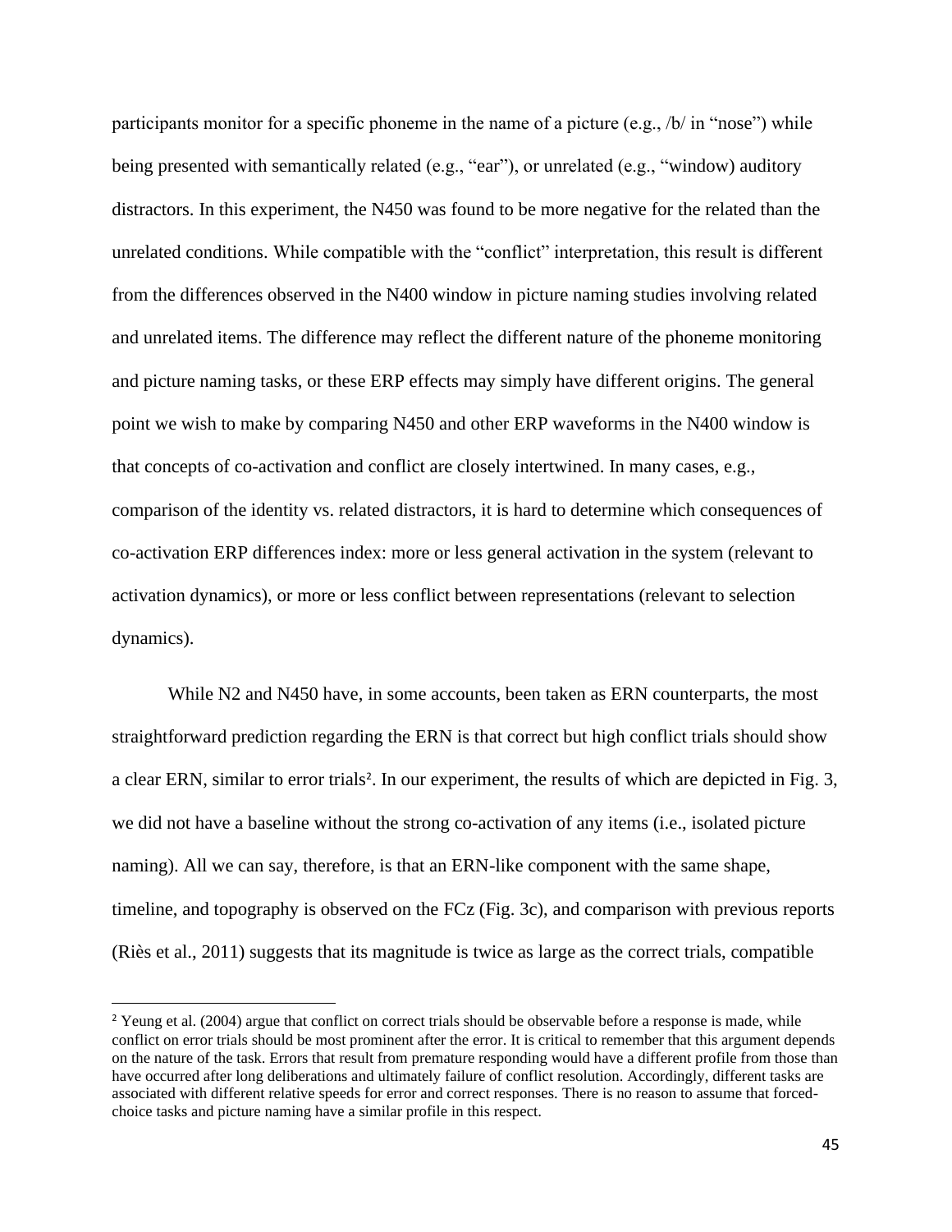participants monitor for a specific phoneme in the name of a picture (e.g., /b/ in "nose") while being presented with semantically related (e.g., "ear"), or unrelated (e.g., "window) auditory distractors. In this experiment, the N450 was found to be more negative for the related than the unrelated conditions. While compatible with the "conflict" interpretation, this result is different from the differences observed in the N400 window in picture naming studies involving related and unrelated items. The difference may reflect the different nature of the phoneme monitoring and picture naming tasks, or these ERP effects may simply have different origins. The general point we wish to make by comparing N450 and other ERP waveforms in the N400 window is that concepts of co-activation and conflict are closely intertwined. In many cases, e.g., comparison of the identity vs. related distractors, it is hard to determine which consequences of co-activation ERP differences index: more or less general activation in the system (relevant to activation dynamics), or more or less conflict between representations (relevant to selection dynamics).

While N2 and N450 have, in some accounts, been taken as ERN counterparts, the most straightforward prediction regarding the ERN is that correct but high conflict trials should show a clear ERN, similar to error trials[2]. In our experiment, the results of which are depicted in Fig. 3, we did not have a baseline without the strong co-activation of any items (i.e., isolated picture naming). All we can say, therefore, is that an ERN-like component with the same shape, timeline, and topography is observed on the FCz (Fig. 3c), and comparison with previous reports (Riès et al., 2011) suggests that its magnitude is twice as large as the correct trials, compatible

[2] Yeung et al. (2004) argue that conflict on correct trials should be observable before a response is made, while conflict on error trials should be most prominent after the error. It is critical to remember that this argument depends on the nature of the task. Errors that result from premature responding would have a different profile from those than have occurred after long deliberations and ultimately failure of conflict resolution. Accordingly, different tasks are associated with different relative speeds for error and correct responses. There is no reason to assume that forced-choice tasks and picture naming have a similar profile in this respect.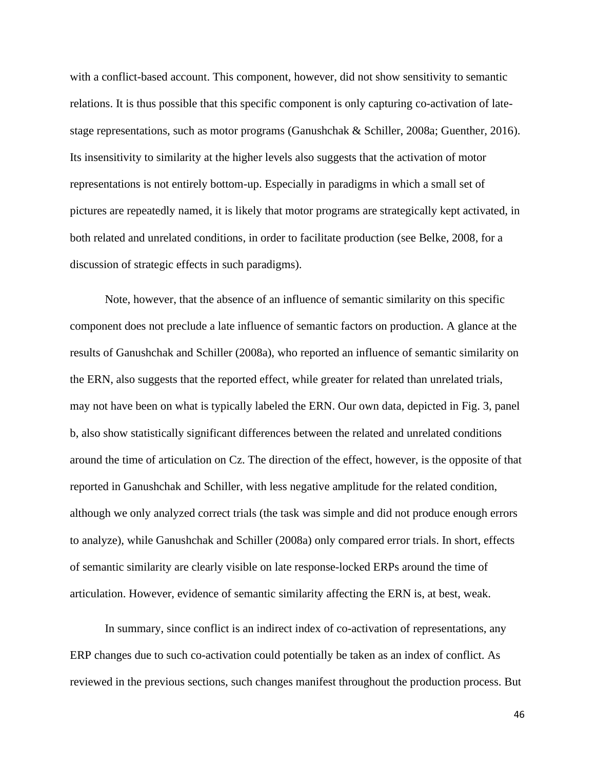with a conflict-based account. This component, however, did not show sensitivity to semantic relations. It is thus possible that this specific component is only capturing co-activation of late-stage representations, such as motor programs (Ganushchak & Schiller, 2008a; Guenther, 2016). Its insensitivity to similarity at the higher levels also suggests that the activation of motor representations is not entirely bottom-up. Especially in paradigms in which a small set of pictures are repeatedly named, it is likely that motor programs are strategically kept activated, in both related and unrelated conditions, in order to facilitate production (see Belke, 2008, for a discussion of strategic effects in such paradigms).

Note, however, that the absence of an influence of semantic similarity on this specific component does not preclude a late influence of semantic factors on production. A glance at the results of Ganushchak and Schiller (2008a), who reported an influence of semantic similarity on the ERN, also suggests that the reported effect, while greater for related than unrelated trials, may not have been on what is typically labeled the ERN. Our own data, depicted in Fig. 3, panel b, also show statistically significant differences between the related and unrelated conditions around the time of articulation on Cz. The direction of the effect, however, is the opposite of that reported in Ganushchak and Schiller, with less negative amplitude for the related condition, although we only analyzed correct trials (the task was simple and did not produce enough errors to analyze), while Ganushchak and Schiller (2008a) only compared error trials. In short, effects of semantic similarity are clearly visible on late response-locked ERPs around the time of articulation. However, evidence of semantic similarity affecting the ERN is, at best, weak.

In summary, since conflict is an indirect index of co-activation of representations, any ERP changes due to such co-activation could potentially be taken as an index of conflict. As reviewed in the previous sections, such changes manifest throughout the production process. But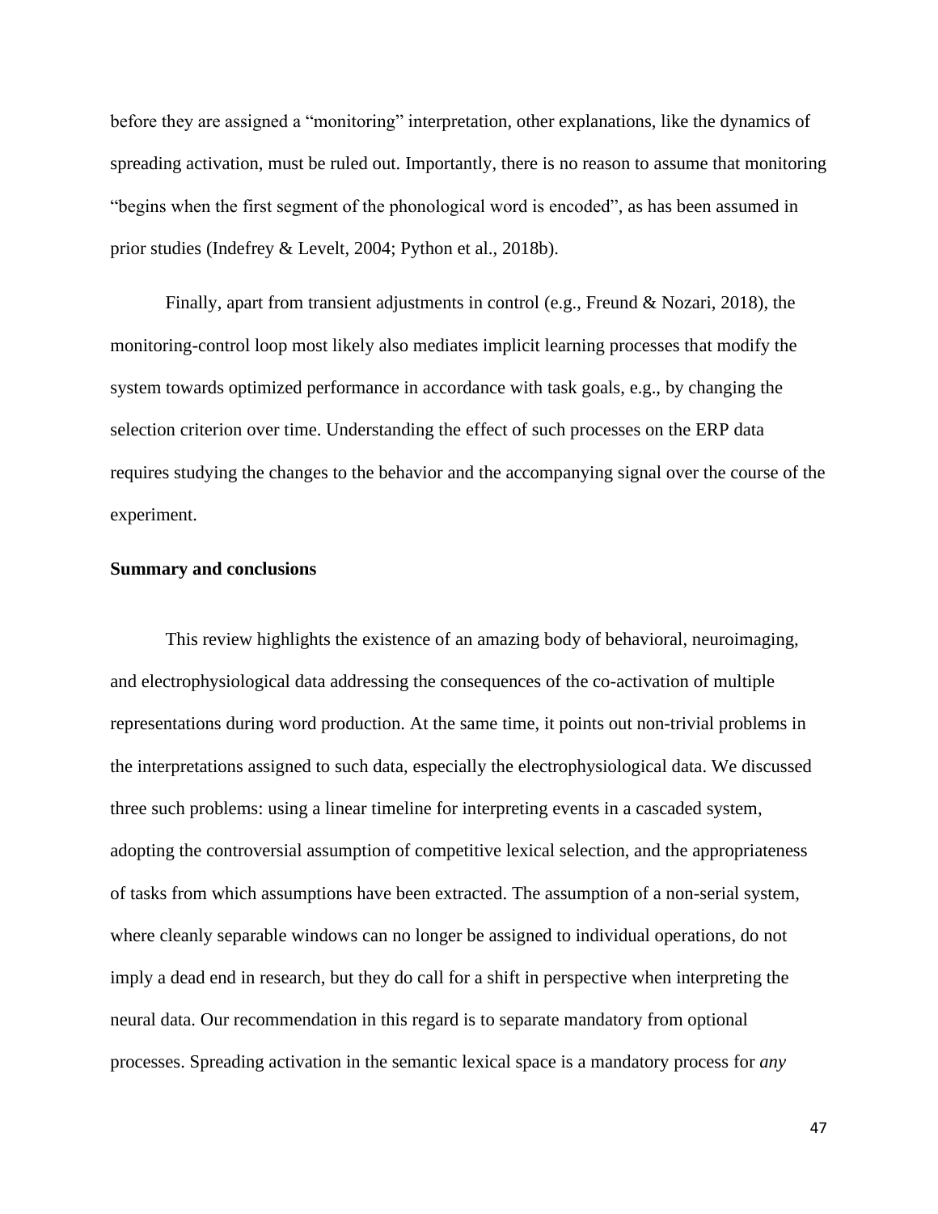before they are assigned a "monitoring" interpretation, other explanations, like the dynamics of spreading activation, must be ruled out. Importantly, there is no reason to assume that monitoring "begins when the first segment of the phonological word is encoded", as has been assumed in prior studies (Indefrey & Levelt, 2004; Python et al., 2018b).

Finally, apart from transient adjustments in control (e.g., Freund & Nozari, 2018), the monitoring-control loop most likely also mediates implicit learning processes that modify the system towards optimized performance in accordance with task goals, e.g., by changing the selection criterion over time. Understanding the effect of such processes on the ERP data requires studying the changes to the behavior and the accompanying signal over the course of the experiment.

**Summary and conclusions**

This review highlights the existence of an amazing body of behavioral, neuroimaging, and electrophysiological data addressing the consequences of the co-activation of multiple representations during word production. At the same time, it points out non-trivial problems in the interpretations assigned to such data, especially the electrophysiological data. We discussed three such problems: using a linear timeline for interpreting events in a cascaded system, adopting the controversial assumption of competitive lexical selection, and the appropriateness of tasks from which assumptions have been extracted. The assumption of a non-serial system, where cleanly separable windows can no longer be assigned to individual operations, do not imply a dead end in research, but they do call for a shift in perspective when interpreting the neural data. Our recommendation in this regard is to separate mandatory from optional processes. Spreading activation in the semantic lexical space is a mandatory process for *any*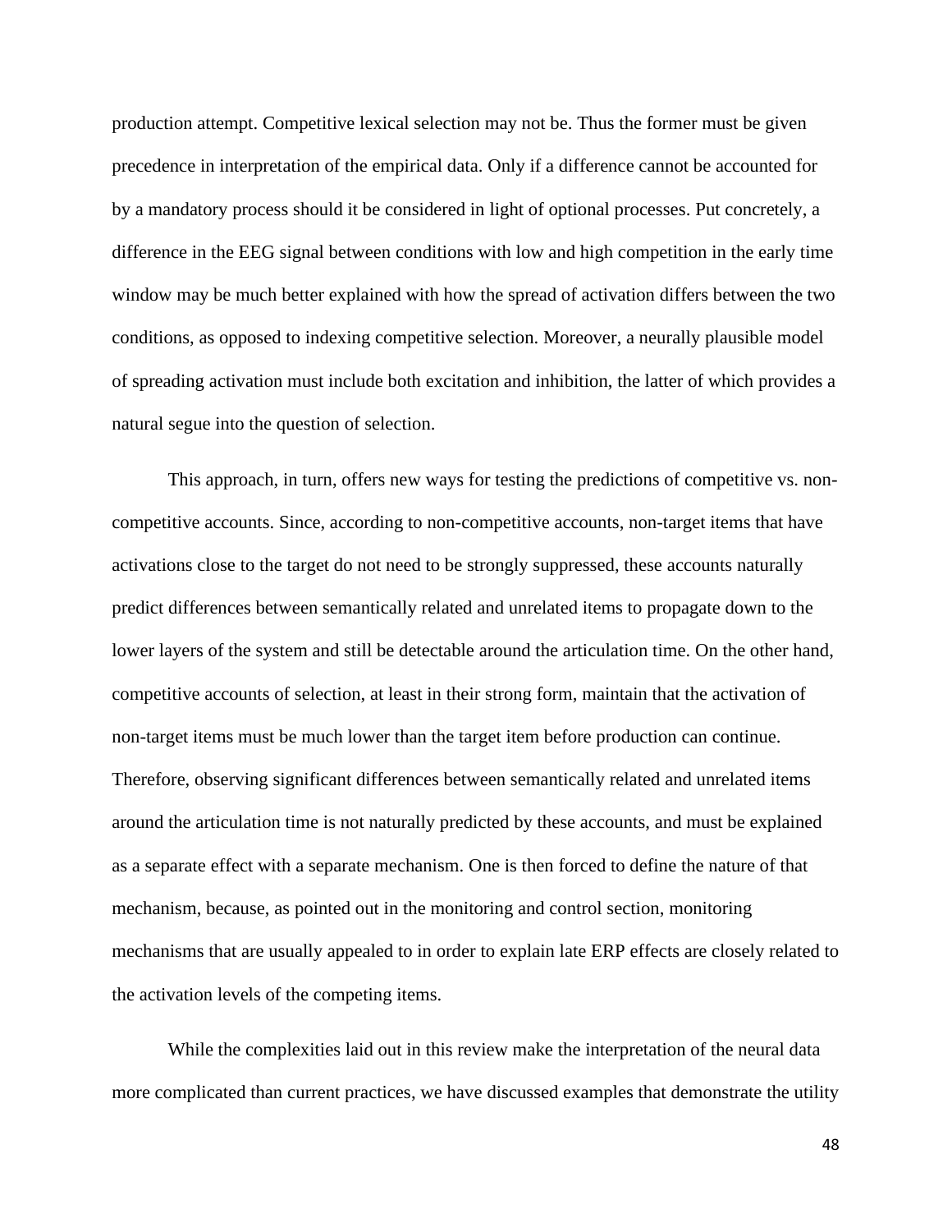production attempt. Competitive lexical selection may not be. Thus the former must be given precedence in interpretation of the empirical data. Only if a difference cannot be accounted for by a mandatory process should it be considered in light of optional processes. Put concretely, a difference in the EEG signal between conditions with low and high competition in the early time window may be much better explained with how the spread of activation differs between the two conditions, as opposed to indexing competitive selection. Moreover, a neurally plausible model of spreading activation must include both excitation and inhibition, the latter of which provides a natural segue into the question of selection.

This approach, in turn, offers new ways for testing the predictions of competitive vs. non-competitive accounts. Since, according to non-competitive accounts, non-target items that have activations close to the target do not need to be strongly suppressed, these accounts naturally predict differences between semantically related and unrelated items to propagate down to the lower layers of the system and still be detectable around the articulation time. On the other hand, competitive accounts of selection, at least in their strong form, maintain that the activation of non-target items must be much lower than the target item before production can continue. Therefore, observing significant differences between semantically related and unrelated items around the articulation time is not naturally predicted by these accounts, and must be explained as a separate effect with a separate mechanism. One is then forced to define the nature of that mechanism, because, as pointed out in the monitoring and control section, monitoring mechanisms that are usually appealed to in order to explain late ERP effects are closely related to the activation levels of the competing items.

While the complexities laid out in this review make the interpretation of the neural data more complicated than current practices, we have discussed examples that demonstrate the utility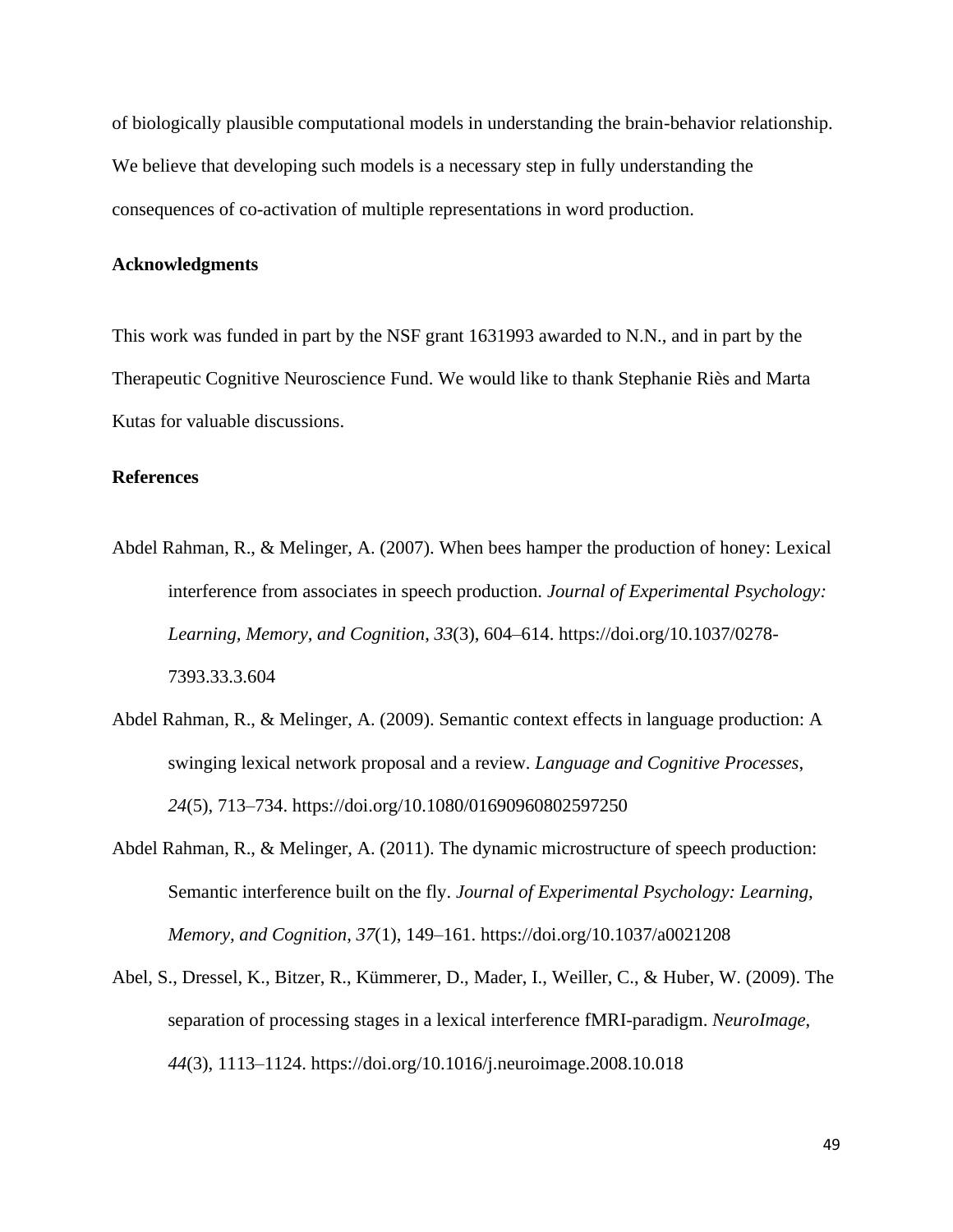of biologically plausible computational models in understanding the brain-behavior relationship. We believe that developing such models is a necessary step in fully understanding the consequences of co-activation of multiple representations in word production.

## Acknowledgments

This work was funded in part by the NSF grant 1631993 awarded to N.N., and in part by the Therapeutic Cognitive Neuroscience Fund. We would like to thank Stephanie Riès and Marta Kutas for valuable discussions.

## References

Abdel Rahman, R., & Melinger, A. (2007). When bees hamper the production of honey: Lexical interference from associates in speech production. *Journal of Experimental Psychology: Learning, Memory, and Cognition*, *33*(3), 604–614. https://doi.org/10.1037/0278-7393.33.3.604

Abdel Rahman, R., & Melinger, A. (2009). Semantic context effects in language production: A swinging lexical network proposal and a review. *Language and Cognitive Processes*, *24*(5), 713–734. https://doi.org/10.1080/01690960802597250

Abdel Rahman, R., & Melinger, A. (2011). The dynamic microstructure of speech production: Semantic interference built on the fly. *Journal of Experimental Psychology: Learning, Memory, and Cognition*, *37*(1), 149–161. https://doi.org/10.1037/a0021208

Abel, S., Dressel, K., Bitzer, R., Kümmerer, D., Mader, I., Weiller, C., & Huber, W. (2009). The separation of processing stages in a lexical interference fMRI-paradigm. *NeuroImage*, *44*(3), 1113–1124. https://doi.org/10.1016/j.neuroimage.2008.10.018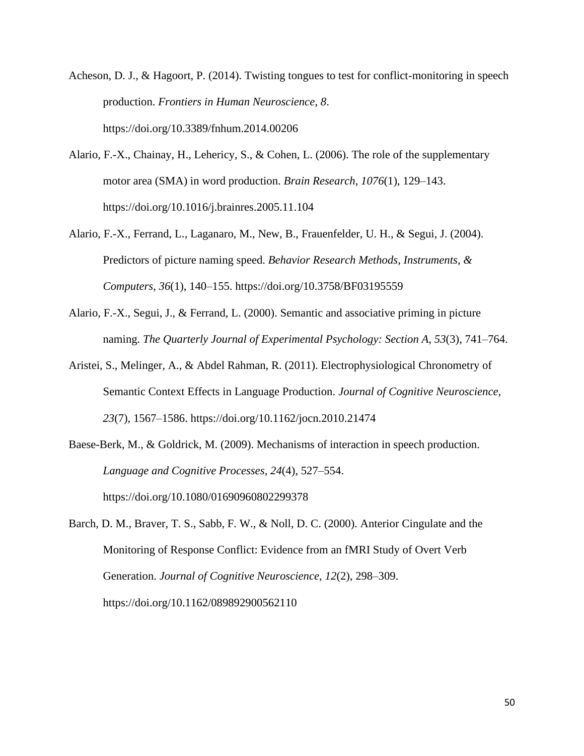Acheson, D. J., & Hagoort, P. (2014). Twisting tongues to test for conflict-monitoring in speech production. *Frontiers in Human Neuroscience*, *8*. https://doi.org/10.3389/fnhum.2014.00206

Alario, F.-X., Chainay, H., Lehericy, S., & Cohen, L. (2006). The role of the supplementary motor area (SMA) in word production. *Brain Research*, *1076*(1), 129–143. https://doi.org/10.1016/j.brainres.2005.11.104

Alario, F.-X., Ferrand, L., Laganaro, M., New, B., Frauenfelder, U. H., & Segui, J. (2004). Predictors of picture naming speed. *Behavior Research Methods, Instruments, & Computers*, *36*(1), 140–155. https://doi.org/10.3758/BF03195559

Alario, F.-X., Segui, J., & Ferrand, L. (2000). Semantic and associative priming in picture naming. *The Quarterly Journal of Experimental Psychology: Section A*, *53*(3), 741–764.

Aristei, S., Melinger, A., & Abdel Rahman, R. (2011). Electrophysiological Chronometry of Semantic Context Effects in Language Production. *Journal of Cognitive Neuroscience*, *23*(7), 1567–1586. https://doi.org/10.1162/jocn.2010.21474

Baese-Berk, M., & Goldrick, M. (2009). Mechanisms of interaction in speech production. *Language and Cognitive Processes*, *24*(4), 527–554. https://doi.org/10.1080/01690960802299378

Barch, D. M., Braver, T. S., Sabb, F. W., & Noll, D. C. (2000). Anterior Cingulate and the Monitoring of Response Conflict: Evidence from an fMRI Study of Overt Verb Generation. *Journal of Cognitive Neuroscience*, *12*(2), 298–309. https://doi.org/10.1162/089892900562110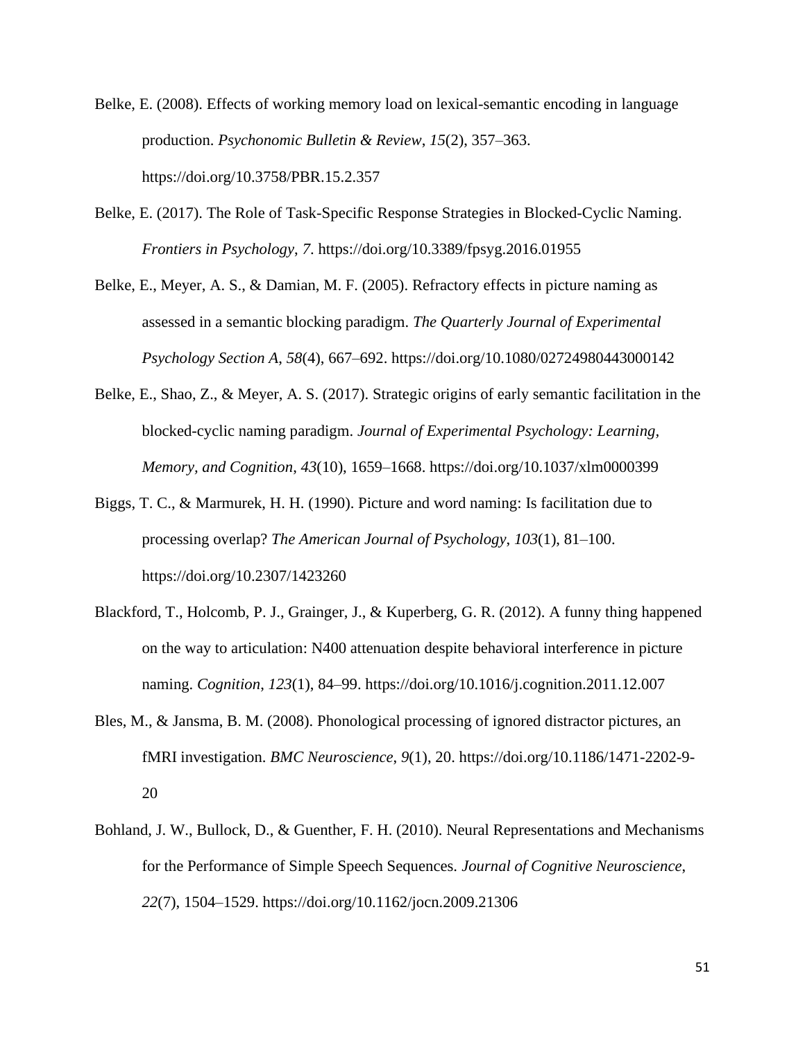Belke, E. (2008). Effects of working memory load on lexical-semantic encoding in language production. *Psychonomic Bulletin & Review*, *15*(2), 357–363. https://doi.org/10.3758/PBR.15.2.357

Belke, E. (2017). The Role of Task-Specific Response Strategies in Blocked-Cyclic Naming. *Frontiers in Psychology*, *7*. https://doi.org/10.3389/fpsyg.2016.01955

Belke, E., Meyer, A. S., & Damian, M. F. (2005). Refractory effects in picture naming as assessed in a semantic blocking paradigm. *The Quarterly Journal of Experimental Psychology Section A*, *58*(4), 667–692. https://doi.org/10.1080/02724980443000142

Belke, E., Shao, Z., & Meyer, A. S. (2017). Strategic origins of early semantic facilitation in the blocked-cyclic naming paradigm. *Journal of Experimental Psychology: Learning, Memory, and Cognition*, *43*(10), 1659–1668. https://doi.org/10.1037/xlm0000399

Biggs, T. C., & Marmurek, H. H. (1990). Picture and word naming: Is facilitation due to processing overlap? *The American Journal of Psychology*, *103*(1), 81–100. https://doi.org/10.2307/1423260

Blackford, T., Holcomb, P. J., Grainger, J., & Kuperberg, G. R. (2012). A funny thing happened on the way to articulation: N400 attenuation despite behavioral interference in picture naming. *Cognition*, *123*(1), 84–99. https://doi.org/10.1016/j.cognition.2011.12.007

Bles, M., & Jansma, B. M. (2008). Phonological processing of ignored distractor pictures, an fMRI investigation. *BMC Neuroscience*, *9*(1), 20. https://doi.org/10.1186/1471-2202-9-20

Bohland, J. W., Bullock, D., & Guenther, F. H. (2010). Neural Representations and Mechanisms for the Performance of Simple Speech Sequences. *Journal of Cognitive Neuroscience*, *22*(7), 1504–1529. https://doi.org/10.1162/jocn.2009.21306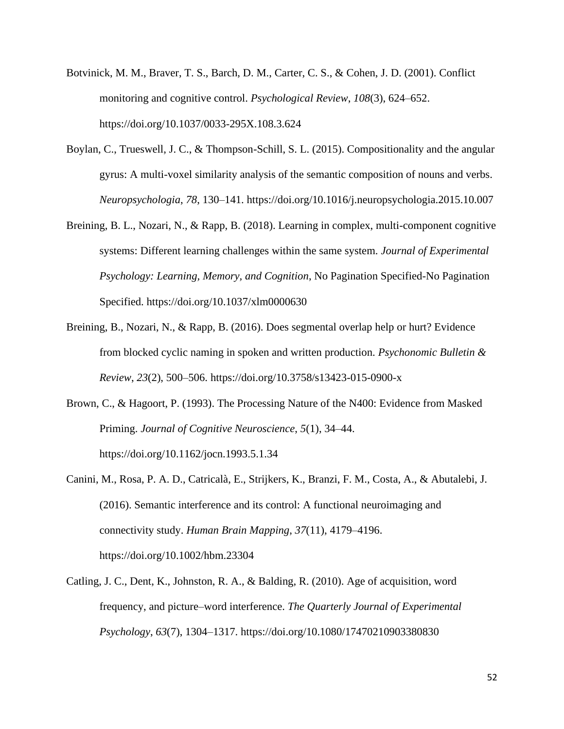Botvinick, M. M., Braver, T. S., Barch, D. M., Carter, C. S., & Cohen, J. D. (2001). Conflict monitoring and cognitive control. *Psychological Review*, *108*(3), 624–652. https://doi.org/10.1037/0033-295X.108.3.624

Boylan, C., Trueswell, J. C., & Thompson-Schill, S. L. (2015). Compositionality and the angular gyrus: A multi-voxel similarity analysis of the semantic composition of nouns and verbs. *Neuropsychologia*, *78*, 130–141. https://doi.org/10.1016/j.neuropsychologia.2015.10.007

Breining, B. L., Nozari, N., & Rapp, B. (2018). Learning in complex, multi-component cognitive systems: Different learning challenges within the same system. *Journal of Experimental Psychology: Learning, Memory, and Cognition*, No Pagination Specified-No Pagination Specified. https://doi.org/10.1037/xlm0000630

Breining, B., Nozari, N., & Rapp, B. (2016). Does segmental overlap help or hurt? Evidence from blocked cyclic naming in spoken and written production. *Psychonomic Bulletin & Review*, *23*(2), 500–506. https://doi.org/10.3758/s13423-015-0900-x

Brown, C., & Hagoort, P. (1993). The Processing Nature of the N400: Evidence from Masked Priming. *Journal of Cognitive Neuroscience*, *5*(1), 34–44. https://doi.org/10.1162/jocn.1993.5.1.34

Canini, M., Rosa, P. A. D., Catricalà, E., Strijkers, K., Branzi, F. M., Costa, A., & Abutalebi, J. (2016). Semantic interference and its control: A functional neuroimaging and connectivity study. *Human Brain Mapping*, *37*(11), 4179–4196. https://doi.org/10.1002/hbm.23304

Catling, J. C., Dent, K., Johnston, R. A., & Balding, R. (2010). Age of acquisition, word frequency, and picture–word interference. *The Quarterly Journal of Experimental Psychology*, *63*(7), 1304–1317. https://doi.org/10.1080/17470210903380830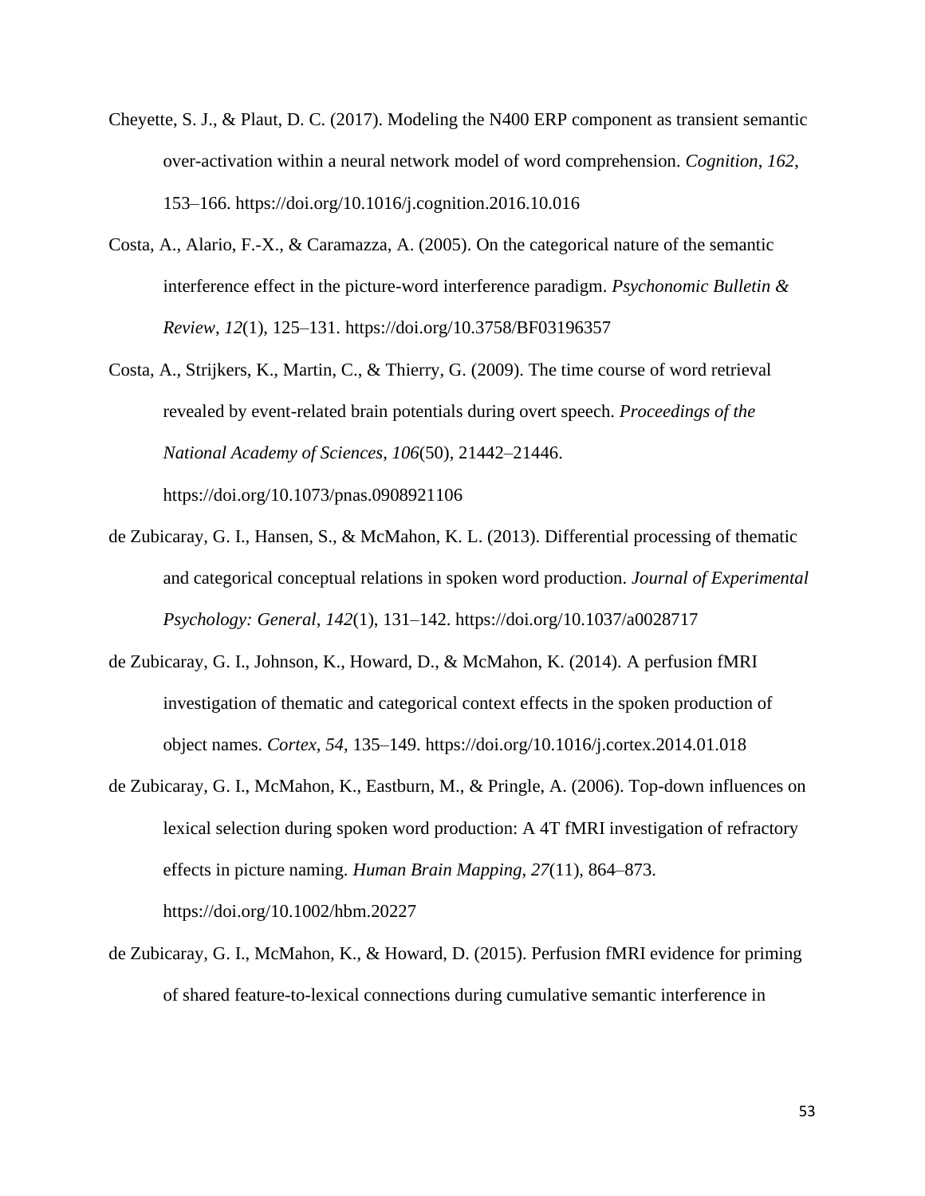Cheyette, S. J., & Plaut, D. C. (2017). Modeling the N400 ERP component as transient semantic over-activation within a neural network model of word comprehension. *Cognition*, *162*, 153–166. https://doi.org/10.1016/j.cognition.2016.10.016

Costa, A., Alario, F.-X., & Caramazza, A. (2005). On the categorical nature of the semantic interference effect in the picture-word interference paradigm. *Psychonomic Bulletin & Review*, *12*(1), 125–131. https://doi.org/10.3758/BF03196357

Costa, A., Strijkers, K., Martin, C., & Thierry, G. (2009). The time course of word retrieval revealed by event-related brain potentials during overt speech. *Proceedings of the National Academy of Sciences*, *106*(50), 21442–21446. https://doi.org/10.1073/pnas.0908921106

de Zubicaray, G. I., Hansen, S., & McMahon, K. L. (2013). Differential processing of thematic and categorical conceptual relations in spoken word production. *Journal of Experimental Psychology: General*, *142*(1), 131–142. https://doi.org/10.1037/a0028717

de Zubicaray, G. I., Johnson, K., Howard, D., & McMahon, K. (2014). A perfusion fMRI investigation of thematic and categorical context effects in the spoken production of object names. *Cortex*, *54*, 135–149. https://doi.org/10.1016/j.cortex.2014.01.018

de Zubicaray, G. I., McMahon, K., Eastburn, M., & Pringle, A. (2006). Top-down influences on lexical selection during spoken word production: A 4T fMRI investigation of refractory effects in picture naming. *Human Brain Mapping*, *27*(11), 864–873. https://doi.org/10.1002/hbm.20227

de Zubicaray, G. I., McMahon, K., & Howard, D. (2015). Perfusion fMRI evidence for priming of shared feature-to-lexical connections during cumulative semantic interference in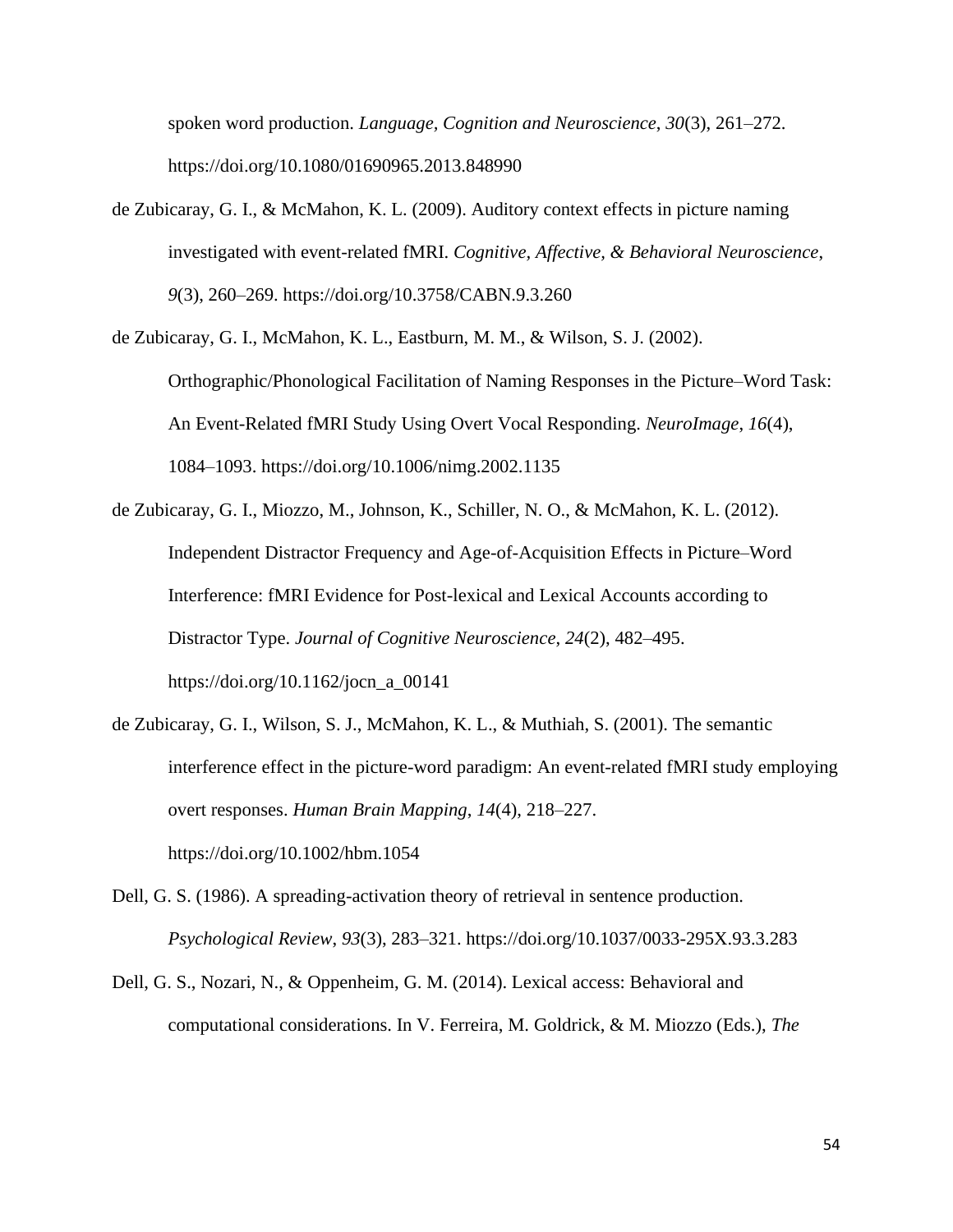spoken word production. *Language, Cognition and Neuroscience*, *30*(3), 261–272. https://doi.org/10.1080/01690965.2013.848990

de Zubicaray, G. I., & McMahon, K. L. (2009). Auditory context effects in picture naming investigated with event-related fMRI. *Cognitive, Affective, & Behavioral Neuroscience*, *9*(3), 260–269. https://doi.org/10.3758/CABN.9.3.260

de Zubicaray, G. I., McMahon, K. L., Eastburn, M. M., & Wilson, S. J. (2002). Orthographic/Phonological Facilitation of Naming Responses in the Picture–Word Task: An Event-Related fMRI Study Using Overt Vocal Responding. *NeuroImage*, *16*(4), 1084–1093. https://doi.org/10.1006/nimg.2002.1135

de Zubicaray, G. I., Miozzo, M., Johnson, K., Schiller, N. O., & McMahon, K. L. (2012). Independent Distractor Frequency and Age-of-Acquisition Effects in Picture–Word Interference: fMRI Evidence for Post-lexical and Lexical Accounts according to Distractor Type. *Journal of Cognitive Neuroscience*, *24*(2), 482–495. https://doi.org/10.1162/jocn_a_00141

de Zubicaray, G. I., Wilson, S. J., McMahon, K. L., & Muthiah, S. (2001). The semantic interference effect in the picture-word paradigm: An event-related fMRI study employing overt responses. *Human Brain Mapping*, *14*(4), 218–227. https://doi.org/10.1002/hbm.1054

Dell, G. S. (1986). A spreading-activation theory of retrieval in sentence production. *Psychological Review*, *93*(3), 283–321. https://doi.org/10.1037/0033-295X.93.3.283

Dell, G. S., Nozari, N., & Oppenheim, G. M. (2014). Lexical access: Behavioral and computational considerations. In V. Ferreira, M. Goldrick, & M. Miozzo (Eds.), *The*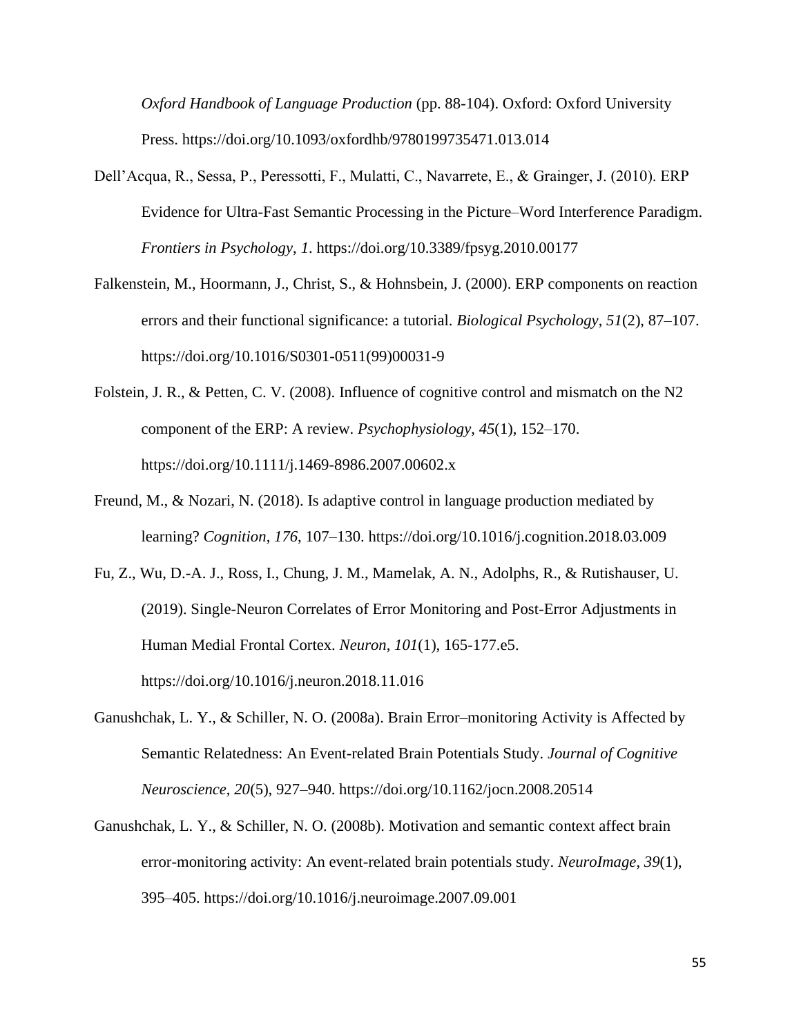*Oxford Handbook of Language Production* (pp. 88-104). Oxford: Oxford University Press. https://doi.org/10.1093/oxfordhb/9780199735471.013.014

Dell'Acqua, R., Sessa, P., Peressotti, F., Mulatti, C., Navarrete, E., & Grainger, J. (2010). ERP Evidence for Ultra-Fast Semantic Processing in the Picture–Word Interference Paradigm. *Frontiers in Psychology*, *1*. https://doi.org/10.3389/fpsyg.2010.00177

Falkenstein, M., Hoormann, J., Christ, S., & Hohnsbein, J. (2000). ERP components on reaction errors and their functional significance: a tutorial. *Biological Psychology*, *51*(2), 87–107. https://doi.org/10.1016/S0301-0511(99)00031-9

Folstein, J. R., & Petten, C. V. (2008). Influence of cognitive control and mismatch on the N2 component of the ERP: A review. *Psychophysiology*, *45*(1), 152–170. https://doi.org/10.1111/j.1469-8986.2007.00602.x

Freund, M., & Nozari, N. (2018). Is adaptive control in language production mediated by learning? *Cognition*, *176*, 107–130. https://doi.org/10.1016/j.cognition.2018.03.009

Fu, Z., Wu, D.-A. J., Ross, I., Chung, J. M., Mamelak, A. N., Adolphs, R., & Rutishauser, U. (2019). Single-Neuron Correlates of Error Monitoring and Post-Error Adjustments in Human Medial Frontal Cortex. *Neuron*, *101*(1), 165-177.e5. https://doi.org/10.1016/j.neuron.2018.11.016

Ganushchak, L. Y., & Schiller, N. O. (2008a). Brain Error–monitoring Activity is Affected by Semantic Relatedness: An Event-related Brain Potentials Study. *Journal of Cognitive Neuroscience*, *20*(5), 927–940. https://doi.org/10.1162/jocn.2008.20514

Ganushchak, L. Y., & Schiller, N. O. (2008b). Motivation and semantic context affect brain error-monitoring activity: An event-related brain potentials study. *NeuroImage*, *39*(1), 395–405. https://doi.org/10.1016/j.neuroimage.2007.09.001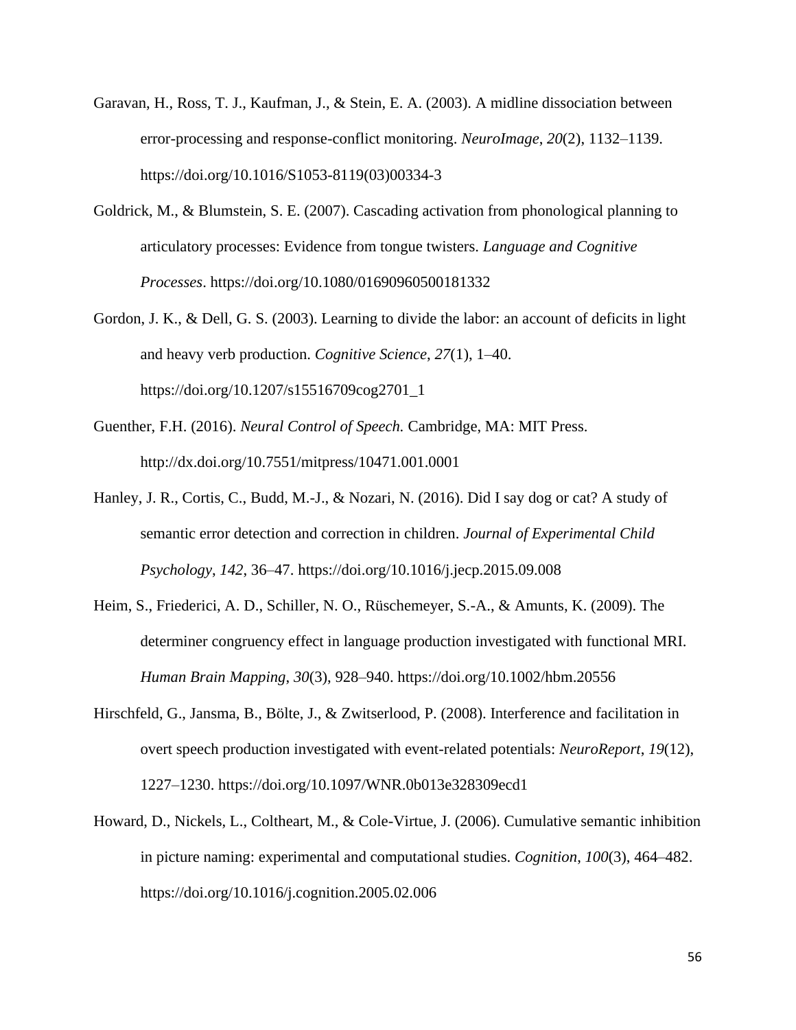Garavan, H., Ross, T. J., Kaufman, J., & Stein, E. A. (2003). A midline dissociation between error-processing and response-conflict monitoring. *NeuroImage*, *20*(2), 1132–1139. https://doi.org/10.1016/S1053-8119(03)00334-3

Goldrick, M., & Blumstein, S. E. (2007). Cascading activation from phonological planning to articulatory processes: Evidence from tongue twisters. *Language and Cognitive Processes*. https://doi.org/10.1080/01690960500181332

Gordon, J. K., & Dell, G. S. (2003). Learning to divide the labor: an account of deficits in light and heavy verb production. *Cognitive Science*, *27*(1), 1–40. https://doi.org/10.1207/s15516709cog2701_1

Guenther, F.H. (2016). *Neural Control of Speech.* Cambridge, MA: MIT Press. http://dx.doi.org/10.7551/mitpress/10471.001.0001

Hanley, J. R., Cortis, C., Budd, M.-J., & Nozari, N. (2016). Did I say dog or cat? A study of semantic error detection and correction in children. *Journal of Experimental Child Psychology*, *142*, 36–47. https://doi.org/10.1016/j.jecp.2015.09.008

Heim, S., Friederici, A. D., Schiller, N. O., Rüschemeyer, S.-A., & Amunts, K. (2009). The determiner congruency effect in language production investigated with functional MRI. *Human Brain Mapping*, *30*(3), 928–940. https://doi.org/10.1002/hbm.20556

Hirschfeld, G., Jansma, B., Bölte, J., & Zwitserlood, P. (2008). Interference and facilitation in overt speech production investigated with event-related potentials: *NeuroReport*, *19*(12), 1227–1230. https://doi.org/10.1097/WNR.0b013e328309ecd1

Howard, D., Nickels, L., Coltheart, M., & Cole-Virtue, J. (2006). Cumulative semantic inhibition in picture naming: experimental and computational studies. *Cognition*, *100*(3), 464–482. https://doi.org/10.1016/j.cognition.2005.02.006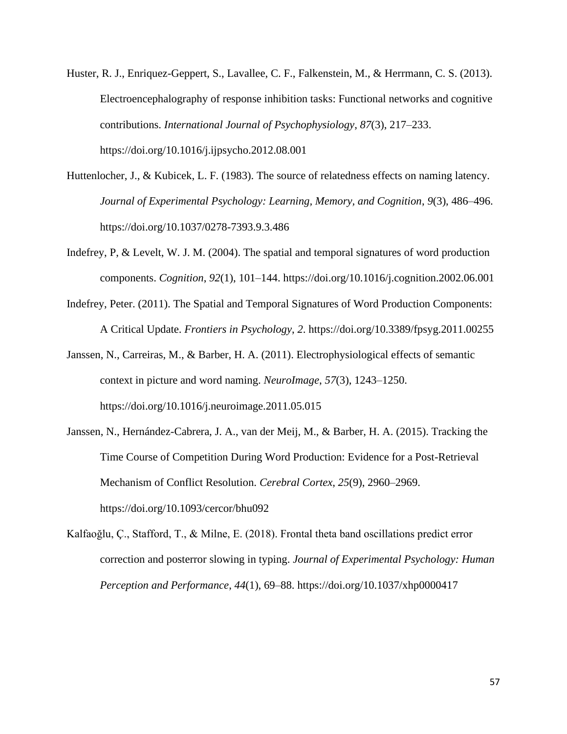Huster, R. J., Enriquez-Geppert, S., Lavallee, C. F., Falkenstein, M., & Herrmann, C. S. (2013). Electroencephalography of response inhibition tasks: Functional networks and cognitive contributions. *International Journal of Psychophysiology*, *87*(3), 217–233. https://doi.org/10.1016/j.ijpsycho.2012.08.001

Huttenlocher, J., & Kubicek, L. F. (1983). The source of relatedness effects on naming latency. *Journal of Experimental Psychology: Learning, Memory, and Cognition*, *9*(3), 486–496. https://doi.org/10.1037/0278-7393.9.3.486

Indefrey, P, & Levelt, W. J. M. (2004). The spatial and temporal signatures of word production components. *Cognition*, *92*(1), 101–144. https://doi.org/10.1016/j.cognition.2002.06.001

Indefrey, Peter. (2011). The Spatial and Temporal Signatures of Word Production Components: A Critical Update. *Frontiers in Psychology*, *2*. https://doi.org/10.3389/fpsyg.2011.00255

Janssen, N., Carreiras, M., & Barber, H. A. (2011). Electrophysiological effects of semantic context in picture and word naming. *NeuroImage*, *57*(3), 1243–1250. https://doi.org/10.1016/j.neuroimage.2011.05.015

Janssen, N., Hernández-Cabrera, J. A., van der Meij, M., & Barber, H. A. (2015). Tracking the Time Course of Competition During Word Production: Evidence for a Post-Retrieval Mechanism of Conflict Resolution. *Cerebral Cortex*, *25*(9), 2960–2969. https://doi.org/10.1093/cercor/bhu092

Kalfaoğlu, Ç., Stafford, T., & Milne, E. (2018). Frontal theta band oscillations predict error correction and posterror slowing in typing. *Journal of Experimental Psychology: Human Perception and Performance*, *44*(1), 69–88. https://doi.org/10.1037/xhp0000417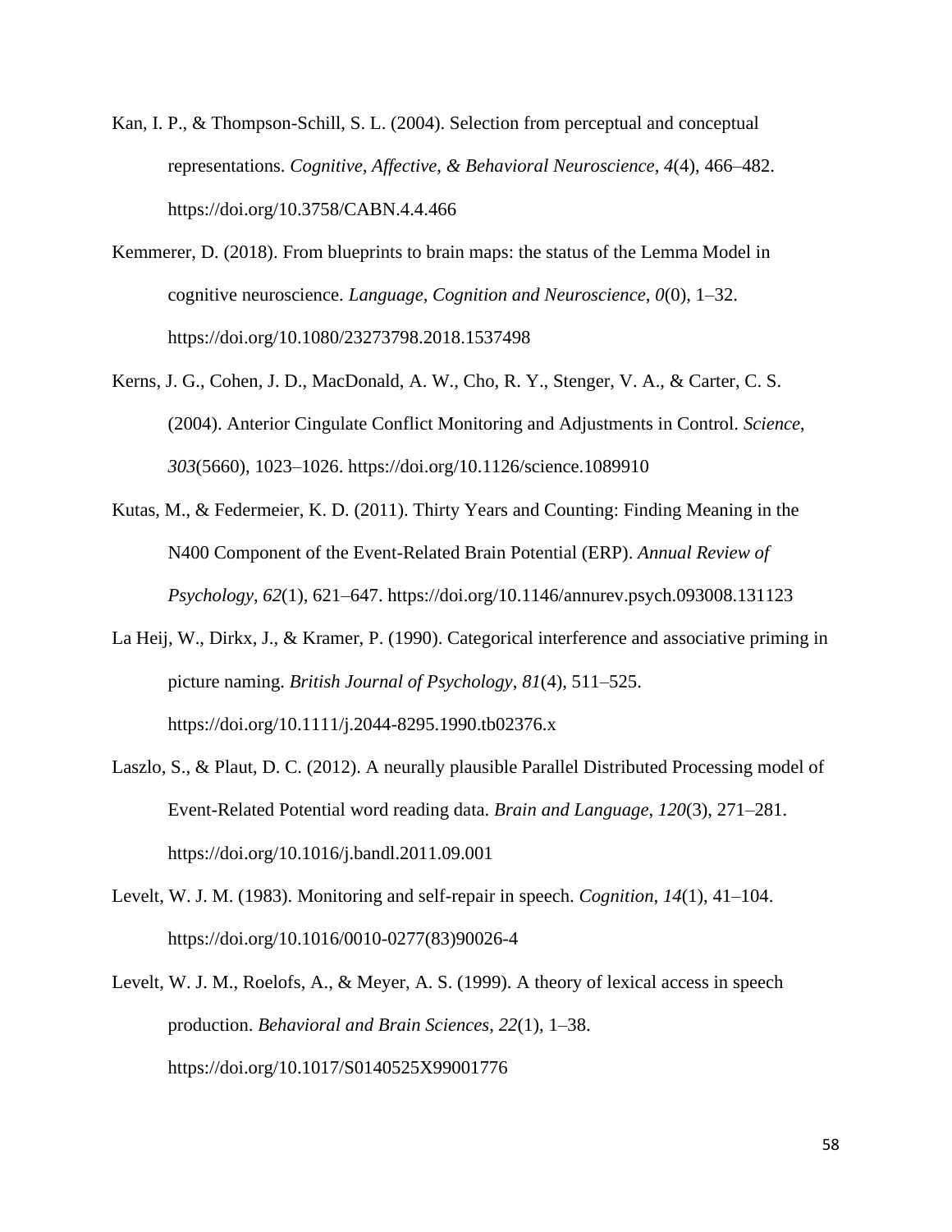Kan, I. P., & Thompson-Schill, S. L. (2004). Selection from perceptual and conceptual representations. *Cognitive, Affective, & Behavioral Neuroscience*, *4*(4), 466–482. https://doi.org/10.3758/CABN.4.4.466

Kemmerer, D. (2018). From blueprints to brain maps: the status of the Lemma Model in cognitive neuroscience. *Language, Cognition and Neuroscience*, *0*(0), 1–32. https://doi.org/10.1080/23273798.2018.1537498

Kerns, J. G., Cohen, J. D., MacDonald, A. W., Cho, R. Y., Stenger, V. A., & Carter, C. S. (2004). Anterior Cingulate Conflict Monitoring and Adjustments in Control. *Science*, *303*(5660), 1023–1026. https://doi.org/10.1126/science.1089910

Kutas, M., & Federmeier, K. D. (2011). Thirty Years and Counting: Finding Meaning in the N400 Component of the Event-Related Brain Potential (ERP). *Annual Review of Psychology*, *62*(1), 621–647. https://doi.org/10.1146/annurev.psych.093008.131123

La Heij, W., Dirkx, J., & Kramer, P. (1990). Categorical interference and associative priming in picture naming. *British Journal of Psychology*, *81*(4), 511–525. https://doi.org/10.1111/j.2044-8295.1990.tb02376.x

Laszlo, S., & Plaut, D. C. (2012). A neurally plausible Parallel Distributed Processing model of Event-Related Potential word reading data. *Brain and Language*, *120*(3), 271–281. https://doi.org/10.1016/j.bandl.2011.09.001

Levelt, W. J. M. (1983). Monitoring and self-repair in speech. *Cognition*, *14*(1), 41–104. https://doi.org/10.1016/0010-0277(83)90026-4

Levelt, W. J. M., Roelofs, A., & Meyer, A. S. (1999). A theory of lexical access in speech production. *Behavioral and Brain Sciences*, *22*(1), 1–38. https://doi.org/10.1017/S0140525X99001776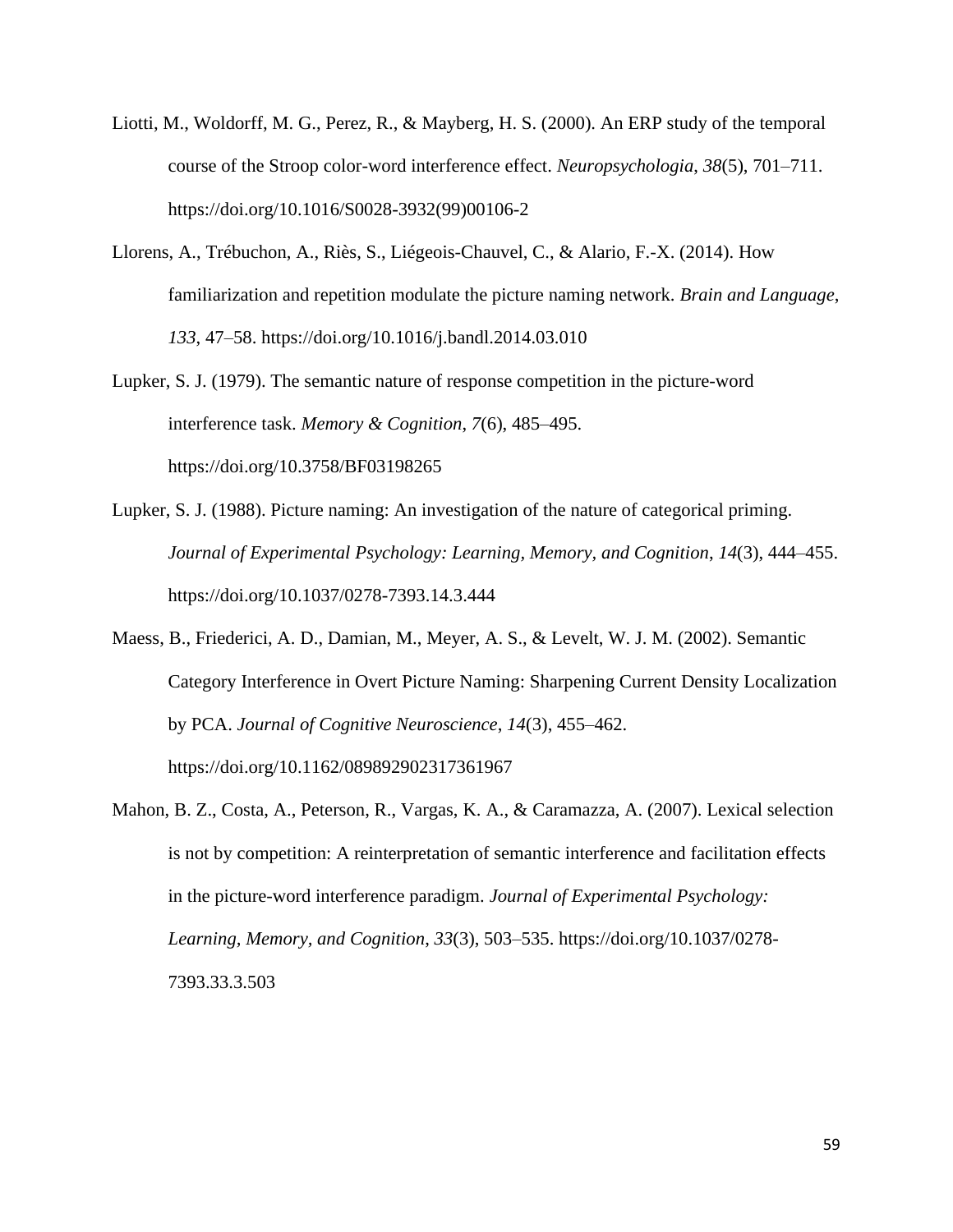Liotti, M., Woldorff, M. G., Perez, R., & Mayberg, H. S. (2000). An ERP study of the temporal course of the Stroop color-word interference effect. *Neuropsychologia*, *38*(5), 701–711. https://doi.org/10.1016/S0028-3932(99)00106-2

Llorens, A., Trébuchon, A., Riès, S., Liégeois-Chauvel, C., & Alario, F.-X. (2014). How familiarization and repetition modulate the picture naming network. *Brain and Language*, *133*, 47–58. https://doi.org/10.1016/j.bandl.2014.03.010

Lupker, S. J. (1979). The semantic nature of response competition in the picture-word interference task. *Memory & Cognition*, *7*(6), 485–495. https://doi.org/10.3758/BF03198265

Lupker, S. J. (1988). Picture naming: An investigation of the nature of categorical priming. *Journal of Experimental Psychology: Learning, Memory, and Cognition*, *14*(3), 444–455. https://doi.org/10.1037/0278-7393.14.3.444

Maess, B., Friederici, A. D., Damian, M., Meyer, A. S., & Levelt, W. J. M. (2002). Semantic Category Interference in Overt Picture Naming: Sharpening Current Density Localization by PCA. *Journal of Cognitive Neuroscience*, *14*(3), 455–462. https://doi.org/10.1162/089892902317361967

Mahon, B. Z., Costa, A., Peterson, R., Vargas, K. A., & Caramazza, A. (2007). Lexical selection is not by competition: A reinterpretation of semantic interference and facilitation effects in the picture-word interference paradigm. *Journal of Experimental Psychology: Learning, Memory, and Cognition*, *33*(3), 503–535. https://doi.org/10.1037/0278-7393.33.3.503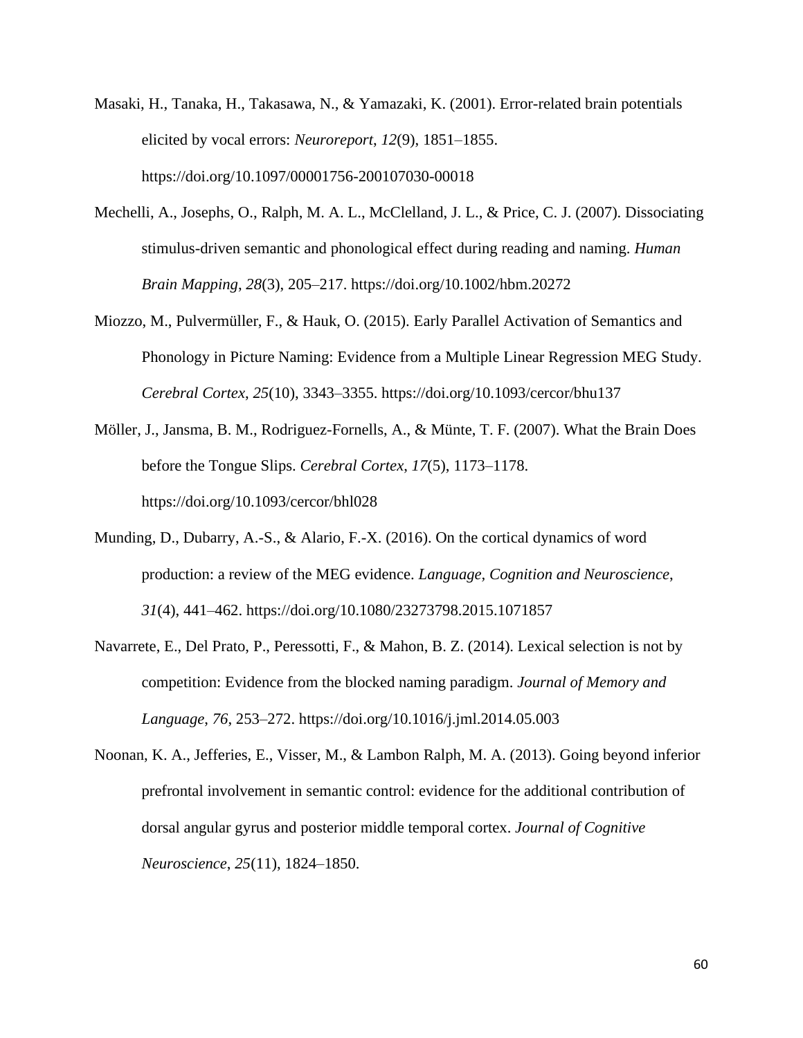Masaki, H., Tanaka, H., Takasawa, N., & Yamazaki, K. (2001). Error-related brain potentials elicited by vocal errors: *Neuroreport*, *12*(9), 1851–1855. https://doi.org/10.1097/00001756-200107030-00018

Mechelli, A., Josephs, O., Ralph, M. A. L., McClelland, J. L., & Price, C. J. (2007). Dissociating stimulus-driven semantic and phonological effect during reading and naming. *Human Brain Mapping*, *28*(3), 205–217. https://doi.org/10.1002/hbm.20272

Miozzo, M., Pulvermüller, F., & Hauk, O. (2015). Early Parallel Activation of Semantics and Phonology in Picture Naming: Evidence from a Multiple Linear Regression MEG Study. *Cerebral Cortex*, *25*(10), 3343–3355. https://doi.org/10.1093/cercor/bhu137

Möller, J., Jansma, B. M., Rodriguez-Fornells, A., & Münte, T. F. (2007). What the Brain Does before the Tongue Slips. *Cerebral Cortex*, *17*(5), 1173–1178. https://doi.org/10.1093/cercor/bhl028

Munding, D., Dubarry, A.-S., & Alario, F.-X. (2016). On the cortical dynamics of word production: a review of the MEG evidence. *Language, Cognition and Neuroscience*, *31*(4), 441–462. https://doi.org/10.1080/23273798.2015.1071857

Navarrete, E., Del Prato, P., Peressotti, F., & Mahon, B. Z. (2014). Lexical selection is not by competition: Evidence from the blocked naming paradigm. *Journal of Memory and Language*, *76*, 253–272. https://doi.org/10.1016/j.jml.2014.05.003

Noonan, K. A., Jefferies, E., Visser, M., & Lambon Ralph, M. A. (2013). Going beyond inferior prefrontal involvement in semantic control: evidence for the additional contribution of dorsal angular gyrus and posterior middle temporal cortex. *Journal of Cognitive Neuroscience*, *25*(11), 1824–1850.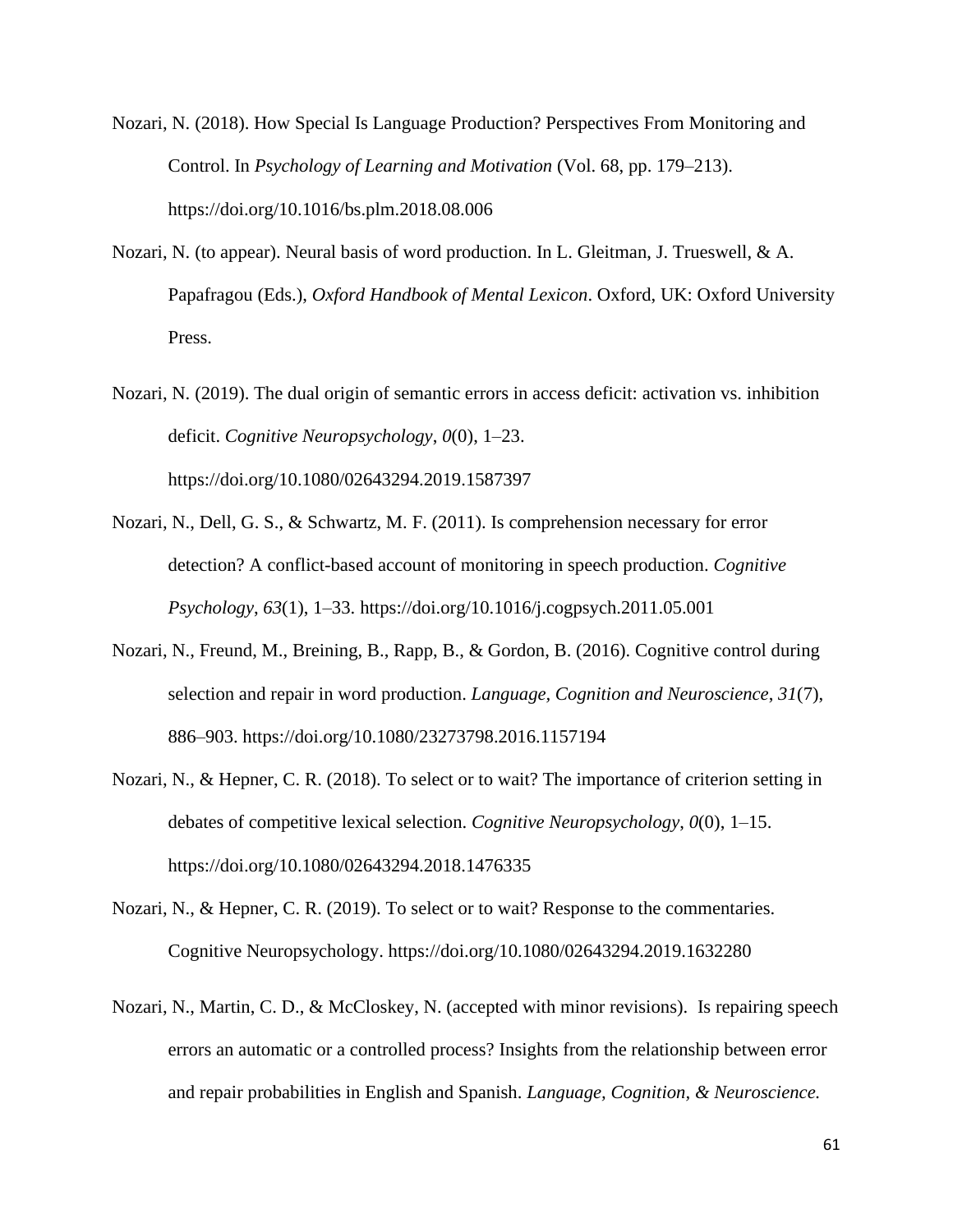Nozari, N. (2018). How Special Is Language Production? Perspectives From Monitoring and Control. In *Psychology of Learning and Motivation* (Vol. 68, pp. 179–213). https://doi.org/10.1016/bs.plm.2018.08.006

Nozari, N. (to appear). Neural basis of word production. In L. Gleitman, J. Trueswell, & A. Papafragou (Eds.), *Oxford Handbook of Mental Lexicon*. Oxford, UK: Oxford University Press.

Nozari, N. (2019). The dual origin of semantic errors in access deficit: activation vs. inhibition deficit. *Cognitive Neuropsychology*, *0*(0), 1–23. https://doi.org/10.1080/02643294.2019.1587397

Nozari, N., Dell, G. S., & Schwartz, M. F. (2011). Is comprehension necessary for error detection? A conflict-based account of monitoring in speech production. *Cognitive Psychology*, *63*(1), 1–33. https://doi.org/10.1016/j.cogpsych.2011.05.001

Nozari, N., Freund, M., Breining, B., Rapp, B., & Gordon, B. (2016). Cognitive control during selection and repair in word production. *Language, Cognition and Neuroscience*, *31*(7), 886–903. https://doi.org/10.1080/23273798.2016.1157194

Nozari, N., & Hepner, C. R. (2018). To select or to wait? The importance of criterion setting in debates of competitive lexical selection. *Cognitive Neuropsychology*, *0*(0), 1–15. https://doi.org/10.1080/02643294.2018.1476335

Nozari, N., & Hepner, C. R. (2019). To select or to wait? Response to the commentaries. Cognitive Neuropsychology. https://doi.org/10.1080/02643294.2019.1632280

Nozari, N., Martin, C. D., & McCloskey, N. (accepted with minor revisions). Is repairing speech errors an automatic or a controlled process? Insights from the relationship between error and repair probabilities in English and Spanish. *Language, Cognition, & Neuroscience.*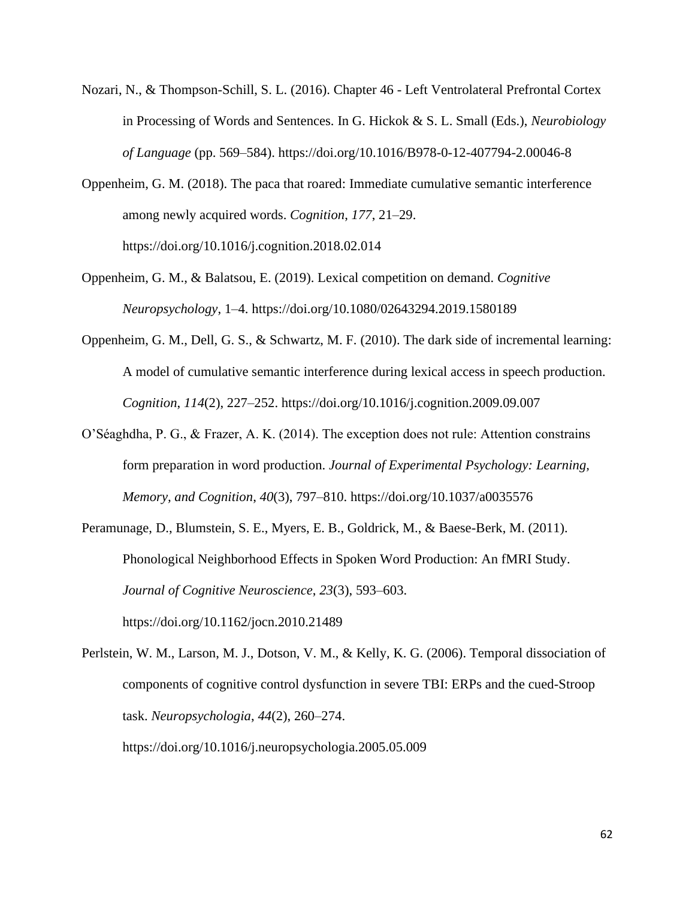Nozari, N., & Thompson-Schill, S. L. (2016). Chapter 46 - Left Ventrolateral Prefrontal Cortex in Processing of Words and Sentences. In G. Hickok & S. L. Small (Eds.), *Neurobiology of Language* (pp. 569–584). https://doi.org/10.1016/B978-0-12-407794-2.00046-8

Oppenheim, G. M. (2018). The paca that roared: Immediate cumulative semantic interference among newly acquired words. *Cognition*, *177*, 21–29. https://doi.org/10.1016/j.cognition.2018.02.014

Oppenheim, G. M., & Balatsou, E. (2019). Lexical competition on demand. *Cognitive Neuropsychology*, 1–4. https://doi.org/10.1080/02643294.2019.1580189

Oppenheim, G. M., Dell, G. S., & Schwartz, M. F. (2010). The dark side of incremental learning: A model of cumulative semantic interference during lexical access in speech production. *Cognition*, *114*(2), 227–252. https://doi.org/10.1016/j.cognition.2009.09.007

O'Séaghdha, P. G., & Frazer, A. K. (2014). The exception does not rule: Attention constrains form preparation in word production. *Journal of Experimental Psychology: Learning, Memory, and Cognition*, *40*(3), 797–810. https://doi.org/10.1037/a0035576

Peramunage, D., Blumstein, S. E., Myers, E. B., Goldrick, M., & Baese-Berk, M. (2011). Phonological Neighborhood Effects in Spoken Word Production: An fMRI Study. *Journal of Cognitive Neuroscience*, *23*(3), 593–603. https://doi.org/10.1162/jocn.2010.21489

Perlstein, W. M., Larson, M. J., Dotson, V. M., & Kelly, K. G. (2006). Temporal dissociation of components of cognitive control dysfunction in severe TBI: ERPs and the cued-Stroop task. *Neuropsychologia*, *44*(2), 260–274. https://doi.org/10.1016/j.neuropsychologia.2005.05.009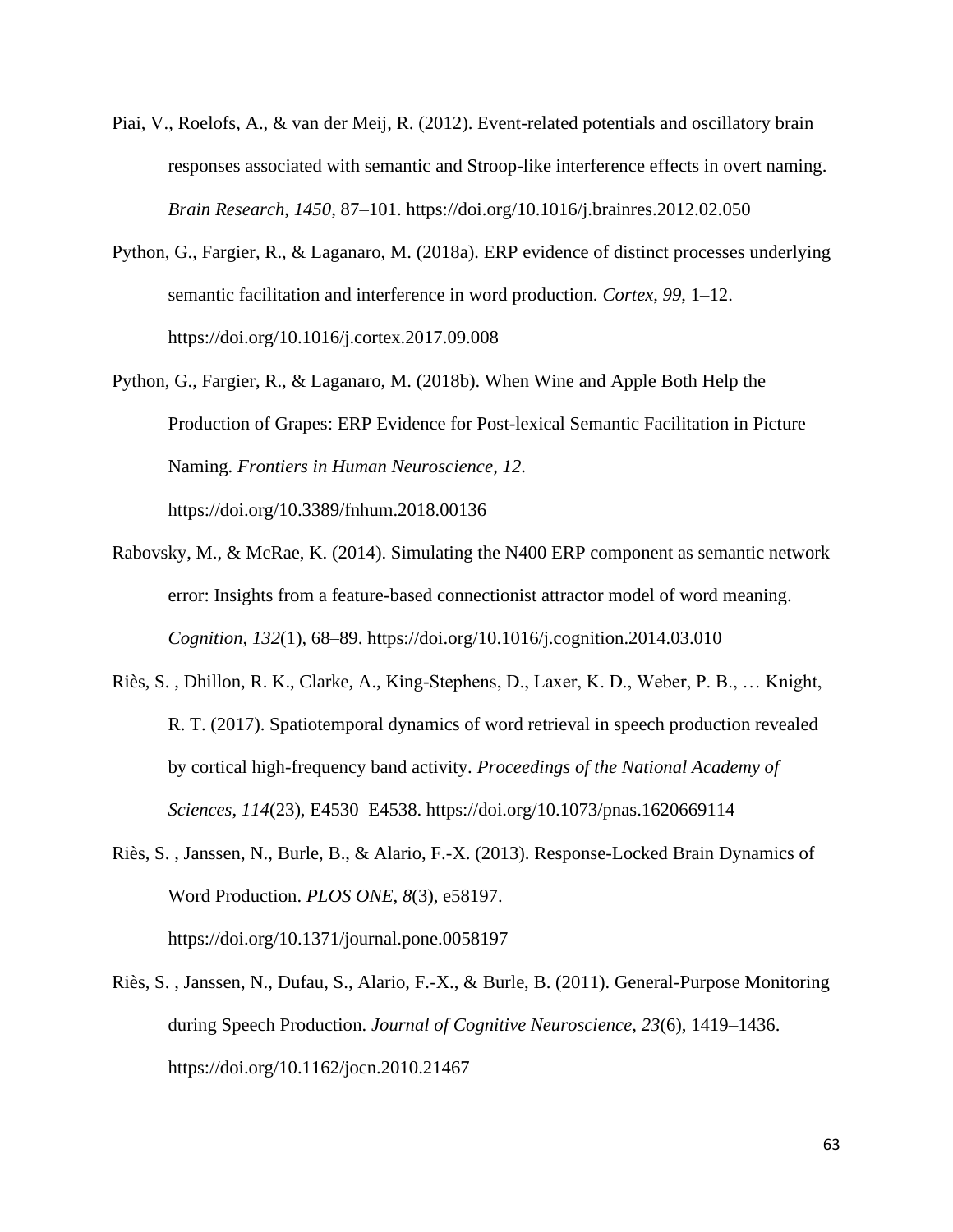Piai, V., Roelofs, A., & van der Meij, R. (2012). Event-related potentials and oscillatory brain responses associated with semantic and Stroop-like interference effects in overt naming. *Brain Research*, *1450*, 87–101. https://doi.org/10.1016/j.brainres.2012.02.050

Python, G., Fargier, R., & Laganaro, M. (2018a). ERP evidence of distinct processes underlying semantic facilitation and interference in word production. *Cortex*, *99*, 1–12. https://doi.org/10.1016/j.cortex.2017.09.008

Python, G., Fargier, R., & Laganaro, M. (2018b). When Wine and Apple Both Help the Production of Grapes: ERP Evidence for Post-lexical Semantic Facilitation in Picture Naming. *Frontiers in Human Neuroscience*, *12*. https://doi.org/10.3389/fnhum.2018.00136

Rabovsky, M., & McRae, K. (2014). Simulating the N400 ERP component as semantic network error: Insights from a feature-based connectionist attractor model of word meaning. *Cognition*, *132*(1), 68–89. https://doi.org/10.1016/j.cognition.2014.03.010

Riès, S. , Dhillon, R. K., Clarke, A., King-Stephens, D., Laxer, K. D., Weber, P. B., … Knight, R. T. (2017). Spatiotemporal dynamics of word retrieval in speech production revealed by cortical high-frequency band activity. *Proceedings of the National Academy of Sciences*, *114*(23), E4530–E4538. https://doi.org/10.1073/pnas.1620669114

Riès, S. , Janssen, N., Burle, B., & Alario, F.-X. (2013). Response-Locked Brain Dynamics of Word Production. *PLOS ONE*, *8*(3), e58197. https://doi.org/10.1371/journal.pone.0058197

Riès, S. , Janssen, N., Dufau, S., Alario, F.-X., & Burle, B. (2011). General-Purpose Monitoring during Speech Production. *Journal of Cognitive Neuroscience*, *23*(6), 1419–1436. https://doi.org/10.1162/jocn.2010.21467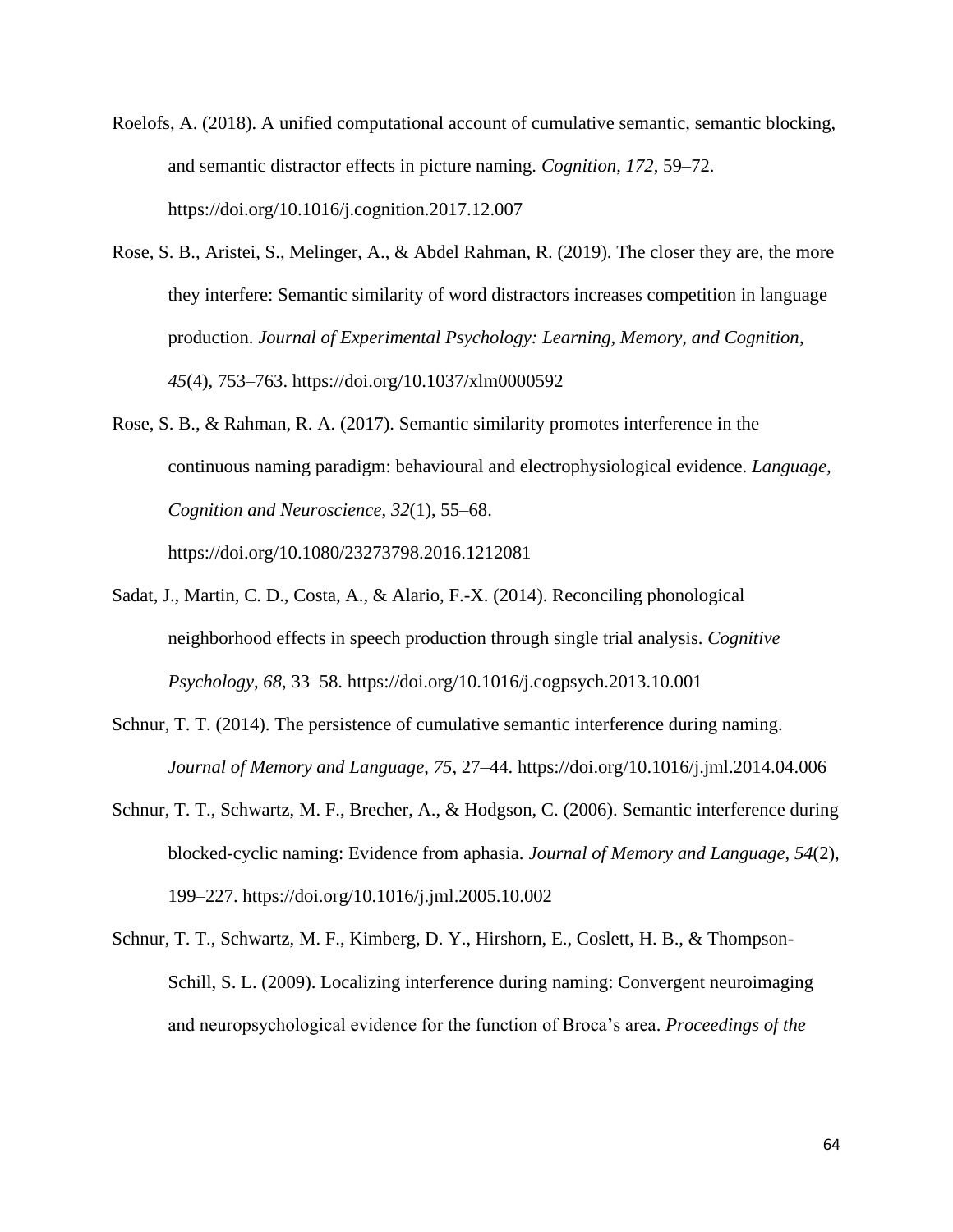Roelofs, A. (2018). A unified computational account of cumulative semantic, semantic blocking, and semantic distractor effects in picture naming. *Cognition*, *172*, 59–72. https://doi.org/10.1016/j.cognition.2017.12.007

Rose, S. B., Aristei, S., Melinger, A., & Abdel Rahman, R. (2019). The closer they are, the more they interfere: Semantic similarity of word distractors increases competition in language production. *Journal of Experimental Psychology: Learning, Memory, and Cognition*, *45*(4), 753–763. https://doi.org/10.1037/xlm0000592

Rose, S. B., & Rahman, R. A. (2017). Semantic similarity promotes interference in the continuous naming paradigm: behavioural and electrophysiological evidence. *Language, Cognition and Neuroscience*, *32*(1), 55–68. https://doi.org/10.1080/23273798.2016.1212081

Sadat, J., Martin, C. D., Costa, A., & Alario, F.-X. (2014). Reconciling phonological neighborhood effects in speech production through single trial analysis. *Cognitive Psychology*, *68*, 33–58. https://doi.org/10.1016/j.cogpsych.2013.10.001

Schnur, T. T. (2014). The persistence of cumulative semantic interference during naming. *Journal of Memory and Language*, *75*, 27–44. https://doi.org/10.1016/j.jml.2014.04.006

Schnur, T. T., Schwartz, M. F., Brecher, A., & Hodgson, C. (2006). Semantic interference during blocked-cyclic naming: Evidence from aphasia. *Journal of Memory and Language*, *54*(2), 199–227. https://doi.org/10.1016/j.jml.2005.10.002

Schnur, T. T., Schwartz, M. F., Kimberg, D. Y., Hirshorn, E., Coslett, H. B., & Thompson-Schill, S. L. (2009). Localizing interference during naming: Convergent neuroimaging and neuropsychological evidence for the function of Broca's area. *Proceedings of the*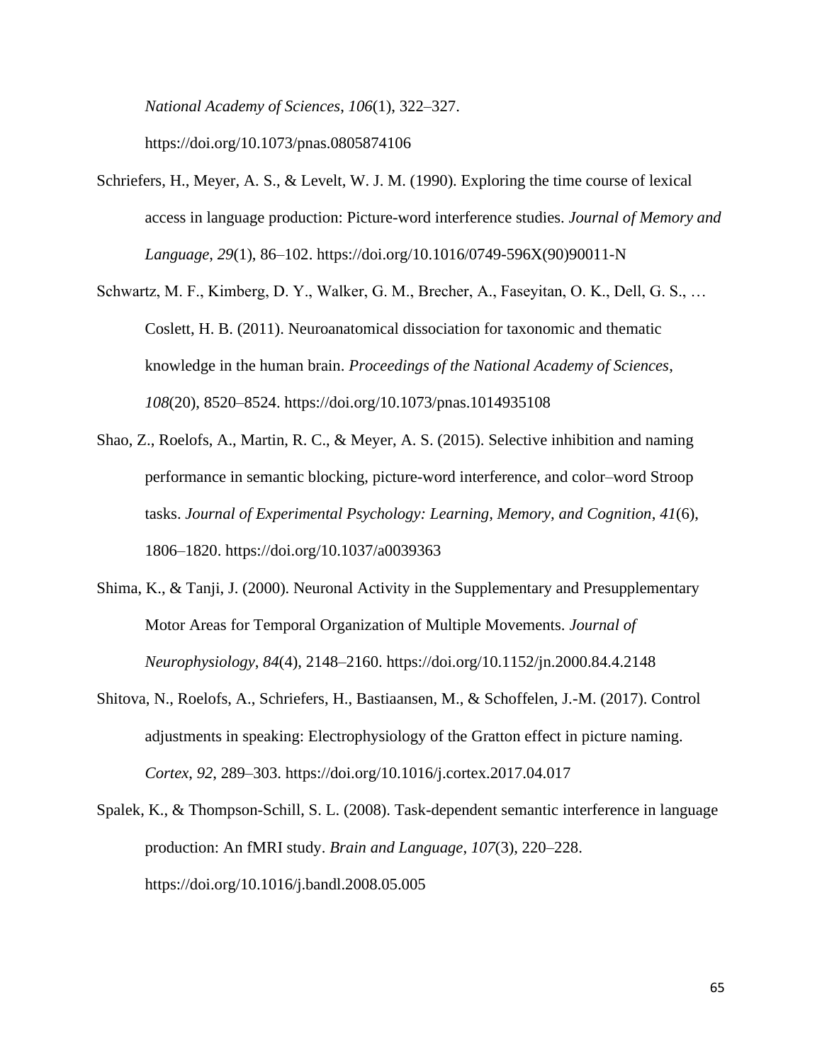*National Academy of Sciences*, *106*(1), 322–327. https://doi.org/10.1073/pnas.0805874106

Schriefers, H., Meyer, A. S., & Levelt, W. J. M. (1990). Exploring the time course of lexical access in language production: Picture-word interference studies. *Journal of Memory and Language*, *29*(1), 86–102. https://doi.org/10.1016/0749-596X(90)90011-N

Schwartz, M. F., Kimberg, D. Y., Walker, G. M., Brecher, A., Faseyitan, O. K., Dell, G. S., … Coslett, H. B. (2011). Neuroanatomical dissociation for taxonomic and thematic knowledge in the human brain. *Proceedings of the National Academy of Sciences*, *108*(20), 8520–8524. https://doi.org/10.1073/pnas.1014935108

Shao, Z., Roelofs, A., Martin, R. C., & Meyer, A. S. (2015). Selective inhibition and naming performance in semantic blocking, picture-word interference, and color–word Stroop tasks. *Journal of Experimental Psychology: Learning, Memory, and Cognition*, *41*(6), 1806–1820. https://doi.org/10.1037/a0039363

Shima, K., & Tanji, J. (2000). Neuronal Activity in the Supplementary and Presupplementary Motor Areas for Temporal Organization of Multiple Movements. *Journal of Neurophysiology*, *84*(4), 2148–2160. https://doi.org/10.1152/jn.2000.84.4.2148

Shitova, N., Roelofs, A., Schriefers, H., Bastiaansen, M., & Schoffelen, J.-M. (2017). Control adjustments in speaking: Electrophysiology of the Gratton effect in picture naming. *Cortex*, *92*, 289–303. https://doi.org/10.1016/j.cortex.2017.04.017

Spalek, K., & Thompson-Schill, S. L. (2008). Task-dependent semantic interference in language production: An fMRI study. *Brain and Language*, *107*(3), 220–228. https://doi.org/10.1016/j.bandl.2008.05.005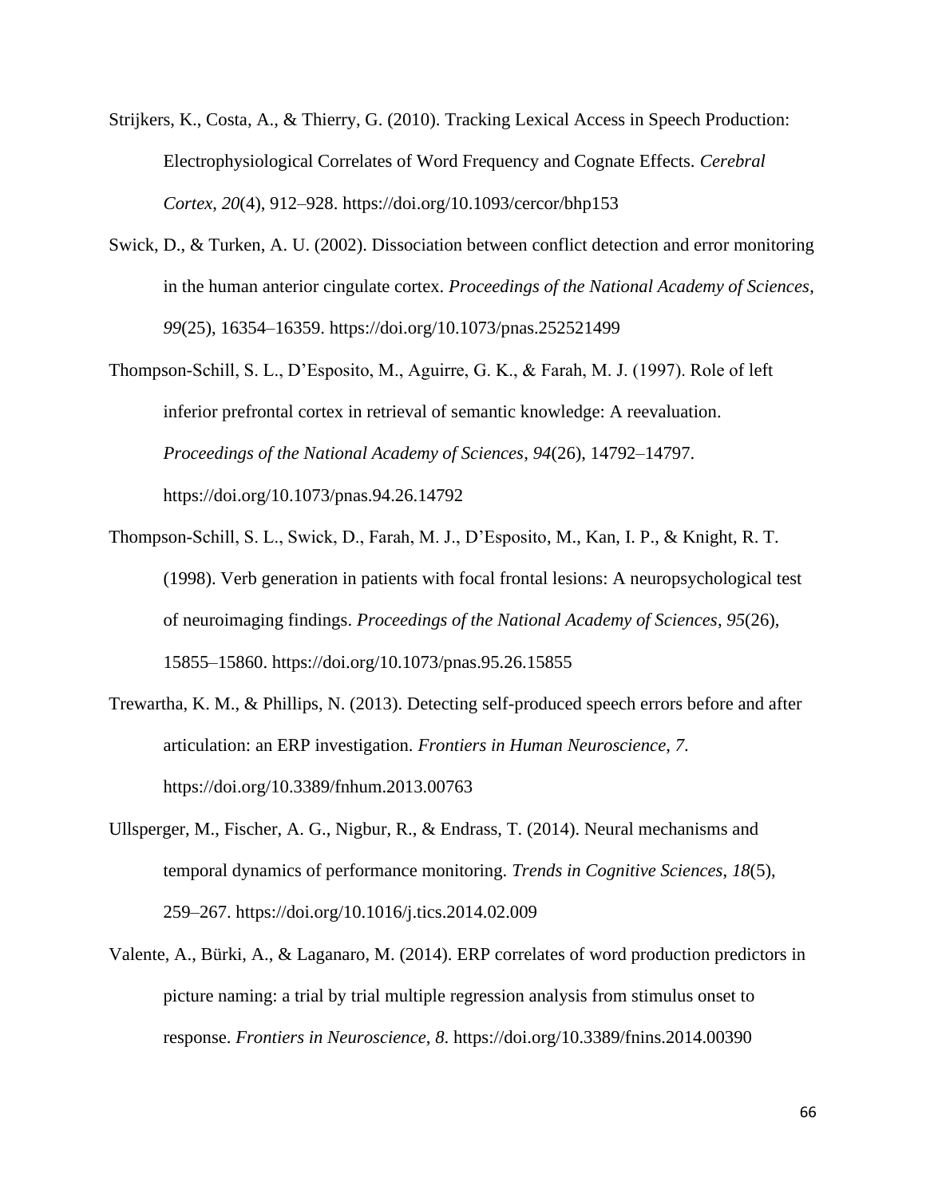Strijkers, K., Costa, A., & Thierry, G. (2010). Tracking Lexical Access in Speech Production: Electrophysiological Correlates of Word Frequency and Cognate Effects. *Cerebral Cortex*, *20*(4), 912–928. https://doi.org/10.1093/cercor/bhp153

Swick, D., & Turken, A. U. (2002). Dissociation between conflict detection and error monitoring in the human anterior cingulate cortex. *Proceedings of the National Academy of Sciences*, *99*(25), 16354–16359. https://doi.org/10.1073/pnas.252521499

Thompson-Schill, S. L., D'Esposito, M., Aguirre, G. K., & Farah, M. J. (1997). Role of left inferior prefrontal cortex in retrieval of semantic knowledge: A reevaluation. *Proceedings of the National Academy of Sciences*, *94*(26), 14792–14797. https://doi.org/10.1073/pnas.94.26.14792

Thompson-Schill, S. L., Swick, D., Farah, M. J., D'Esposito, M., Kan, I. P., & Knight, R. T. (1998). Verb generation in patients with focal frontal lesions: A neuropsychological test of neuroimaging findings. *Proceedings of the National Academy of Sciences*, *95*(26), 15855–15860. https://doi.org/10.1073/pnas.95.26.15855

Trewartha, K. M., & Phillips, N. (2013). Detecting self-produced speech errors before and after articulation: an ERP investigation. *Frontiers in Human Neuroscience*, *7*. https://doi.org/10.3389/fnhum.2013.00763

Ullsperger, M., Fischer, A. G., Nigbur, R., & Endrass, T. (2014). Neural mechanisms and temporal dynamics of performance monitoring. *Trends in Cognitive Sciences*, *18*(5), 259–267. https://doi.org/10.1016/j.tics.2014.02.009

Valente, A., Bürki, A., & Laganaro, M. (2014). ERP correlates of word production predictors in picture naming: a trial by trial multiple regression analysis from stimulus onset to response. *Frontiers in Neuroscience*, *8*. https://doi.org/10.3389/fnins.2014.00390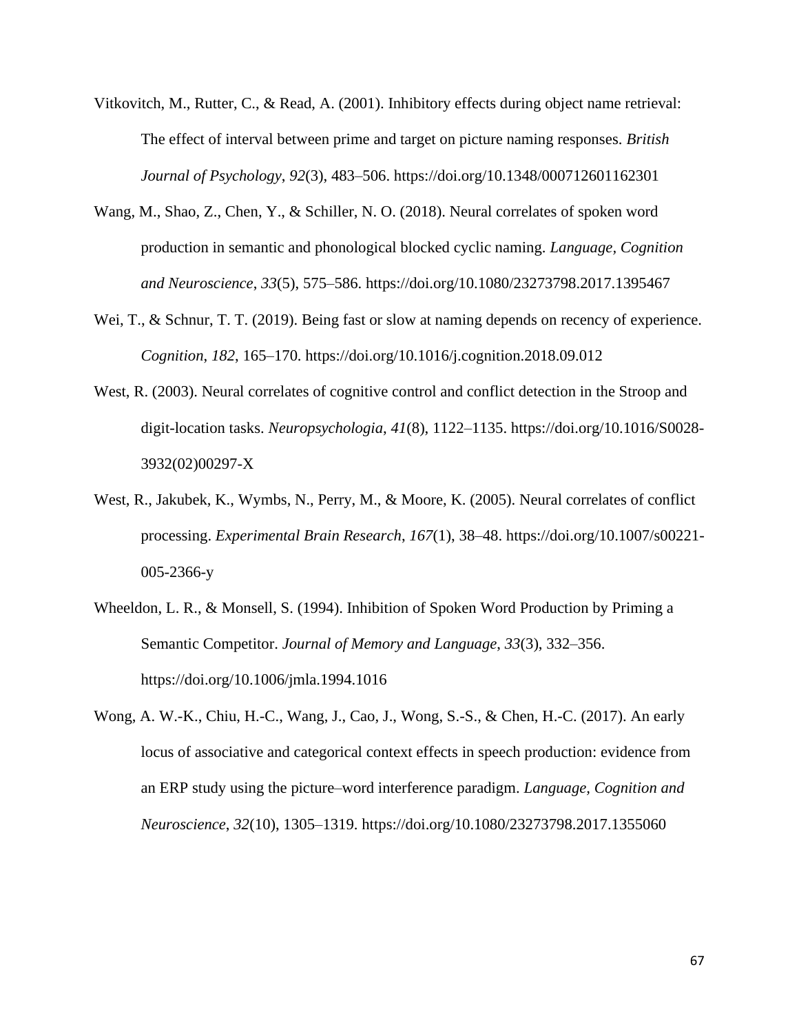Vitkovitch, M., Rutter, C., & Read, A. (2001). Inhibitory effects during object name retrieval: The effect of interval between prime and target on picture naming responses. *British Journal of Psychology*, *92*(3), 483–506. https://doi.org/10.1348/000712601162301

Wang, M., Shao, Z., Chen, Y., & Schiller, N. O. (2018). Neural correlates of spoken word production in semantic and phonological blocked cyclic naming. *Language, Cognition and Neuroscience*, *33*(5), 575–586. https://doi.org/10.1080/23273798.2017.1395467

Wei, T., & Schnur, T. T. (2019). Being fast or slow at naming depends on recency of experience. *Cognition*, *182*, 165–170. https://doi.org/10.1016/j.cognition.2018.09.012

West, R. (2003). Neural correlates of cognitive control and conflict detection in the Stroop and digit-location tasks. *Neuropsychologia*, *41*(8), 1122–1135. https://doi.org/10.1016/S0028-3932(02)00297-X

West, R., Jakubek, K., Wymbs, N., Perry, M., & Moore, K. (2005). Neural correlates of conflict processing. *Experimental Brain Research*, *167*(1), 38–48. https://doi.org/10.1007/s00221-005-2366-y

Wheeldon, L. R., & Monsell, S. (1994). Inhibition of Spoken Word Production by Priming a Semantic Competitor. *Journal of Memory and Language*, *33*(3), 332–356. https://doi.org/10.1006/jmla.1994.1016

Wong, A. W.-K., Chiu, H.-C., Wang, J., Cao, J., Wong, S.-S., & Chen, H.-C. (2017). An early locus of associative and categorical context effects in speech production: evidence from an ERP study using the picture–word interference paradigm. *Language, Cognition and Neuroscience*, *32*(10), 1305–1319. https://doi.org/10.1080/23273798.2017.1355060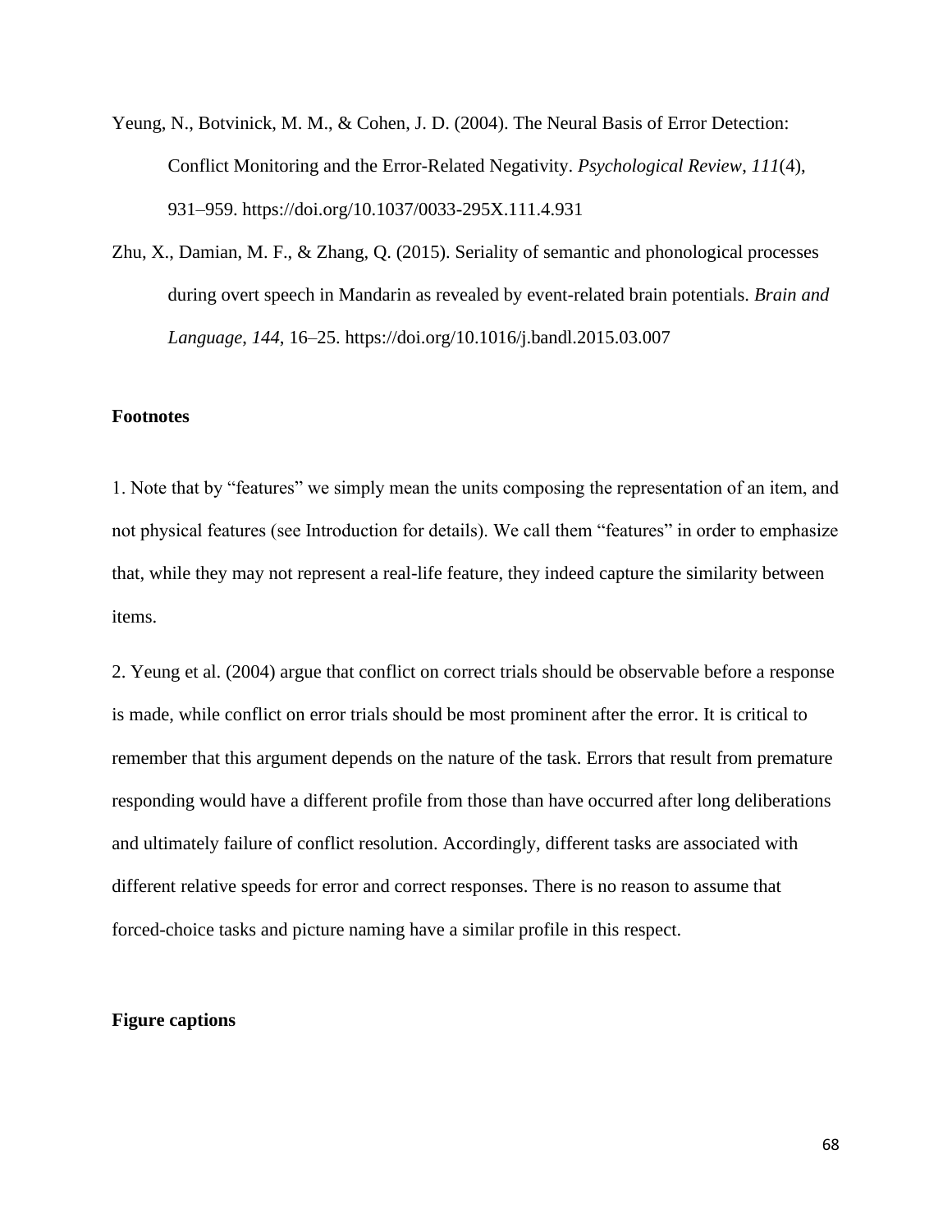Yeung, N., Botvinick, M. M., & Cohen, J. D. (2004). The Neural Basis of Error Detection: Conflict Monitoring and the Error-Related Negativity. *Psychological Review*, *111*(4), 931–959. https://doi.org/10.1037/0033-295X.111.4.931

Zhu, X., Damian, M. F., & Zhang, Q. (2015). Seriality of semantic and phonological processes during overt speech in Mandarin as revealed by event-related brain potentials. *Brain and Language*, *144*, 16–25. https://doi.org/10.1016/j.bandl.2015.03.007

**Footnotes**

1. Note that by "features" we simply mean the units composing the representation of an item, and not physical features (see Introduction for details). We call them "features" in order to emphasize that, while they may not represent a real-life feature, they indeed capture the similarity between items.

2. Yeung et al. (2004) argue that conflict on correct trials should be observable before a response is made, while conflict on error trials should be most prominent after the error. It is critical to remember that this argument depends on the nature of the task. Errors that result from premature responding would have a different profile from those than have occurred after long deliberations and ultimately failure of conflict resolution. Accordingly, different tasks are associated with different relative speeds for error and correct responses. There is no reason to assume that forced-choice tasks and picture naming have a similar profile in this respect.

**Figure captions**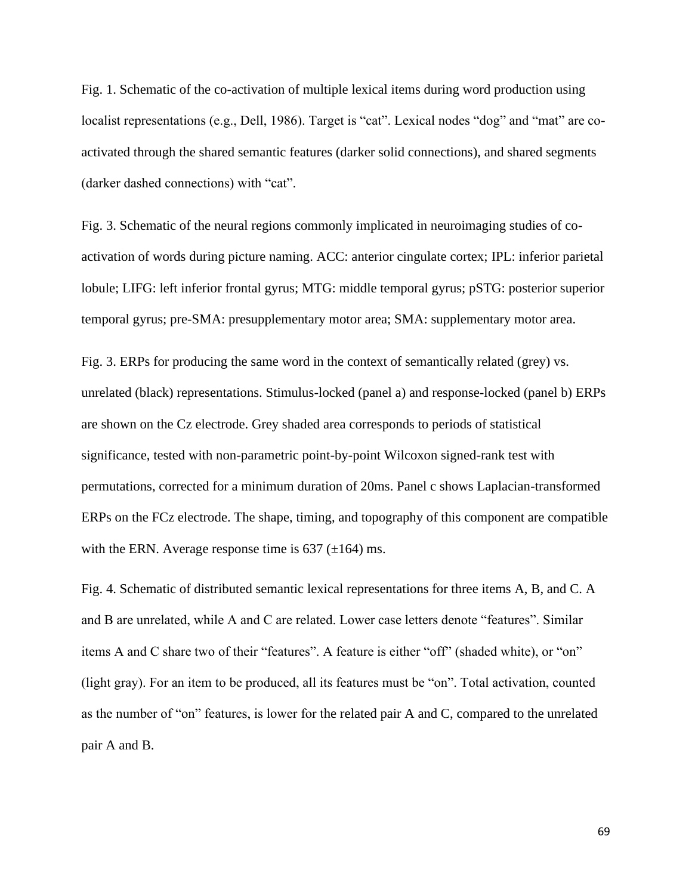Fig. 1. Schematic of the co-activation of multiple lexical items during word production using localist representations (e.g., Dell, 1986). Target is "cat". Lexical nodes "dog" and "mat" are co-activated through the shared semantic features (darker solid connections), and shared segments (darker dashed connections) with "cat".

Fig. 3. Schematic of the neural regions commonly implicated in neuroimaging studies of co-activation of words during picture naming. ACC: anterior cingulate cortex; IPL: inferior parietal lobule; LIFG: left inferior frontal gyrus; MTG: middle temporal gyrus; pSTG: posterior superior temporal gyrus; pre-SMA: presupplementary motor area; SMA: supplementary motor area.

Fig. 3. ERPs for producing the same word in the context of semantically related (grey) vs. unrelated (black) representations. Stimulus-locked (panel a) and response-locked (panel b) ERPs are shown on the Cz electrode. Grey shaded area corresponds to periods of statistical significance, tested with non-parametric point-by-point Wilcoxon signed-rank test with permutations, corrected for a minimum duration of 20ms. Panel c shows Laplacian-transformed ERPs on the FCz electrode. The shape, timing, and topography of this component are compatible with the ERN. Average response time is 637 ($\pm$164) ms.

Fig. 4. Schematic of distributed semantic lexical representations for three items A, B, and C. A and B are unrelated, while A and C are related. Lower case letters denote "features". Similar items A and C share two of their "features". A feature is either "off" (shaded white), or "on" (light gray). For an item to be produced, all its features must be "on". Total activation, counted as the number of "on" features, is lower for the related pair A and C, compared to the unrelated pair A and B.